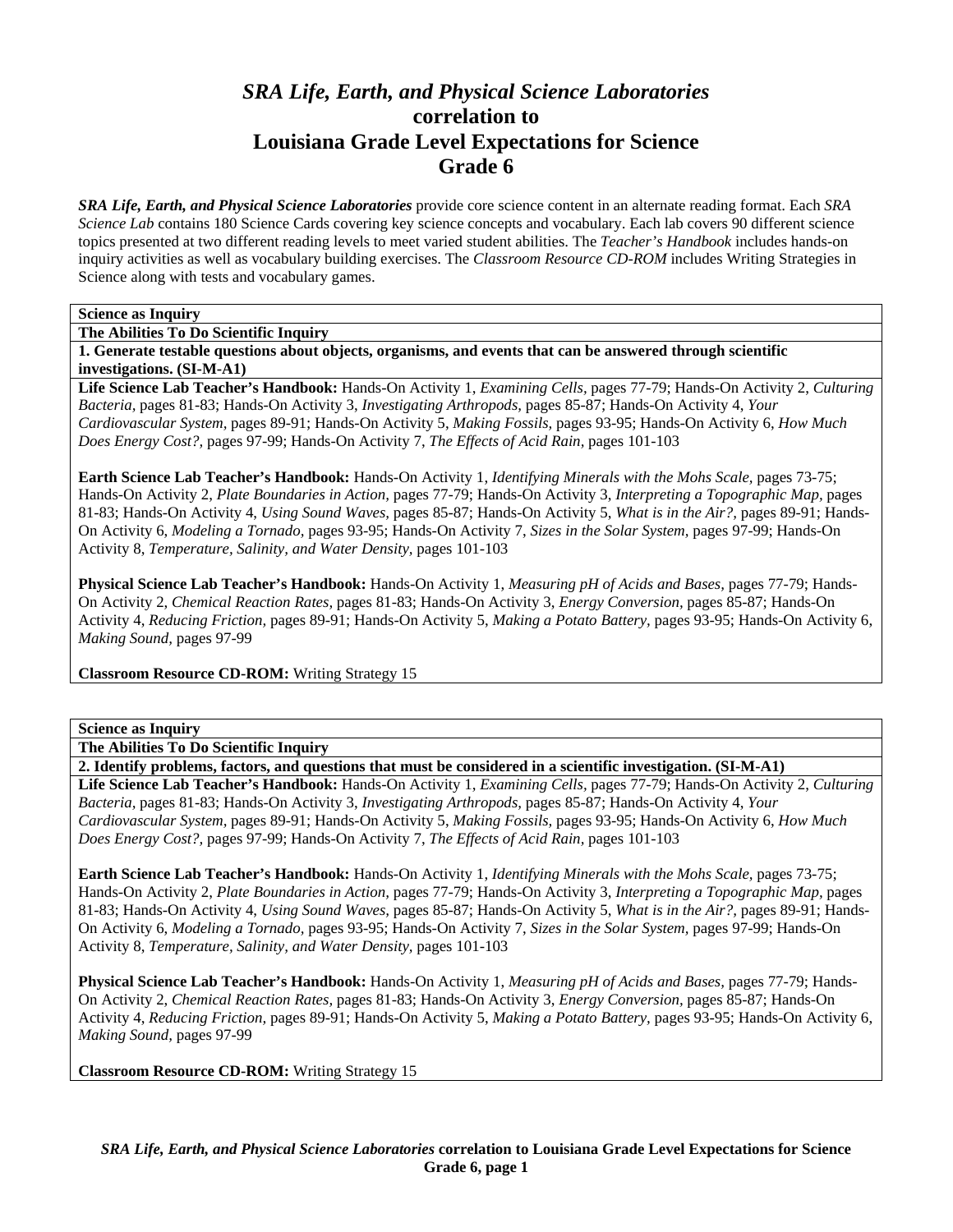# *SRA Life, Earth, and Physical Science Laboratories* correlation to Louisiana Grade Level Expectations for Science Grade 6

***SRA Life, Earth, and Physical Science Laboratories*** provide core science content in an alternate reading format. Each *SRA Science Lab* contains 180 Science Cards covering key science concepts and vocabulary. Each lab covers 90 different science topics presented at two different reading levels to meet varied student abilities. The *Teacher's Handbook* includes hands-on inquiry activities as well as vocabulary building exercises. The *Classroom Resource CD-ROM* includes Writing Strategies in Science along with tests and vocabulary games.

**Science as Inquiry**

**The Abilities To Do Scientific Inquiry**

**1. Generate testable questions about objects, organisms, and events that can be answered through scientific investigations. (SI-M-A1)**

**Life Science Lab Teacher's Handbook:** Hands-On Activity 1, *Examining Cells,* pages 77-79; Hands-On Activity 2, *Culturing Bacteria,* pages 81-83; Hands-On Activity 3, *Investigating Arthropods,* pages 85-87; Hands-On Activity 4, *Your Cardiovascular System,* pages 89-91; Hands-On Activity 5, *Making Fossils,* pages 93-95; Hands-On Activity 6, *How Much Does Energy Cost?,* pages 97-99; Hands-On Activity 7, *The Effects of Acid Rain,* pages 101-103

**Earth Science Lab Teacher's Handbook:** Hands-On Activity 1, *Identifying Minerals with the Mohs Scale,* pages 73-75; Hands-On Activity 2, *Plate Boundaries in Action,* pages 77-79; Hands-On Activity 3, *Interpreting a Topographic Map,* pages 81-83; Hands-On Activity 4, *Using Sound Waves,* pages 85-87; Hands-On Activity 5, *What is in the Air?,* pages 89-91; Hands-On Activity 6, *Modeling a Tornado,* pages 93-95; Hands-On Activity 7, *Sizes in the Solar System,* pages 97-99; Hands-On Activity 8, *Temperature, Salinity, and Water Density,* pages 101-103

**Physical Science Lab Teacher's Handbook:** Hands-On Activity 1, *Measuring pH of Acids and Bases,* pages 77-79; Hands-On Activity 2, *Chemical Reaction Rates,* pages 81-83; Hands-On Activity 3, *Energy Conversion,* pages 85-87; Hands-On Activity 4, *Reducing Friction,* pages 89-91; Hands-On Activity 5, *Making a Potato Battery,* pages 93-95; Hands-On Activity 6, *Making Sound,* pages 97-99

**Classroom Resource CD-ROM:** Writing Strategy 15

**Science as Inquiry**

**The Abilities To Do Scientific Inquiry**

**2. Identify problems, factors, and questions that must be considered in a scientific investigation. (SI-M-A1)**

**Life Science Lab Teacher's Handbook:** Hands-On Activity 1, *Examining Cells,* pages 77-79; Hands-On Activity 2, *Culturing Bacteria,* pages 81-83; Hands-On Activity 3, *Investigating Arthropods,* pages 85-87; Hands-On Activity 4, *Your Cardiovascular System,* pages 89-91; Hands-On Activity 5, *Making Fossils,* pages 93-95; Hands-On Activity 6, *How Much Does Energy Cost?,* pages 97-99; Hands-On Activity 7, *The Effects of Acid Rain,* pages 101-103

**Earth Science Lab Teacher's Handbook:** Hands-On Activity 1, *Identifying Minerals with the Mohs Scale,* pages 73-75; Hands-On Activity 2, *Plate Boundaries in Action,* pages 77-79; Hands-On Activity 3, *Interpreting a Topographic Map,* pages 81-83; Hands-On Activity 4, *Using Sound Waves,* pages 85-87; Hands-On Activity 5, *What is in the Air?,* pages 89-91; Hands-On Activity 6, *Modeling a Tornado,* pages 93-95; Hands-On Activity 7, *Sizes in the Solar System,* pages 97-99; Hands-On Activity 8, *Temperature, Salinity, and Water Density,* pages 101-103

**Physical Science Lab Teacher's Handbook:** Hands-On Activity 1, *Measuring pH of Acids and Bases,* pages 77-79; Hands-On Activity 2, *Chemical Reaction Rates,* pages 81-83; Hands-On Activity 3, *Energy Conversion,* pages 85-87; Hands-On Activity 4, *Reducing Friction,* pages 89-91; Hands-On Activity 5, *Making a Potato Battery,* pages 93-95; Hands-On Activity 6, *Making Sound,* pages 97-99

**Classroom Resource CD-ROM:** Writing Strategy 15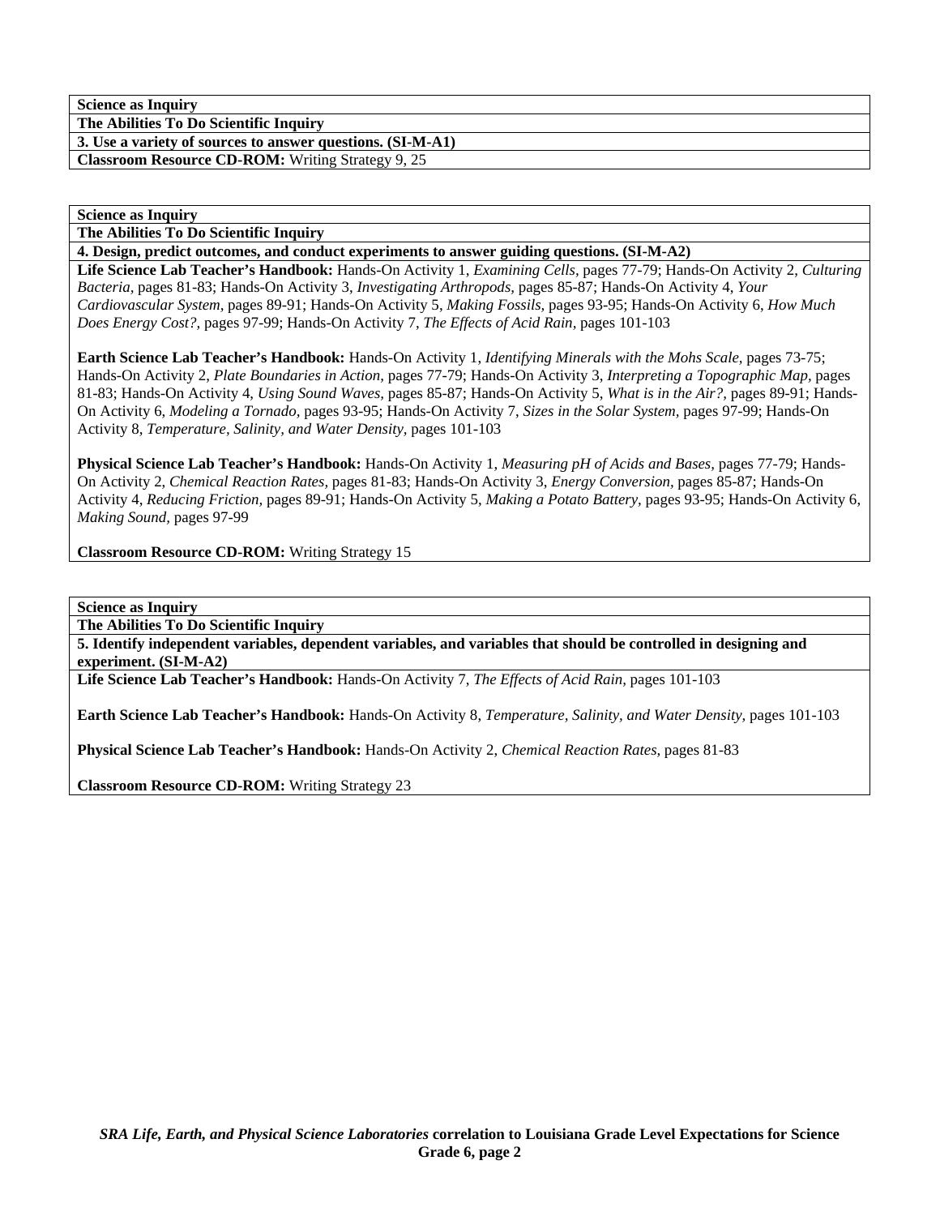**Science as Inquiry**

**The Abilities To Do Scientific Inquiry**

**3. Use a variety of sources to answer questions. (SI-M-A1)**

**Classroom Resource CD-ROM:** Writing Strategy 9, 25

**Science as Inquiry**

**The Abilities To Do Scientific Inquiry**

**4. Design, predict outcomes, and conduct experiments to answer guiding questions. (SI-M-A2)**

**Life Science Lab Teacher's Handbook:** Hands-On Activity 1, *Examining Cells,* pages 77-79; Hands-On Activity 2, *Culturing Bacteria,* pages 81-83; Hands-On Activity 3, *Investigating Arthropods,* pages 85-87; Hands-On Activity 4, *Your Cardiovascular System,* pages 89-91; Hands-On Activity 5, *Making Fossils,* pages 93-95; Hands-On Activity 6, *How Much Does Energy Cost?,* pages 97-99; Hands-On Activity 7, *The Effects of Acid Rain,* pages 101-103

**Earth Science Lab Teacher's Handbook:** Hands-On Activity 1, *Identifying Minerals with the Mohs Scale*, pages 73-75; Hands-On Activity 2, *Plate Boundaries in Action*, pages 77-79; Hands-On Activity 3, *Interpreting a Topographic Map*, pages 81-83; Hands-On Activity 4, *Using Sound Waves,* pages 85-87; Hands-On Activity 5, *What is in the Air?,* pages 89-91; Hands-On Activity 6, *Modeling a Tornado,* pages 93-95; Hands-On Activity 7, *Sizes in the Solar System,* pages 97-99; Hands-On Activity 8, *Temperature, Salinity, and Water Density,* pages 101-103

**Physical Science Lab Teacher's Handbook:** Hands-On Activity 1, *Measuring pH of Acids and Bases,* pages 77-79; Hands-On Activity 2, *Chemical Reaction Rates,* pages 81-83; Hands-On Activity 3, *Energy Conversion,* pages 85-87; Hands-On Activity 4, *Reducing Friction,* pages 89-91; Hands-On Activity 5, *Making a Potato Battery,* pages 93-95; Hands-On Activity 6, *Making Sound,* pages 97-99

**Classroom Resource CD-ROM:** Writing Strategy 15

**Science as Inquiry**

**The Abilities To Do Scientific Inquiry**

**5. Identify independent variables, dependent variables, and variables that should be controlled in designing and experiment. (SI-M-A2)**

**Life Science Lab Teacher's Handbook:** Hands-On Activity 7, *The Effects of Acid Rain,* pages 101-103

**Earth Science Lab Teacher's Handbook:** Hands-On Activity 8, *Temperature, Salinity, and Water Density,* pages 101-103

**Physical Science Lab Teacher's Handbook:** Hands-On Activity 2, *Chemical Reaction Rates,* pages 81-83

**Classroom Resource CD-ROM:** Writing Strategy 23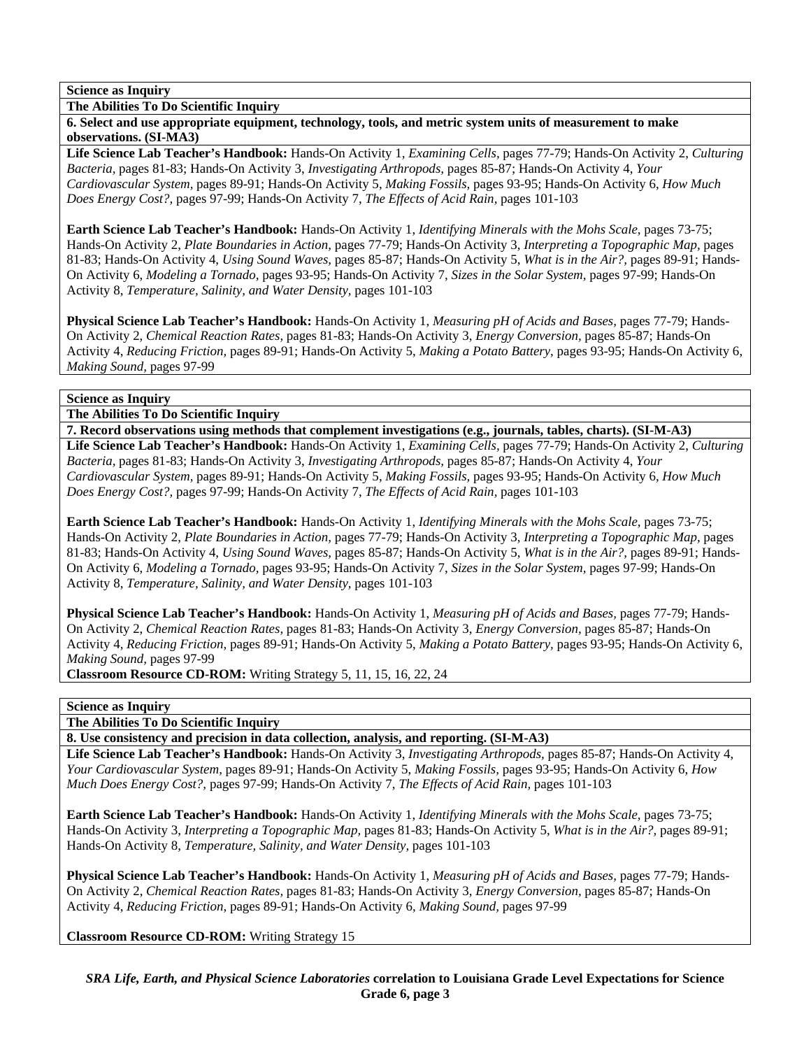**Science as Inquiry**

**The Abilities To Do Scientific Inquiry**

**6. Select and use appropriate equipment, technology, tools, and metric system units of measurement to make observations. (SI-MA3)**

**Life Science Lab Teacher's Handbook:** Hands-On Activity 1, *Examining Cells,* pages 77-79; Hands-On Activity 2, *Culturing Bacteria,* pages 81-83; Hands-On Activity 3, *Investigating Arthropods,* pages 85-87; Hands-On Activity 4, *Your Cardiovascular System,* pages 89-91; Hands-On Activity 5, *Making Fossils*, pages 93-95; Hands-On Activity 6, *How Much Does Energy Cost?,* pages 97-99; Hands-On Activity 7, *The Effects of Acid Rain,* pages 101-103

**Earth Science Lab Teacher's Handbook:** Hands-On Activity 1, *Identifying Minerals with the Mohs Scale*, pages 73-75; Hands-On Activity 2, *Plate Boundaries in Action,* pages 77-79; Hands-On Activity 3, *Interpreting a Topographic Map,* pages 81-83; Hands-On Activity 4, *Using Sound Waves,* pages 85-87; Hands-On Activity 5, *What is in the Air?,* pages 89-91; Hands-On Activity 6, *Modeling a Tornado,* pages 93-95; Hands-On Activity 7, *Sizes in the Solar System,* pages 97-99; Hands-On Activity 8, *Temperature, Salinity, and Water Density,* pages 101-103

**Physical Science Lab Teacher's Handbook:** Hands-On Activity 1, *Measuring pH of Acids and Bases,* pages 77-79; Hands-On Activity 2, *Chemical Reaction Rates,* pages 81-83; Hands-On Activity 3, *Energy Conversion,* pages 85-87; Hands-On Activity 4, *Reducing Friction,* pages 89-91; Hands-On Activity 5, *Making a Potato Battery*, pages 93-95; Hands-On Activity 6, *Making Sound,* pages 97-99

**Science as Inquiry**

**The Abilities To Do Scientific Inquiry**

**7. Record observations using methods that complement investigations (e.g., journals, tables, charts). (SI-M-A3)**

**Life Science Lab Teacher's Handbook:** Hands-On Activity 1, *Examining Cells,* pages 77-79; Hands-On Activity 2, *Culturing Bacteria,* pages 81-83; Hands-On Activity 3, *Investigating Arthropods,* pages 85-87; Hands-On Activity 4, *Your Cardiovascular System,* pages 89-91; Hands-On Activity 5, *Making Fossils*, pages 93-95; Hands-On Activity 6, *How Much Does Energy Cost?,* pages 97-99; Hands-On Activity 7, *The Effects of Acid Rain,* pages 101-103

**Earth Science Lab Teacher's Handbook:** Hands-On Activity 1, *Identifying Minerals with the Mohs Scale,* pages 73-75; Hands-On Activity 2, *Plate Boundaries in Action,* pages 77-79; Hands-On Activity 3, *Interpreting a Topographic Map,* pages 81-83; Hands-On Activity 4, *Using Sound Waves,* pages 85-87; Hands-On Activity 5, *What is in the Air?,* pages 89-91; Hands-On Activity 6, *Modeling a Tornado,* pages 93-95; Hands-On Activity 7, *Sizes in the Solar System,* pages 97-99; Hands-On Activity 8, *Temperature, Salinity, and Water Density,* pages 101-103

**Physical Science Lab Teacher's Handbook:** Hands-On Activity 1, *Measuring pH of Acids and Bases,* pages 77-79; Hands-On Activity 2, *Chemical Reaction Rates,* pages 81-83; Hands-On Activity 3, *Energy Conversion,* pages 85-87; Hands-On Activity 4, *Reducing Friction,* pages 89-91; Hands-On Activity 5, *Making a Potato Battery*, pages 93-95; Hands-On Activity 6, *Making Sound,* pages 97-99

**Classroom Resource CD-ROM:** Writing Strategy 5, 11, 15, 16, 22, 24

**Science as Inquiry**

**The Abilities To Do Scientific Inquiry**

**8. Use consistency and precision in data collection, analysis, and reporting. (SI-M-A3)**

**Life Science Lab Teacher's Handbook:** Hands-On Activity 3, *Investigating Arthropods,* pages 85-87; Hands-On Activity 4, *Your Cardiovascular System,* pages 89-91; Hands-On Activity 5, *Making Fossils,* pages 93-95; Hands-On Activity 6, *How Much Does Energy Cost?,* pages 97-99; Hands-On Activity 7, *The Effects of Acid Rain,* pages 101-103

**Earth Science Lab Teacher's Handbook:** Hands-On Activity 1, *Identifying Minerals with the Mohs Scale,* pages 73-75; Hands-On Activity 3, *Interpreting a Topographic Map,* pages 81-83; Hands-On Activity 5, *What is in the Air?,* pages 89-91; Hands-On Activity 8, *Temperature, Salinity, and Water Density,* pages 101-103

**Physical Science Lab Teacher's Handbook:** Hands-On Activity 1, *Measuring pH of Acids and Bases,* pages 77-79; Hands-On Activity 2, *Chemical Reaction Rates,* pages 81-83; Hands-On Activity 3, *Energy Conversion,* pages 85-87; Hands-On Activity 4, *Reducing Friction,* pages 89-91; Hands-On Activity 6, *Making Sound,* pages 97-99

**Classroom Resource CD-ROM:** Writing Strategy 15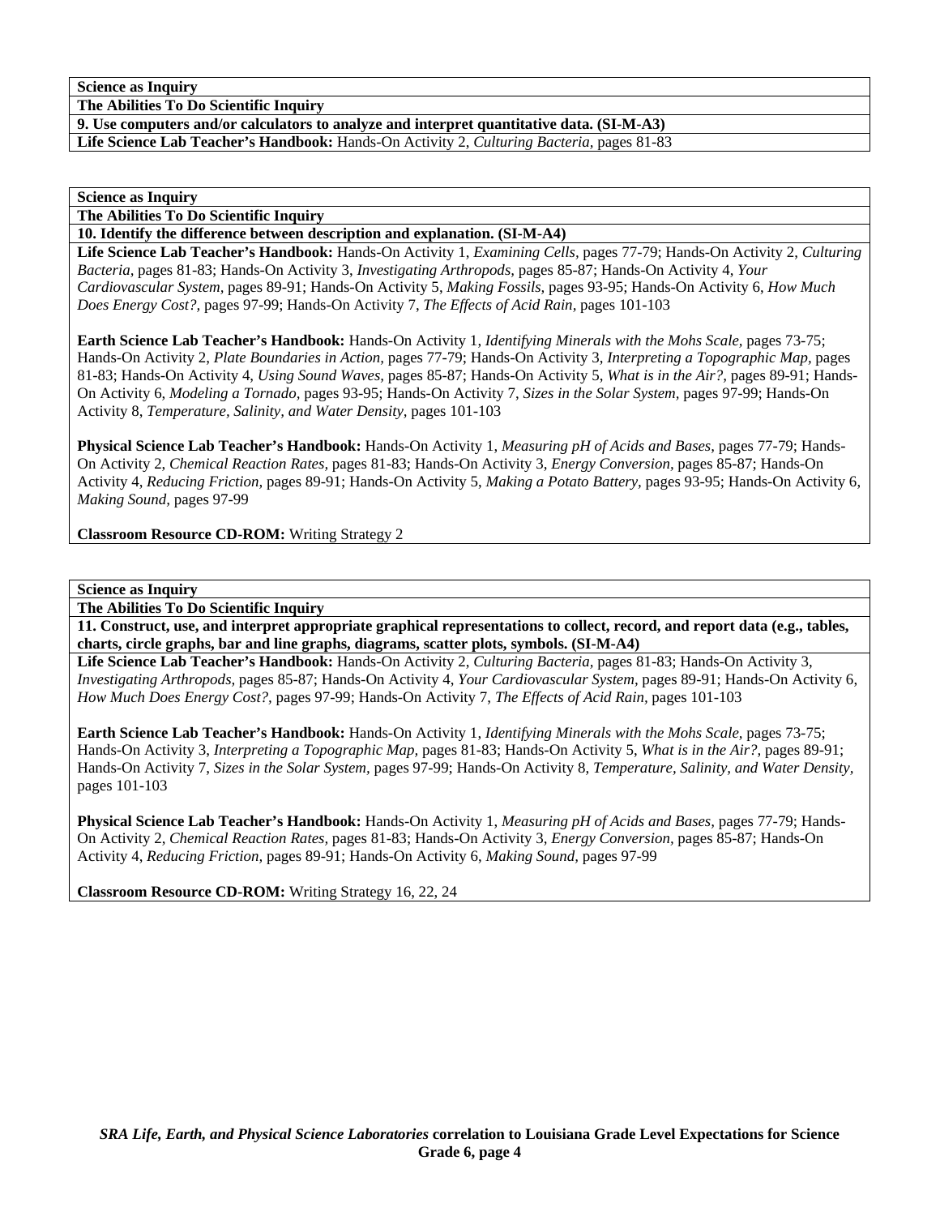**Science as Inquiry**

**The Abilities To Do Scientific Inquiry**

**9. Use computers and/or calculators to analyze and interpret quantitative data. (SI-M-A3)**

**Life Science Lab Teacher's Handbook:** Hands-On Activity 2, *Culturing Bacteria,* pages 81-83

---

**Science as Inquiry**

**The Abilities To Do Scientific Inquiry**

**10. Identify the difference between description and explanation. (SI-M-A4)**

**Life Science Lab Teacher's Handbook:** Hands-On Activity 1, *Examining Cells,* pages 77-79; Hands-On Activity 2, *Culturing Bacteria,* pages 81-83; Hands-On Activity 3, *Investigating Arthropods,* pages 85-87; Hands-On Activity 4, *Your Cardiovascular System,* pages 89-91; Hands-On Activity 5, *Making Fossils,* pages 93-95; Hands-On Activity 6, *How Much Does Energy Cost?,* pages 97-99; Hands-On Activity 7, *The Effects of Acid Rain,* pages 101-103

**Earth Science Lab Teacher's Handbook:** Hands-On Activity 1, *Identifying Minerals with the Mohs Scale,* pages 73-75; Hands-On Activity 2, *Plate Boundaries in Action,* pages 77-79; Hands-On Activity 3, *Interpreting a Topographic Map,* pages 81-83; Hands-On Activity 4, *Using Sound Waves,* pages 85-87; Hands-On Activity 5, *What is in the Air?,* pages 89-91; Hands-On Activity 6, *Modeling a Tornado,* pages 93-95; Hands-On Activity 7, *Sizes in the Solar System,* pages 97-99; Hands-On Activity 8, *Temperature, Salinity, and Water Density,* pages 101-103

**Physical Science Lab Teacher's Handbook:** Hands-On Activity 1, *Measuring pH of Acids and Bases,* pages 77-79; Hands-On Activity 2, *Chemical Reaction Rates,* pages 81-83; Hands-On Activity 3, *Energy Conversion,* pages 85-87; Hands-On Activity 4, *Reducing Friction,* pages 89-91; Hands-On Activity 5, *Making a Potato Battery,* pages 93-95; Hands-On Activity 6, *Making Sound,* pages 97-99

**Classroom Resource CD-ROM:** Writing Strategy 2

---

**Science as Inquiry**

**The Abilities To Do Scientific Inquiry**

**11. Construct, use, and interpret appropriate graphical representations to collect, record, and report data (e.g., tables, charts, circle graphs, bar and line graphs, diagrams, scatter plots, symbols. (SI-M-A4)**

**Life Science Lab Teacher's Handbook:** Hands-On Activity 2, *Culturing Bacteria,* pages 81-83; Hands-On Activity 3, *Investigating Arthropods,* pages 85-87; Hands-On Activity 4, *Your Cardiovascular System,* pages 89-91; Hands-On Activity 6, *How Much Does Energy Cost?,* pages 97-99; Hands-On Activity 7, *The Effects of Acid Rain,* pages 101-103

**Earth Science Lab Teacher's Handbook:** Hands-On Activity 1, *Identifying Minerals with the Mohs Scale,* pages 73-75; Hands-On Activity 3, *Interpreting a Topographic Map,* pages 81-83; Hands-On Activity 5, *What is in the Air?,* pages 89-91; Hands-On Activity 7, *Sizes in the Solar System,* pages 97-99; Hands-On Activity 8, *Temperature, Salinity, and Water Density,* pages 101-103

**Physical Science Lab Teacher's Handbook:** Hands-On Activity 1, *Measuring pH of Acids and Bases,* pages 77-79; Hands-On Activity 2, *Chemical Reaction Rates,* pages 81-83; Hands-On Activity 3, *Energy Conversion,* pages 85-87; Hands-On Activity 4, *Reducing Friction,* pages 89-91; Hands-On Activity 6, *Making Sound,* pages 97-99

**Classroom Resource CD-ROM:** Writing Strategy 16, 22, 24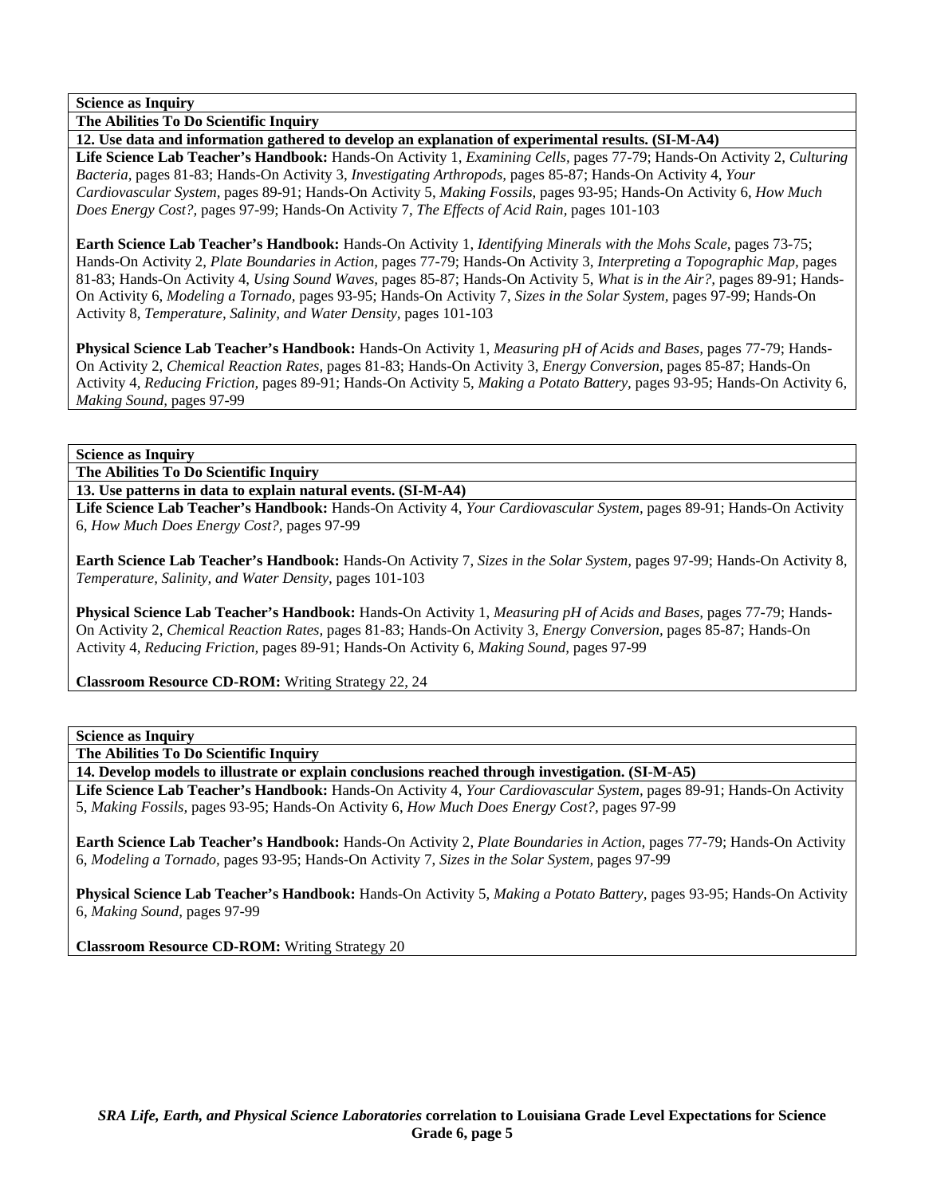**Science as Inquiry**

**The Abilities To Do Scientific Inquiry**

**12. Use data and information gathered to develop an explanation of experimental results. (SI-M-A4)**

**Life Science Lab Teacher's Handbook:** Hands-On Activity 1, *Examining Cells,* pages 77-79; Hands-On Activity 2, *Culturing Bacteria,* pages 81-83; Hands-On Activity 3, *Investigating Arthropods,* pages 85-87; Hands-On Activity 4, *Your Cardiovascular System,* pages 89-91; Hands-On Activity 5, *Making Fossils,* pages 93-95; Hands-On Activity 6, *How Much Does Energy Cost?,* pages 97-99; Hands-On Activity 7, *The Effects of Acid Rain,* pages 101-103

**Earth Science Lab Teacher's Handbook:** Hands-On Activity 1, *Identifying Minerals with the Mohs Scale,* pages 73-75; Hands-On Activity 2, *Plate Boundaries in Action,* pages 77-79; Hands-On Activity 3, *Interpreting a Topographic Map,* pages 81-83; Hands-On Activity 4, *Using Sound Waves,* pages 85-87; Hands-On Activity 5, *What is in the Air?,* pages 89-91; Hands-On Activity 6, *Modeling a Tornado,* pages 93-95; Hands-On Activity 7, *Sizes in the Solar System,* pages 97-99; Hands-On Activity 8, *Temperature, Salinity, and Water Density,* pages 101-103

**Physical Science Lab Teacher's Handbook:** Hands-On Activity 1, *Measuring pH of Acids and Bases,* pages 77-79; Hands-On Activity 2, *Chemical Reaction Rates,* pages 81-83; Hands-On Activity 3, *Energy Conversion,* pages 85-87; Hands-On Activity 4, *Reducing Friction,* pages 89-91; Hands-On Activity 5, *Making a Potato Battery,* pages 93-95; Hands-On Activity 6, *Making Sound,* pages 97-99

**Science as Inquiry**

**The Abilities To Do Scientific Inquiry**

**13. Use patterns in data to explain natural events. (SI-M-A4)**

**Life Science Lab Teacher's Handbook:** Hands-On Activity 4, *Your Cardiovascular System,* pages 89-91; Hands-On Activity 6, *How Much Does Energy Cost?,* pages 97-99

**Earth Science Lab Teacher's Handbook:** Hands-On Activity 7, *Sizes in the Solar System,* pages 97-99; Hands-On Activity 8, *Temperature, Salinity, and Water Density,* pages 101-103

**Physical Science Lab Teacher's Handbook:** Hands-On Activity 1, *Measuring pH of Acids and Bases,* pages 77-79; Hands-On Activity 2, *Chemical Reaction Rates,* pages 81-83; Hands-On Activity 3, *Energy Conversion,* pages 85-87; Hands-On Activity 4, *Reducing Friction,* pages 89-91; Hands-On Activity 6, *Making Sound,* pages 97-99

**Classroom Resource CD-ROM:** Writing Strategy 22, 24

**Science as Inquiry**

**The Abilities To Do Scientific Inquiry**

**14. Develop models to illustrate or explain conclusions reached through investigation. (SI-M-A5)**

**Life Science Lab Teacher's Handbook:** Hands-On Activity 4, *Your Cardiovascular System,* pages 89-91; Hands-On Activity 5, *Making Fossils,* pages 93-95; Hands-On Activity 6, *How Much Does Energy Cost?,* pages 97-99

**Earth Science Lab Teacher's Handbook:** Hands-On Activity 2, *Plate Boundaries in Action,* pages 77-79; Hands-On Activity 6, *Modeling a Tornado,* pages 93-95; Hands-On Activity 7, *Sizes in the Solar System,* pages 97-99

**Physical Science Lab Teacher's Handbook:** Hands-On Activity 5, *Making a Potato Battery,* pages 93-95; Hands-On Activity 6, *Making Sound,* pages 97-99

**Classroom Resource CD-ROM:** Writing Strategy 20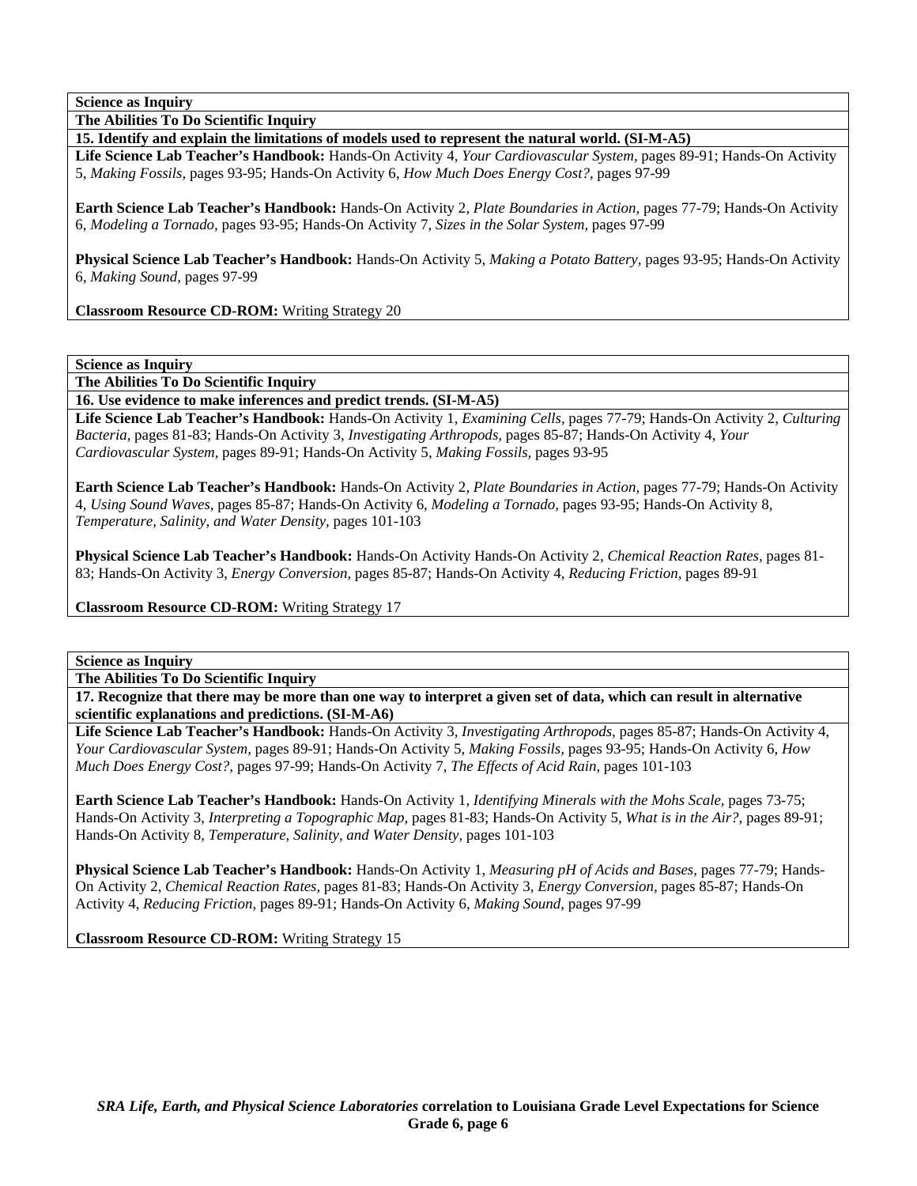**Science as Inquiry**

**The Abilities To Do Scientific Inquiry**

**15. Identify and explain the limitations of models used to represent the natural world. (SI-M-A5)**

**Life Science Lab Teacher's Handbook:** Hands-On Activity 4, *Your Cardiovascular System,* pages 89-91; Hands-On Activity 5, *Making Fossils,* pages 93-95; Hands-On Activity 6, *How Much Does Energy Cost?,* pages 97-99

**Earth Science Lab Teacher's Handbook:** Hands-On Activity 2, *Plate Boundaries in Action,* pages 77-79; Hands-On Activity 6, *Modeling a Tornado,* pages 93-95; Hands-On Activity 7, *Sizes in the Solar System,* pages 97-99

**Physical Science Lab Teacher's Handbook:** Hands-On Activity 5, *Making a Potato Battery,* pages 93-95; Hands-On Activity 6, *Making Sound,* pages 97-99

**Classroom Resource CD-ROM:** Writing Strategy 20

**Science as Inquiry**

**The Abilities To Do Scientific Inquiry**

**16. Use evidence to make inferences and predict trends. (SI-M-A5)**

**Life Science Lab Teacher's Handbook:** Hands-On Activity 1, *Examining Cells,* pages 77-79; Hands-On Activity 2, *Culturing Bacteria,* pages 81-83; Hands-On Activity 3, *Investigating Arthropods,* pages 85-87; Hands-On Activity 4, *Your Cardiovascular System,* pages 89-91; Hands-On Activity 5, *Making Fossils,* pages 93-95

**Earth Science Lab Teacher's Handbook:** Hands-On Activity 2, *Plate Boundaries in Action,* pages 77-79; Hands-On Activity 4, *Using Sound Waves,* pages 85-87; Hands-On Activity 6, *Modeling a Tornado,* pages 93-95; Hands-On Activity 8, *Temperature, Salinity, and Water Density,* pages 101-103

**Physical Science Lab Teacher's Handbook:** Hands-On Activity Hands-On Activity 2, *Chemical Reaction Rates,* pages 81-83; Hands-On Activity 3, *Energy Conversion,* pages 85-87; Hands-On Activity 4, *Reducing Friction,* pages 89-91

**Classroom Resource CD-ROM:** Writing Strategy 17

**Science as Inquiry**

**The Abilities To Do Scientific Inquiry**

**17. Recognize that there may be more than one way to interpret a given set of data, which can result in alternative scientific explanations and predictions. (SI-M-A6)**

**Life Science Lab Teacher's Handbook:** Hands-On Activity 3, *Investigating Arthropods,* pages 85-87; Hands-On Activity 4, *Your Cardiovascular System,* pages 89-91; Hands-On Activity 5, *Making Fossils,* pages 93-95; Hands-On Activity 6, *How Much Does Energy Cost?,* pages 97-99; Hands-On Activity 7, *The Effects of Acid Rain,* pages 101-103

**Earth Science Lab Teacher's Handbook:** Hands-On Activity 1, *Identifying Minerals with the Mohs Scale,* pages 73-75; Hands-On Activity 3, *Interpreting a Topographic Map,* pages 81-83; Hands-On Activity 5, *What is in the Air?,* pages 89-91; Hands-On Activity 8, *Temperature, Salinity, and Water Density,* pages 101-103

**Physical Science Lab Teacher's Handbook:** Hands-On Activity 1, *Measuring pH of Acids and Bases,* pages 77-79; Hands-On Activity 2, *Chemical Reaction Rates,* pages 81-83; Hands-On Activity 3, *Energy Conversion,* pages 85-87; Hands-On Activity 4, *Reducing Friction,* pages 89-91; Hands-On Activity 6, *Making Sound,* pages 97-99

**Classroom Resource CD-ROM:** Writing Strategy 15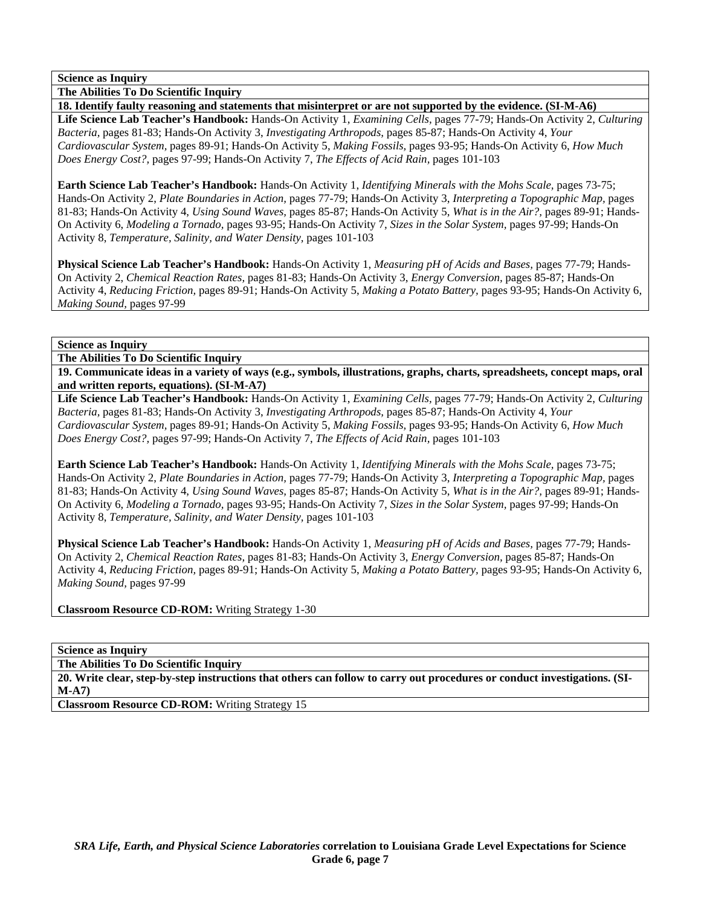**Science as Inquiry**

**The Abilities To Do Scientific Inquiry**

**18. Identify faulty reasoning and statements that misinterpret or are not supported by the evidence. (SI-M-A6)**

**Life Science Lab Teacher's Handbook:** Hands-On Activity 1, *Examining Cells,* pages 77-79; Hands-On Activity 2, *Culturing Bacteria,* pages 81-83; Hands-On Activity 3, *Investigating Arthropods,* pages 85-87; Hands-On Activity 4, *Your Cardiovascular System,* pages 89-91; Hands-On Activity 5, *Making Fossils,* pages 93-95; Hands-On Activity 6, *How Much Does Energy Cost?,* pages 97-99; Hands-On Activity 7, *The Effects of Acid Rain,* pages 101-103

**Earth Science Lab Teacher's Handbook:** Hands-On Activity 1, *Identifying Minerals with the Mohs Scale,* pages 73-75; Hands-On Activity 2, *Plate Boundaries in Action,* pages 77-79; Hands-On Activity 3, *Interpreting a Topographic Map,* pages 81-83; Hands-On Activity 4, *Using Sound Waves,* pages 85-87; Hands-On Activity 5, *What is in the Air?,* pages 89-91; Hands-On Activity 6, *Modeling a Tornado,* pages 93-95; Hands-On Activity 7, *Sizes in the Solar System,* pages 97-99; Hands-On Activity 8, *Temperature, Salinity, and Water Density,* pages 101-103

**Physical Science Lab Teacher's Handbook:** Hands-On Activity 1, *Measuring pH of Acids and Bases,* pages 77-79; Hands-On Activity 2, *Chemical Reaction Rates,* pages 81-83; Hands-On Activity 3, *Energy Conversion,* pages 85-87; Hands-On Activity 4, *Reducing Friction,* pages 89-91; Hands-On Activity 5, *Making a Potato Battery,* pages 93-95; Hands-On Activity 6, *Making Sound,* pages 97-99

**Science as Inquiry**

**The Abilities To Do Scientific Inquiry**

**19. Communicate ideas in a variety of ways (e.g., symbols, illustrations, graphs, charts, spreadsheets, concept maps, oral and written reports, equations). (SI-M-A7)**

**Life Science Lab Teacher's Handbook:** Hands-On Activity 1, *Examining Cells,* pages 77-79; Hands-On Activity 2, *Culturing Bacteria,* pages 81-83; Hands-On Activity 3, *Investigating Arthropods,* pages 85-87; Hands-On Activity 4, *Your Cardiovascular System,* pages 89-91; Hands-On Activity 5, *Making Fossils,* pages 93-95; Hands-On Activity 6, *How Much Does Energy Cost?,* pages 97-99; Hands-On Activity 7, *The Effects of Acid Rain,* pages 101-103

**Earth Science Lab Teacher's Handbook:** Hands-On Activity 1, *Identifying Minerals with the Mohs Scale,* pages 73-75; Hands-On Activity 2, *Plate Boundaries in Action,* pages 77-79; Hands-On Activity 3, *Interpreting a Topographic Map,* pages 81-83; Hands-On Activity 4, *Using Sound Waves,* pages 85-87; Hands-On Activity 5, *What is in the Air?,* pages 89-91; Hands-On Activity 6, *Modeling a Tornado,* pages 93-95; Hands-On Activity 7, *Sizes in the Solar System,* pages 97-99; Hands-On Activity 8, *Temperature, Salinity, and Water Density,* pages 101-103

**Physical Science Lab Teacher's Handbook:** Hands-On Activity 1, *Measuring pH of Acids and Bases,* pages 77-79; Hands-On Activity 2, *Chemical Reaction Rates,* pages 81-83; Hands-On Activity 3, *Energy Conversion,* pages 85-87; Hands-On Activity 4, *Reducing Friction,* pages 89-91; Hands-On Activity 5, *Making a Potato Battery,* pages 93-95; Hands-On Activity 6, *Making Sound,* pages 97-99

**Classroom Resource CD-ROM:** Writing Strategy 1-30

**Science as Inquiry**

**The Abilities To Do Scientific Inquiry**

**20. Write clear, step-by-step instructions that others can follow to carry out procedures or conduct investigations. (SI-M-A7)**

**Classroom Resource CD-ROM:** Writing Strategy 15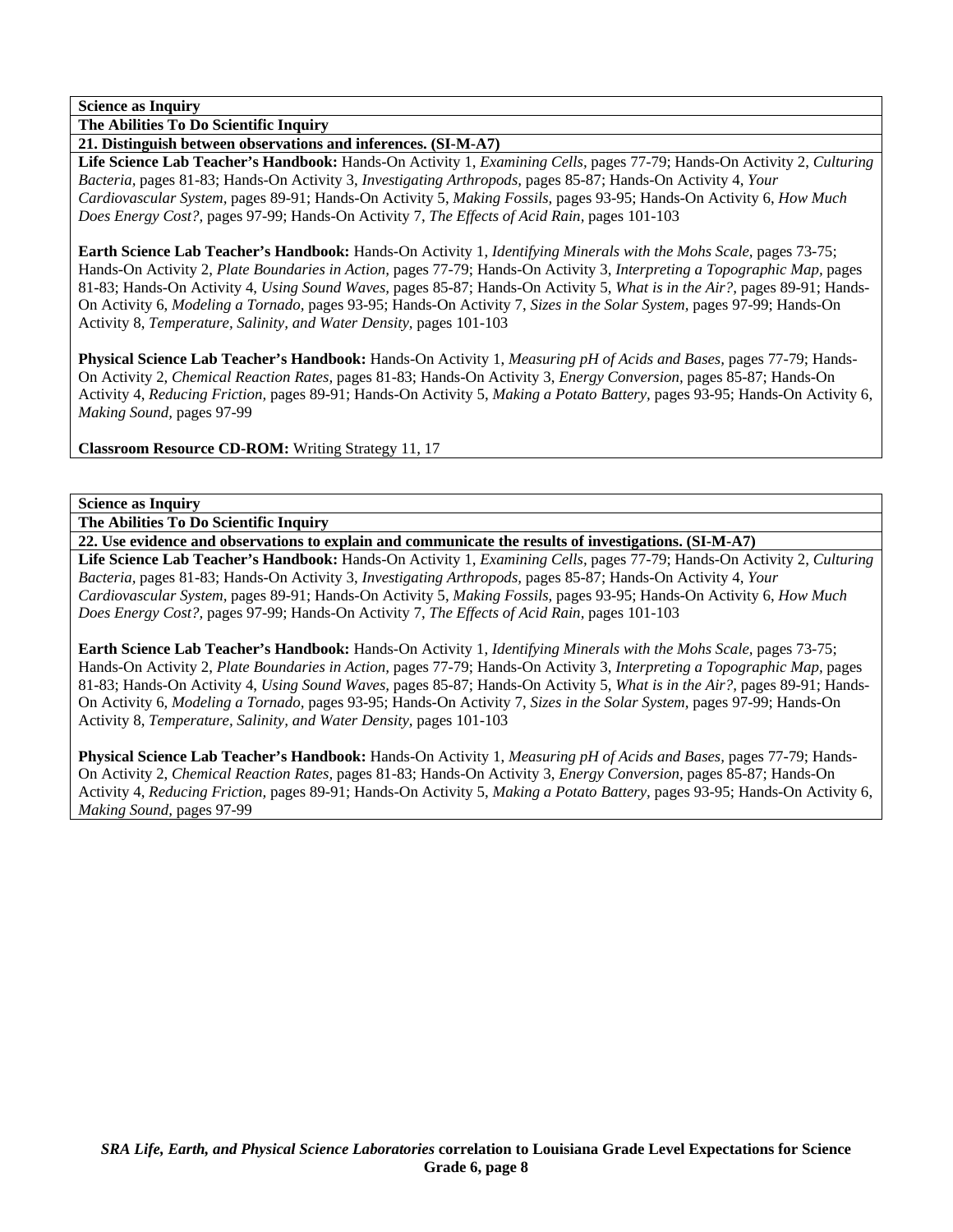**Science as Inquiry**

**The Abilities To Do Scientific Inquiry**

**21. Distinguish between observations and inferences. (SI-M-A7)**

**Life Science Lab Teacher's Handbook:** Hands-On Activity 1, *Examining Cells,* pages 77-79; Hands-On Activity 2, *Culturing Bacteria,* pages 81-83; Hands-On Activity 3, *Investigating Arthropods,* pages 85-87; Hands-On Activity 4, *Your Cardiovascular System,* pages 89-91; Hands-On Activity 5, *Making Fossils,* pages 93-95; Hands-On Activity 6, *How Much Does Energy Cost?,* pages 97-99; Hands-On Activity 7, *The Effects of Acid Rain,* pages 101-103

**Earth Science Lab Teacher's Handbook:** Hands-On Activity 1, *Identifying Minerals with the Mohs Scale,* pages 73-75; Hands-On Activity 2, *Plate Boundaries in Action,* pages 77-79; Hands-On Activity 3, *Interpreting a Topographic Map,* pages 81-83; Hands-On Activity 4, *Using Sound Waves,* pages 85-87; Hands-On Activity 5, *What is in the Air?,* pages 89-91; Hands-On Activity 6, *Modeling a Tornado,* pages 93-95; Hands-On Activity 7, *Sizes in the Solar System,* pages 97-99; Hands-On Activity 8, *Temperature, Salinity, and Water Density,* pages 101-103

**Physical Science Lab Teacher's Handbook:** Hands-On Activity 1, *Measuring pH of Acids and Bases,* pages 77-79; Hands-On Activity 2, *Chemical Reaction Rates,* pages 81-83; Hands-On Activity 3, *Energy Conversion,* pages 85-87; Hands-On Activity 4, *Reducing Friction,* pages 89-91; Hands-On Activity 5, *Making a Potato Battery,* pages 93-95; Hands-On Activity 6, *Making Sound,* pages 97-99

**Classroom Resource CD-ROM:** Writing Strategy 11, 17

**Science as Inquiry**

**The Abilities To Do Scientific Inquiry**

**22. Use evidence and observations to explain and communicate the results of investigations. (SI-M-A7)**

**Life Science Lab Teacher's Handbook:** Hands-On Activity 1, *Examining Cells,* pages 77-79; Hands-On Activity 2, *Culturing Bacteria,* pages 81-83; Hands-On Activity 3, *Investigating Arthropods,* pages 85-87; Hands-On Activity 4, *Your Cardiovascular System,* pages 89-91; Hands-On Activity 5, *Making Fossils,* pages 93-95; Hands-On Activity 6, *How Much Does Energy Cost?,* pages 97-99; Hands-On Activity 7, *The Effects of Acid Rain,* pages 101-103

**Earth Science Lab Teacher's Handbook:** Hands-On Activity 1, *Identifying Minerals with the Mohs Scale,* pages 73-75; Hands-On Activity 2, *Plate Boundaries in Action,* pages 77-79; Hands-On Activity 3, *Interpreting a Topographic Map,* pages 81-83; Hands-On Activity 4, *Using Sound Waves,* pages 85-87; Hands-On Activity 5, *What is in the Air?,* pages 89-91; Hands-On Activity 6, *Modeling a Tornado,* pages 93-95; Hands-On Activity 7, *Sizes in the Solar System,* pages 97-99; Hands-On Activity 8, *Temperature, Salinity, and Water Density,* pages 101-103

**Physical Science Lab Teacher's Handbook:** Hands-On Activity 1, *Measuring pH of Acids and Bases,* pages 77-79; Hands-On Activity 2, *Chemical Reaction Rates,* pages 81-83; Hands-On Activity 3, *Energy Conversion,* pages 85-87; Hands-On Activity 4, *Reducing Friction,* pages 89-91; Hands-On Activity 5, *Making a Potato Battery,* pages 93-95; Hands-On Activity 6, *Making Sound,* pages 97-99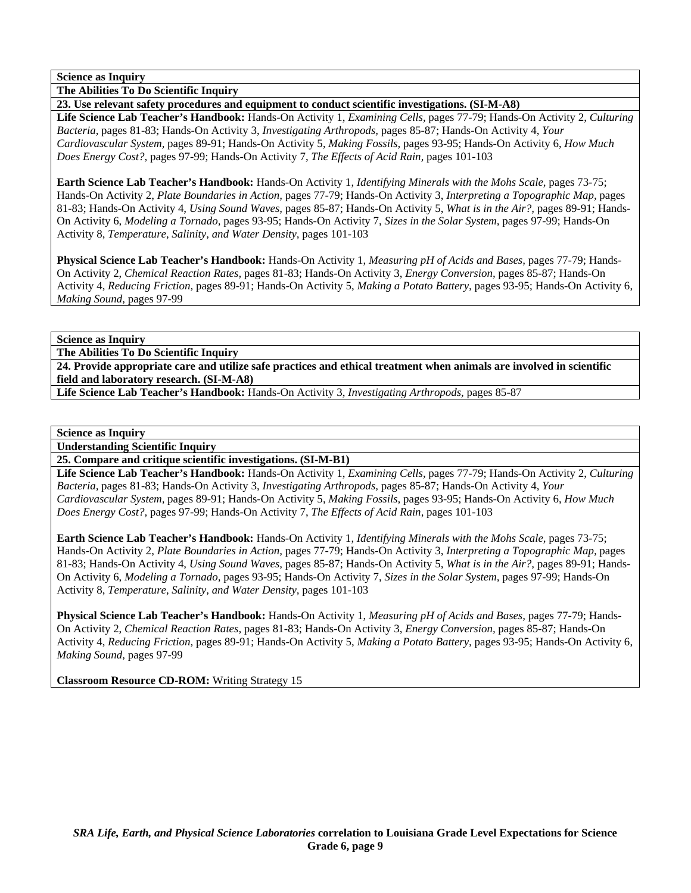**Science as Inquiry**

**The Abilities To Do Scientific Inquiry**

**23. Use relevant safety procedures and equipment to conduct scientific investigations. (SI-M-A8)**

**Life Science Lab Teacher's Handbook:** Hands-On Activity 1, *Examining Cells,* pages 77-79; Hands-On Activity 2, *Culturing Bacteria,* pages 81-83; Hands-On Activity 3, *Investigating Arthropods,* pages 85-87; Hands-On Activity 4, *Your Cardiovascular System,* pages 89-91; Hands-On Activity 5, *Making Fossils,* pages 93-95; Hands-On Activity 6, *How Much Does Energy Cost?,* pages 97-99; Hands-On Activity 7, *The Effects of Acid Rain,* pages 101-103

**Earth Science Lab Teacher's Handbook:** Hands-On Activity 1, *Identifying Minerals with the Mohs Scale,* pages 73-75; Hands-On Activity 2, *Plate Boundaries in Action,* pages 77-79; Hands-On Activity 3, *Interpreting a Topographic Map,* pages 81-83; Hands-On Activity 4, *Using Sound Waves,* pages 85-87; Hands-On Activity 5, *What is in the Air?,* pages 89-91; Hands-On Activity 6, *Modeling a Tornado,* pages 93-95; Hands-On Activity 7, *Sizes in the Solar System,* pages 97-99; Hands-On Activity 8, *Temperature, Salinity, and Water Density,* pages 101-103

**Physical Science Lab Teacher's Handbook:** Hands-On Activity 1, *Measuring pH of Acids and Bases,* pages 77-79; Hands-On Activity 2, *Chemical Reaction Rates,* pages 81-83; Hands-On Activity 3, *Energy Conversion,* pages 85-87; Hands-On Activity 4, *Reducing Friction,* pages 89-91; Hands-On Activity 5, *Making a Potato Battery,* pages 93-95; Hands-On Activity 6, *Making Sound,* pages 97-99

**Science as Inquiry**

**The Abilities To Do Scientific Inquiry**

**24. Provide appropriate care and utilize safe practices and ethical treatment when animals are involved in scientific field and laboratory research. (SI-M-A8)**

**Life Science Lab Teacher's Handbook:** Hands-On Activity 3, *Investigating Arthropods,* pages 85-87

**Science as Inquiry**

**Understanding Scientific Inquiry**

**25. Compare and critique scientific investigations. (SI-M-B1)**

**Life Science Lab Teacher's Handbook:** Hands-On Activity 1, *Examining Cells,* pages 77-79; Hands-On Activity 2, *Culturing Bacteria,* pages 81-83; Hands-On Activity 3, *Investigating Arthropods,* pages 85-87; Hands-On Activity 4, *Your Cardiovascular System,* pages 89-91; Hands-On Activity 5, *Making Fossils,* pages 93-95; Hands-On Activity 6, *How Much Does Energy Cost?,* pages 97-99; Hands-On Activity 7, *The Effects of Acid Rain,* pages 101-103

**Earth Science Lab Teacher's Handbook:** Hands-On Activity 1, *Identifying Minerals with the Mohs Scale,* pages 73-75; Hands-On Activity 2, *Plate Boundaries in Action,* pages 77-79; Hands-On Activity 3, *Interpreting a Topographic Map,* pages 81-83; Hands-On Activity 4, *Using Sound Waves,* pages 85-87; Hands-On Activity 5, *What is in the Air?,* pages 89-91; Hands-On Activity 6, *Modeling a Tornado,* pages 93-95; Hands-On Activity 7, *Sizes in the Solar System,* pages 97-99; Hands-On Activity 8, *Temperature, Salinity, and Water Density,* pages 101-103

**Physical Science Lab Teacher's Handbook:** Hands-On Activity 1, *Measuring pH of Acids and Bases,* pages 77-79; Hands-On Activity 2, *Chemical Reaction Rates,* pages 81-83; Hands-On Activity 3, *Energy Conversion,* pages 85-87; Hands-On Activity 4, *Reducing Friction,* pages 89-91; Hands-On Activity 5, *Making a Potato Battery,* pages 93-95; Hands-On Activity 6, *Making Sound,* pages 97-99

**Classroom Resource CD-ROM:** Writing Strategy 15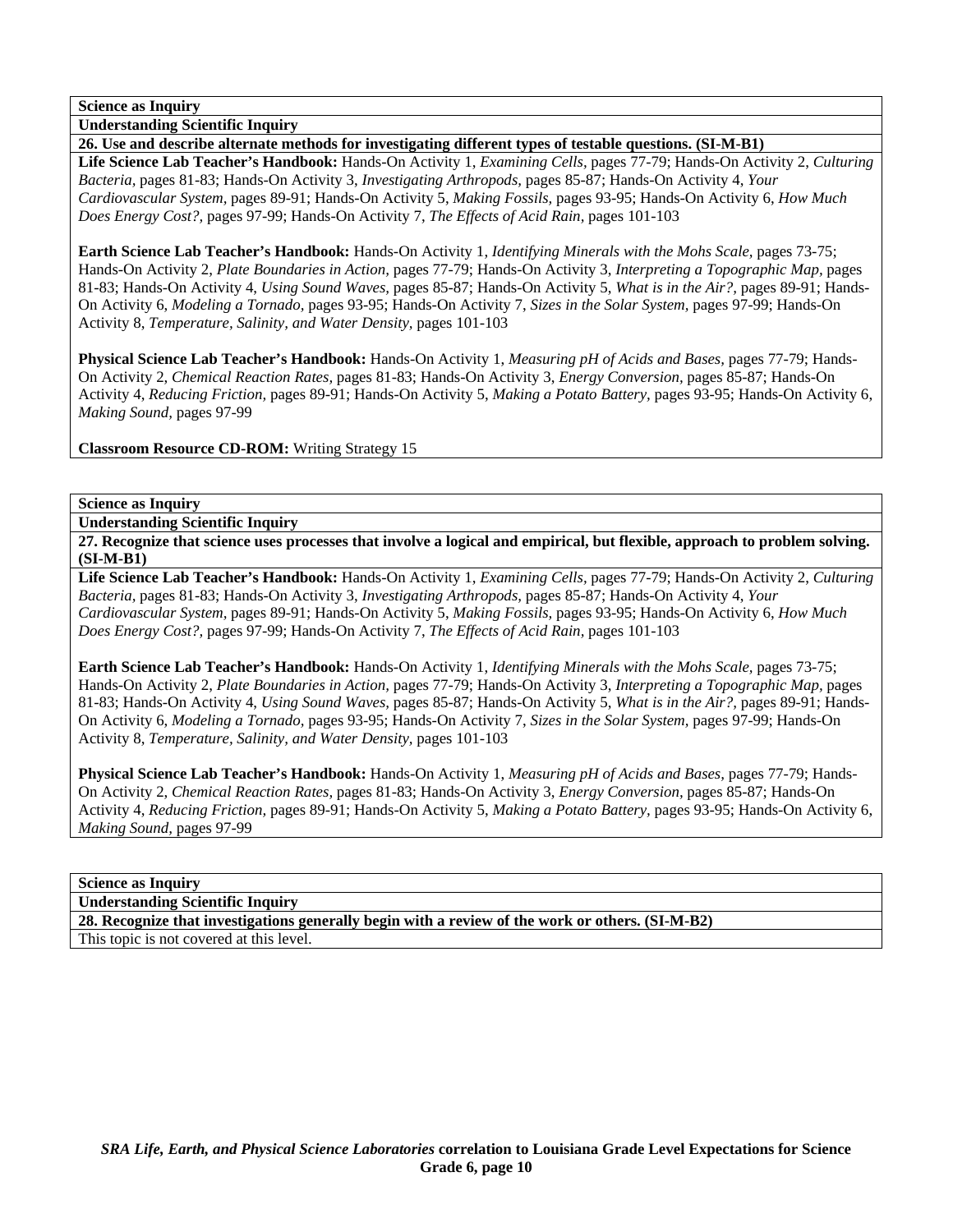**Science as Inquiry**

**Understanding Scientific Inquiry**

**26. Use and describe alternate methods for investigating different types of testable questions. (SI-M-B1)**

**Life Science Lab Teacher's Handbook:** Hands-On Activity 1, *Examining Cells,* pages 77-79; Hands-On Activity 2, *Culturing Bacteria,* pages 81-83; Hands-On Activity 3, *Investigating Arthropods,* pages 85-87; Hands-On Activity 4, *Your Cardiovascular System,* pages 89-91; Hands-On Activity 5, *Making Fossils,* pages 93-95; Hands-On Activity 6, *How Much Does Energy Cost?,* pages 97-99; Hands-On Activity 7, *The Effects of Acid Rain,* pages 101-103

**Earth Science Lab Teacher's Handbook:** Hands-On Activity 1, *Identifying Minerals with the Mohs Scale,* pages 73-75; Hands-On Activity 2, *Plate Boundaries in Action,* pages 77-79; Hands-On Activity 3, *Interpreting a Topographic Map,* pages 81-83; Hands-On Activity 4, *Using Sound Waves,* pages 85-87; Hands-On Activity 5, *What is in the Air?,* pages 89-91; Hands-On Activity 6, *Modeling a Tornado,* pages 93-95; Hands-On Activity 7, *Sizes in the Solar System,* pages 97-99; Hands-On Activity 8, *Temperature, Salinity, and Water Density,* pages 101-103

**Physical Science Lab Teacher's Handbook:** Hands-On Activity 1, *Measuring pH of Acids and Bases,* pages 77-79; Hands-On Activity 2, *Chemical Reaction Rates,* pages 81-83; Hands-On Activity 3, *Energy Conversion,* pages 85-87; Hands-On Activity 4, *Reducing Friction,* pages 89-91; Hands-On Activity 5, *Making a Potato Battery,* pages 93-95; Hands-On Activity 6, *Making Sound,* pages 97-99

**Classroom Resource CD-ROM:** Writing Strategy 15

**Science as Inquiry**

**Understanding Scientific Inquiry**

**27. Recognize that science uses processes that involve a logical and empirical, but flexible, approach to problem solving. (SI-M-B1)**

**Life Science Lab Teacher's Handbook:** Hands-On Activity 1, *Examining Cells,* pages 77-79; Hands-On Activity 2, *Culturing Bacteria,* pages 81-83; Hands-On Activity 3, *Investigating Arthropods,* pages 85-87; Hands-On Activity 4, *Your Cardiovascular System,* pages 89-91; Hands-On Activity 5, *Making Fossils,* pages 93-95; Hands-On Activity 6, *How Much Does Energy Cost?,* pages 97-99; Hands-On Activity 7, *The Effects of Acid Rain,* pages 101-103

**Earth Science Lab Teacher's Handbook:** Hands-On Activity 1, *Identifying Minerals with the Mohs Scale,* pages 73-75; Hands-On Activity 2, *Plate Boundaries in Action,* pages 77-79; Hands-On Activity 3, *Interpreting a Topographic Map,* pages 81-83; Hands-On Activity 4, *Using Sound Waves,* pages 85-87; Hands-On Activity 5, *What is in the Air?,* pages 89-91; Hands-On Activity 6, *Modeling a Tornado,* pages 93-95; Hands-On Activity 7, *Sizes in the Solar System,* pages 97-99; Hands-On Activity 8, *Temperature, Salinity, and Water Density,* pages 101-103

**Physical Science Lab Teacher's Handbook:** Hands-On Activity 1, *Measuring pH of Acids and Bases,* pages 77-79; Hands-On Activity 2, *Chemical Reaction Rates,* pages 81-83; Hands-On Activity 3, *Energy Conversion,* pages 85-87; Hands-On Activity 4, *Reducing Friction,* pages 89-91; Hands-On Activity 5, *Making a Potato Battery,* pages 93-95; Hands-On Activity 6, *Making Sound,* pages 97-99

**Science as Inquiry**

**Understanding Scientific Inquiry**

**28. Recognize that investigations generally begin with a review of the work or others. (SI-M-B2)**

This topic is not covered at this level.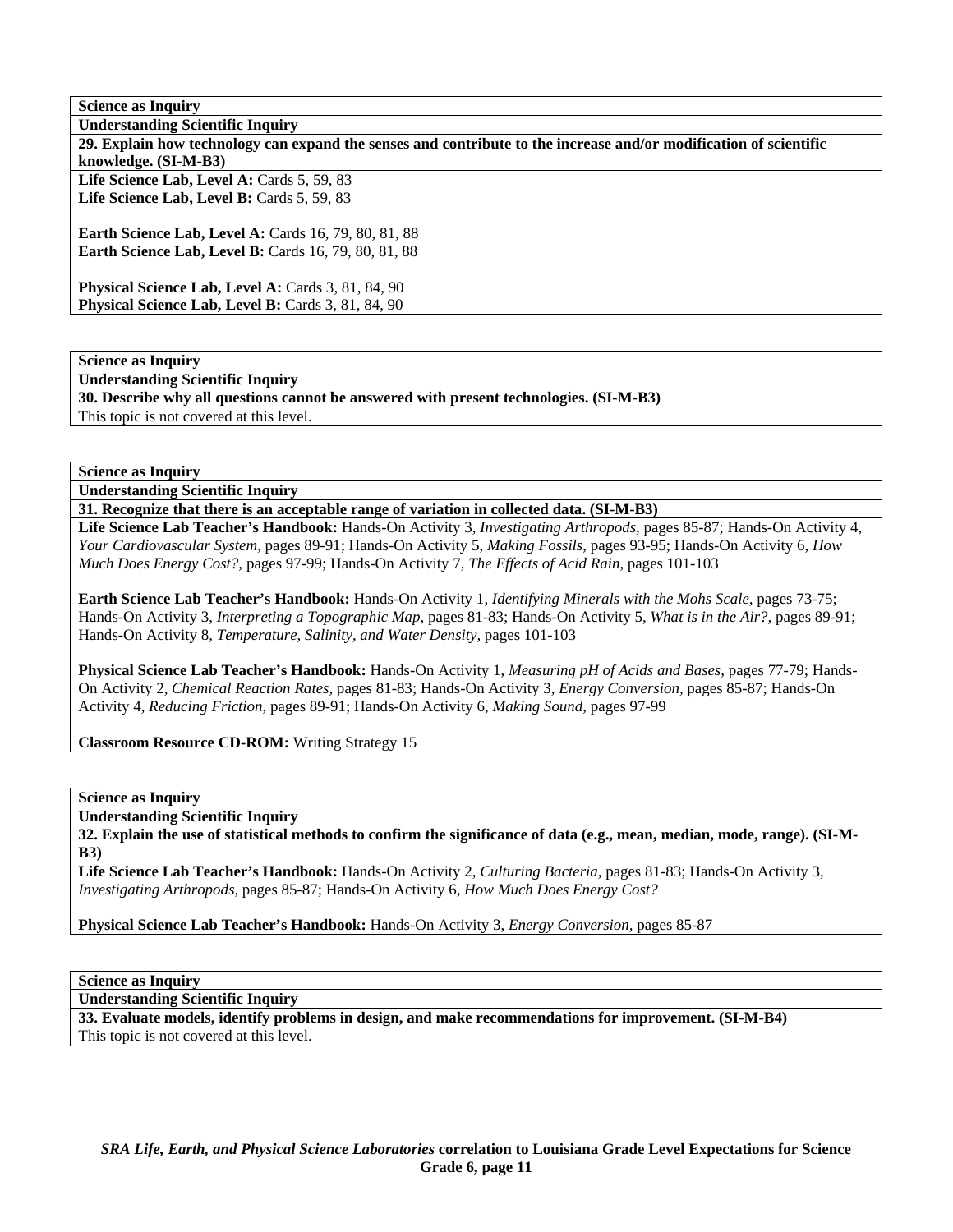**Science as Inquiry**

**Understanding Scientific Inquiry**

**29. Explain how technology can expand the senses and contribute to the increase and/or modification of scientific knowledge. (SI-M-B3)**

**Life Science Lab, Level A:** Cards 5, 59, 83
**Life Science Lab, Level B:** Cards 5, 59, 83

**Earth Science Lab, Level A:** Cards 16, 79, 80, 81, 88
**Earth Science Lab, Level B:** Cards 16, 79, 80, 81, 88

**Physical Science Lab, Level A:** Cards 3, 81, 84, 90
**Physical Science Lab, Level B:** Cards 3, 81, 84, 90

---

**Science as Inquiry**

**Understanding Scientific Inquiry**

**30. Describe why all questions cannot be answered with present technologies. (SI-M-B3)**

This topic is not covered at this level.

---

**Science as Inquiry**

**Understanding Scientific Inquiry**

**31. Recognize that there is an acceptable range of variation in collected data. (SI-M-B3)**

**Life Science Lab Teacher's Handbook:** Hands-On Activity 3, *Investigating Arthropods,* pages 85-87; Hands-On Activity 4, *Your Cardiovascular System,* pages 89-91; Hands-On Activity 5, *Making Fossils,* pages 93-95; Hands-On Activity 6, *How Much Does Energy Cost?,* pages 97-99; Hands-On Activity 7, *The Effects of Acid Rain,* pages 101-103

**Earth Science Lab Teacher's Handbook:** Hands-On Activity 1, *Identifying Minerals with the Mohs Scale,* pages 73-75; Hands-On Activity 3, *Interpreting a Topographic Map,* pages 81-83; Hands-On Activity 5, *What is in the Air?,* pages 89-91; Hands-On Activity 8, *Temperature, Salinity, and Water Density,* pages 101-103

**Physical Science Lab Teacher's Handbook:** Hands-On Activity 1, *Measuring pH of Acids and Bases,* pages 77-79; Hands-On Activity 2, *Chemical Reaction Rates,* pages 81-83; Hands-On Activity 3, *Energy Conversion,* pages 85-87; Hands-On Activity 4, *Reducing Friction,* pages 89-91; Hands-On Activity 6, *Making Sound,* pages 97-99

**Classroom Resource CD-ROM:** Writing Strategy 15

---

**Science as Inquiry**

**Understanding Scientific Inquiry**

**32. Explain the use of statistical methods to confirm the significance of data (e.g., mean, median, mode, range). (SI-M-B3)**

**Life Science Lab Teacher's Handbook:** Hands-On Activity 2, *Culturing Bacteria,* pages 81-83; Hands-On Activity 3, *Investigating Arthropods,* pages 85-87; Hands-On Activity 6, *How Much Does Energy Cost?*

**Physical Science Lab Teacher's Handbook:** Hands-On Activity 3, *Energy Conversion,* pages 85-87

---

**Science as Inquiry**

**Understanding Scientific Inquiry**

**33. Evaluate models, identify problems in design, and make recommendations for improvement. (SI-M-B4)**

This topic is not covered at this level.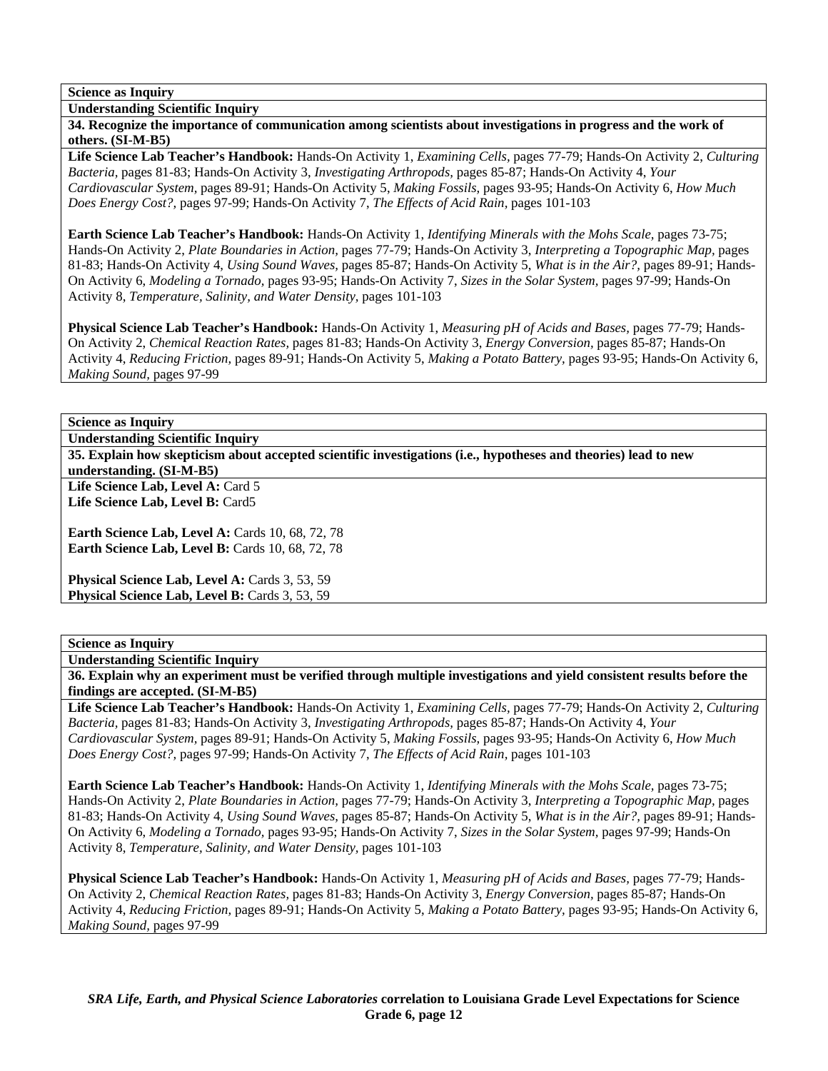**Science as Inquiry**

**Understanding Scientific Inquiry**

**34. Recognize the importance of communication among scientists about investigations in progress and the work of others. (SI-M-B5)**

**Life Science Lab Teacher's Handbook:** Hands-On Activity 1, *Examining Cells,* pages 77-79; Hands-On Activity 2, *Culturing Bacteria,* pages 81-83; Hands-On Activity 3, *Investigating Arthropods,* pages 85-87; Hands-On Activity 4, *Your Cardiovascular System,* pages 89-91; Hands-On Activity 5, *Making Fossils,* pages 93-95; Hands-On Activity 6, *How Much Does Energy Cost?,* pages 97-99; Hands-On Activity 7, *The Effects of Acid Rain,* pages 101-103

**Earth Science Lab Teacher's Handbook:** Hands-On Activity 1, *Identifying Minerals with the Mohs Scale,* pages 73-75; Hands-On Activity 2, *Plate Boundaries in Action,* pages 77-79; Hands-On Activity 3, *Interpreting a Topographic Map,* pages 81-83; Hands-On Activity 4, *Using Sound Waves,* pages 85-87; Hands-On Activity 5, *What is in the Air?,* pages 89-91; Hands-On Activity 6, *Modeling a Tornado,* pages 93-95; Hands-On Activity 7, *Sizes in the Solar System,* pages 97-99; Hands-On Activity 8, *Temperature, Salinity, and Water Density,* pages 101-103

**Physical Science Lab Teacher's Handbook:** Hands-On Activity 1, *Measuring pH of Acids and Bases,* pages 77-79; Hands-On Activity 2, *Chemical Reaction Rates,* pages 81-83; Hands-On Activity 3, *Energy Conversion,* pages 85-87; Hands-On Activity 4, *Reducing Friction,* pages 89-91; Hands-On Activity 5, *Making a Potato Battery,* pages 93-95; Hands-On Activity 6, *Making Sound,* pages 97-99

**Science as Inquiry**

**Understanding Scientific Inquiry**

**35. Explain how skepticism about accepted scientific investigations (i.e., hypotheses and theories) lead to new understanding. (SI-M-B5)**

**Life Science Lab, Level A:** Card 5
**Life Science Lab, Level B:** Card5

**Earth Science Lab, Level A:** Cards 10, 68, 72, 78
**Earth Science Lab, Level B:** Cards 10, 68, 72, 78

**Physical Science Lab, Level A:** Cards 3, 53, 59
**Physical Science Lab, Level B:** Cards 3, 53, 59

**Science as Inquiry**

**Understanding Scientific Inquiry**

**36. Explain why an experiment must be verified through multiple investigations and yield consistent results before the findings are accepted. (SI-M-B5)**

**Life Science Lab Teacher's Handbook:** Hands-On Activity 1, *Examining Cells,* pages 77-79; Hands-On Activity 2, *Culturing Bacteria,* pages 81-83; Hands-On Activity 3, *Investigating Arthropods,* pages 85-87; Hands-On Activity 4, *Your Cardiovascular System,* pages 89-91; Hands-On Activity 5, *Making Fossils,* pages 93-95; Hands-On Activity 6, *How Much Does Energy Cost?,* pages 97-99; Hands-On Activity 7, *The Effects of Acid Rain,* pages 101-103

**Earth Science Lab Teacher's Handbook:** Hands-On Activity 1, *Identifying Minerals with the Mohs Scale,* pages 73-75; Hands-On Activity 2, *Plate Boundaries in Action,* pages 77-79; Hands-On Activity 3, *Interpreting a Topographic Map,* pages 81-83; Hands-On Activity 4, *Using Sound Waves,* pages 85-87; Hands-On Activity 5, *What is in the Air?,* pages 89-91; Hands-On Activity 6, *Modeling a Tornado,* pages 93-95; Hands-On Activity 7, *Sizes in the Solar System,* pages 97-99; Hands-On Activity 8, *Temperature, Salinity, and Water Density,* pages 101-103

**Physical Science Lab Teacher's Handbook:** Hands-On Activity 1, *Measuring pH of Acids and Bases,* pages 77-79; Hands-On Activity 2, *Chemical Reaction Rates,* pages 81-83; Hands-On Activity 3, *Energy Conversion,* pages 85-87; Hands-On Activity 4, *Reducing Friction,* pages 89-91; Hands-On Activity 5, *Making a Potato Battery,* pages 93-95; Hands-On Activity 6, *Making Sound,* pages 97-99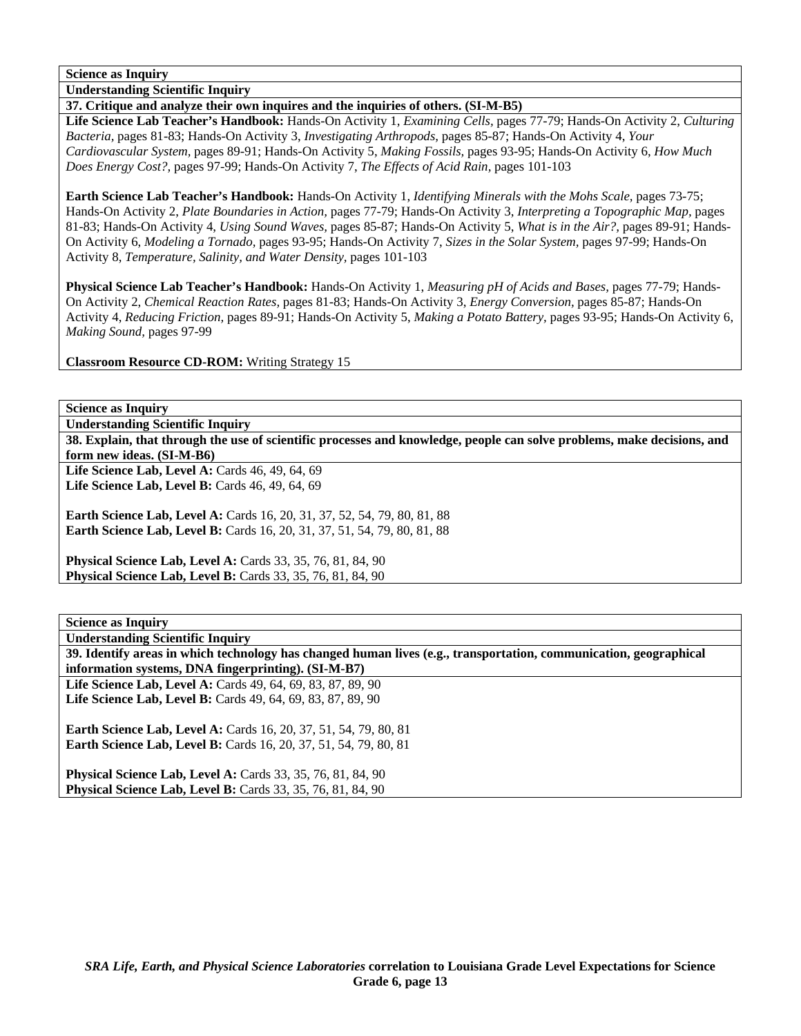**Science as Inquiry**

**Understanding Scientific Inquiry**

**37. Critique and analyze their own inquires and the inquiries of others. (SI-M-B5)**

**Life Science Lab Teacher's Handbook:** Hands-On Activity 1, *Examining Cells,* pages 77-79; Hands-On Activity 2, *Culturing Bacteria,* pages 81-83; Hands-On Activity 3, *Investigating Arthropods,* pages 85-87; Hands-On Activity 4, *Your Cardiovascular System,* pages 89-91; Hands-On Activity 5, *Making Fossils,* pages 93-95; Hands-On Activity 6, *How Much Does Energy Cost?,* pages 97-99; Hands-On Activity 7, *The Effects of Acid Rain,* pages 101-103

**Earth Science Lab Teacher's Handbook:** Hands-On Activity 1, *Identifying Minerals with the Mohs Scale,* pages 73-75; Hands-On Activity 2, *Plate Boundaries in Action,* pages 77-79; Hands-On Activity 3, *Interpreting a Topographic Map,* pages 81-83; Hands-On Activity 4, *Using Sound Waves,* pages 85-87; Hands-On Activity 5, *What is in the Air?,* pages 89-91; Hands-On Activity 6, *Modeling a Tornado,* pages 93-95; Hands-On Activity 7, *Sizes in the Solar System,* pages 97-99; Hands-On Activity 8, *Temperature, Salinity, and Water Density,* pages 101-103

**Physical Science Lab Teacher's Handbook:** Hands-On Activity 1, *Measuring pH of Acids and Bases,* pages 77-79; Hands-On Activity 2, *Chemical Reaction Rates,* pages 81-83; Hands-On Activity 3, *Energy Conversion,* pages 85-87; Hands-On Activity 4, *Reducing Friction,* pages 89-91; Hands-On Activity 5, *Making a Potato Battery,* pages 93-95; Hands-On Activity 6, *Making Sound,* pages 97-99

**Classroom Resource CD-ROM:** Writing Strategy 15

**Science as Inquiry**

**Understanding Scientific Inquiry**

**38. Explain, that through the use of scientific processes and knowledge, people can solve problems, make decisions, and form new ideas. (SI-M-B6)**

**Life Science Lab, Level A:** Cards 46, 49, 64, 69
**Life Science Lab, Level B:** Cards 46, 49, 64, 69

**Earth Science Lab, Level A:** Cards 16, 20, 31, 37, 52, 54, 79, 80, 81, 88
**Earth Science Lab, Level B:** Cards 16, 20, 31, 37, 51, 54, 79, 80, 81, 88

**Physical Science Lab, Level A:** Cards 33, 35, 76, 81, 84, 90
**Physical Science Lab, Level B:** Cards 33, 35, 76, 81, 84, 90

**Science as Inquiry**

**Understanding Scientific Inquiry**

**39. Identify areas in which technology has changed human lives (e.g., transportation, communication, geographical information systems, DNA fingerprinting). (SI-M-B7)**

**Life Science Lab, Level A:** Cards 49, 64, 69, 83, 87, 89, 90
**Life Science Lab, Level B:** Cards 49, 64, 69, 83, 87, 89, 90

**Earth Science Lab, Level A:** Cards 16, 20, 37, 51, 54, 79, 80, 81
**Earth Science Lab, Level B:** Cards 16, 20, 37, 51, 54, 79, 80, 81

**Physical Science Lab, Level A:** Cards 33, 35, 76, 81, 84, 90
**Physical Science Lab, Level B:** Cards 33, 35, 76, 81, 84, 90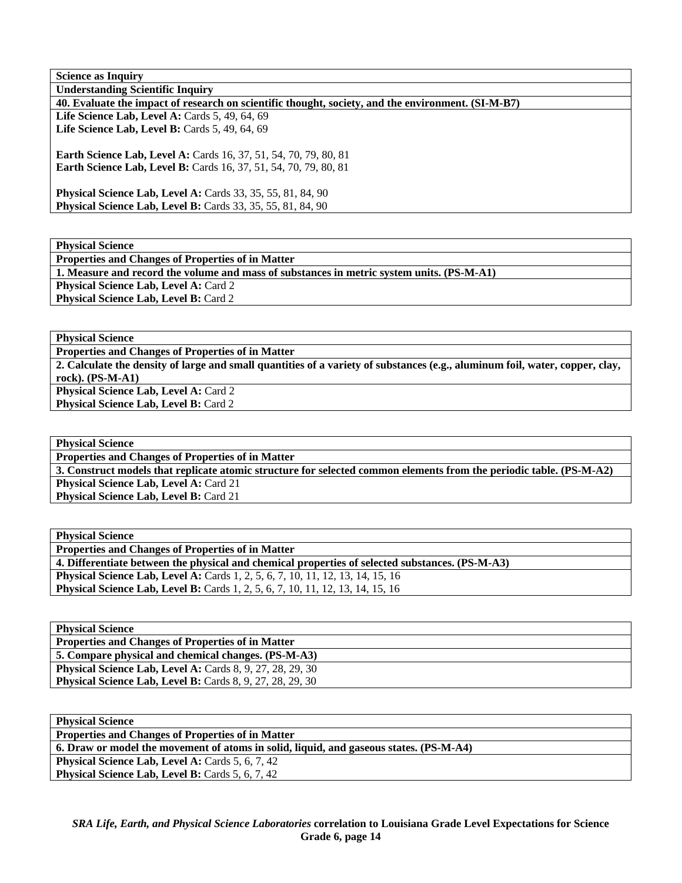**Science as Inquiry**

**Understanding Scientific Inquiry**

**40. Evaluate the impact of research on scientific thought, society, and the environment. (SI-M-B7)**

**Life Science Lab, Level A:** Cards 5, 49, 64, 69
**Life Science Lab, Level B:** Cards 5, 49, 64, 69

**Earth Science Lab, Level A:** Cards 16, 37, 51, 54, 70, 79, 80, 81
**Earth Science Lab, Level B:** Cards 16, 37, 51, 54, 70, 79, 80, 81

**Physical Science Lab, Level A:** Cards 33, 35, 55, 81, 84, 90
**Physical Science Lab, Level B:** Cards 33, 35, 55, 81, 84, 90

---

**Physical Science**

**Properties and Changes of Properties of in Matter**

**1. Measure and record the volume and mass of substances in metric system units. (PS-M-A1)**

**Physical Science Lab, Level A:** Card 2
**Physical Science Lab, Level B:** Card 2

---

**Physical Science**

**Properties and Changes of Properties of in Matter**

**2. Calculate the density of large and small quantities of a variety of substances (e.g., aluminum foil, water, copper, clay, rock). (PS-M-A1)**

**Physical Science Lab, Level A:** Card 2
**Physical Science Lab, Level B:** Card 2

---

**Physical Science**

**Properties and Changes of Properties of in Matter**

**3. Construct models that replicate atomic structure for selected common elements from the periodic table. (PS-M-A2)**

**Physical Science Lab, Level A:** Card 21
**Physical Science Lab, Level B:** Card 21

---

**Physical Science**

**Properties and Changes of Properties of in Matter**

**4. Differentiate between the physical and chemical properties of selected substances. (PS-M-A3)**

**Physical Science Lab, Level A:** Cards 1, 2, 5, 6, 7, 10, 11, 12, 13, 14, 15, 16
**Physical Science Lab, Level B:** Cards 1, 2, 5, 6, 7, 10, 11, 12, 13, 14, 15, 16

---

**Physical Science**

**Properties and Changes of Properties of in Matter**

**5. Compare physical and chemical changes. (PS-M-A3)**

**Physical Science Lab, Level A:** Cards 8, 9, 27, 28, 29, 30
**Physical Science Lab, Level B:** Cards 8, 9, 27, 28, 29, 30

---

**Physical Science**

**Properties and Changes of Properties of in Matter**

**6. Draw or model the movement of atoms in solid, liquid, and gaseous states. (PS-M-A4)**

**Physical Science Lab, Level A:** Cards 5, 6, 7, 42
**Physical Science Lab, Level B:** Cards 5, 6, 7, 42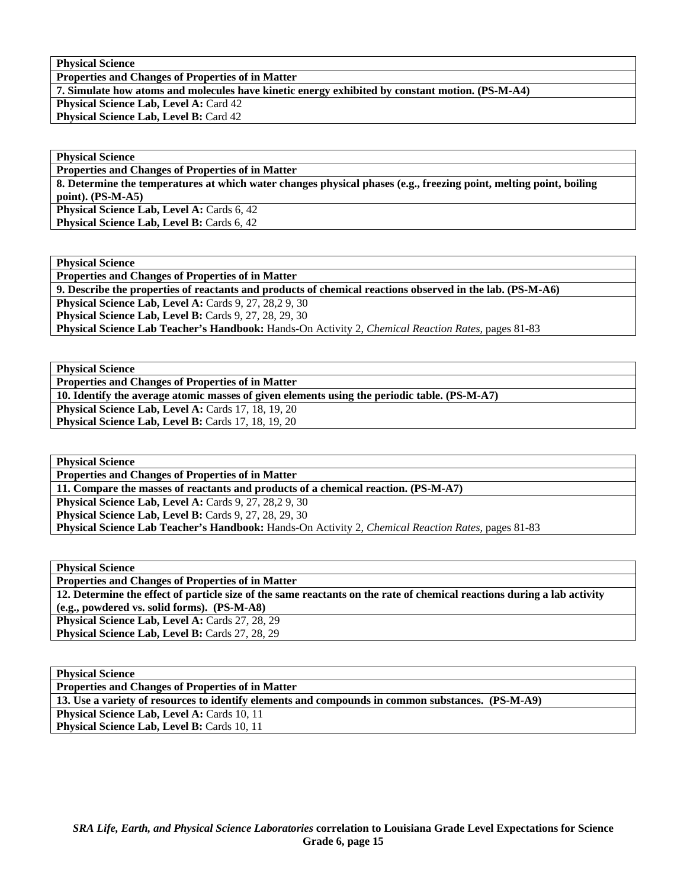**Physical Science**

**Properties and Changes of Properties of in Matter**

**7. Simulate how atoms and molecules have kinetic energy exhibited by constant motion. (PS-M-A4)**

**Physical Science Lab, Level A:** Card 42
**Physical Science Lab, Level B:** Card 42

**Physical Science**

**Properties and Changes of Properties of in Matter**

**8. Determine the temperatures at which water changes physical phases (e.g., freezing point, melting point, boiling point). (PS-M-A5)**

**Physical Science Lab, Level A:** Cards 6, 42
**Physical Science Lab, Level B:** Cards 6, 42

**Physical Science**

**Properties and Changes of Properties of in Matter**

**9. Describe the properties of reactants and products of chemical reactions observed in the lab. (PS-M-A6)**

**Physical Science Lab, Level A:** Cards 9, 27, 28,2 9, 30
**Physical Science Lab, Level B:** Cards 9, 27, 28, 29, 30
**Physical Science Lab Teacher's Handbook:** Hands-On Activity 2, *Chemical Reaction Rates,* pages 81-83

**Physical Science**

**Properties and Changes of Properties of in Matter**

**10. Identify the average atomic masses of given elements using the periodic table. (PS-M-A7)**

**Physical Science Lab, Level A:** Cards 17, 18, 19, 20
**Physical Science Lab, Level B:** Cards 17, 18, 19, 20

**Physical Science**

**Properties and Changes of Properties of in Matter**

**11. Compare the masses of reactants and products of a chemical reaction. (PS-M-A7)**

**Physical Science Lab, Level A:** Cards 9, 27, 28,2 9, 30
**Physical Science Lab, Level B:** Cards 9, 27, 28, 29, 30
**Physical Science Lab Teacher's Handbook:** Hands-On Activity 2, *Chemical Reaction Rates,* pages 81-83

**Physical Science**

**Properties and Changes of Properties of in Matter**

**12. Determine the effect of particle size of the same reactants on the rate of chemical reactions during a lab activity (e.g., powdered vs. solid forms). (PS-M-A8)**

**Physical Science Lab, Level A:** Cards 27, 28, 29
**Physical Science Lab, Level B:** Cards 27, 28, 29

**Physical Science**

**Properties and Changes of Properties of in Matter**

**13. Use a variety of resources to identify elements and compounds in common substances. (PS-M-A9)**

**Physical Science Lab, Level A:** Cards 10, 11
**Physical Science Lab, Level B:** Cards 10, 11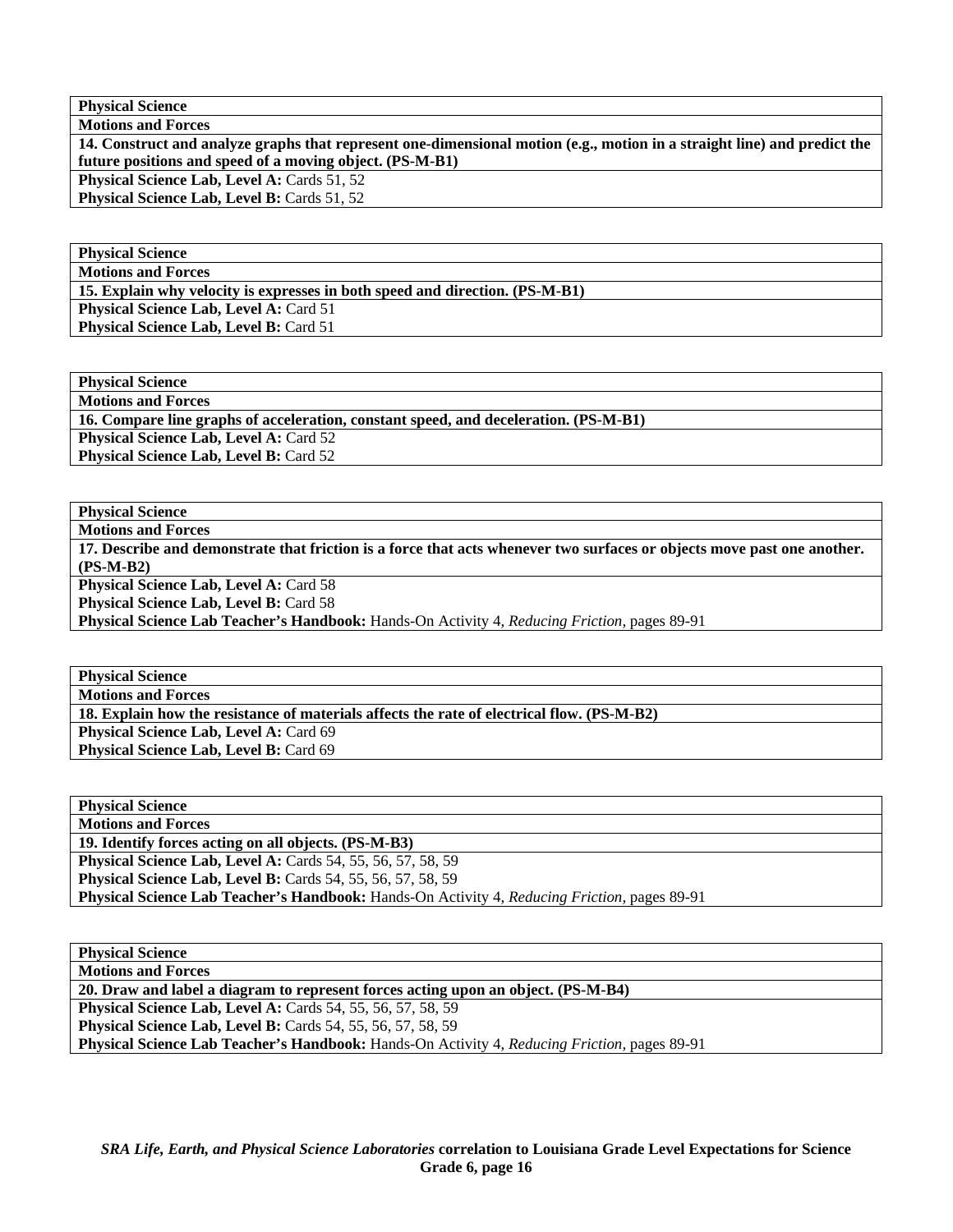| **Physical Science** |
|---|
| **Motions and Forces** |
| **14. Construct and analyze graphs that represent one-dimensional motion (e.g., motion in a straight line) and predict the future positions and speed of a moving object. (PS-M-B1)** |
| **Physical Science Lab, Level A:** Cards 51, 52<br>**Physical Science Lab, Level B:** Cards 51, 52 |

| **Physical Science** |
|---|
| **Motions and Forces** |
| **15. Explain why velocity is expresses in both speed and direction. (PS-M-B1)** |
| **Physical Science Lab, Level A:** Card 51<br>**Physical Science Lab, Level B:** Card 51 |

| **Physical Science** |
|---|
| **Motions and Forces** |
| **16. Compare line graphs of acceleration, constant speed, and deceleration. (PS-M-B1)** |
| **Physical Science Lab, Level A:** Card 52<br>**Physical Science Lab, Level B:** Card 52 |

| **Physical Science** |
|---|
| **Motions and Forces** |
| **17. Describe and demonstrate that friction is a force that acts whenever two surfaces or objects move past one another. (PS-M-B2)** |
| **Physical Science Lab, Level A:** Card 58<br>**Physical Science Lab, Level B:** Card 58<br>**Physical Science Lab Teacher's Handbook:** Hands-On Activity 4, *Reducing Friction,* pages 89-91 |

| **Physical Science** |
|---|
| **Motions and Forces** |
| **18. Explain how the resistance of materials affects the rate of electrical flow. (PS-M-B2)** |
| **Physical Science Lab, Level A:** Card 69<br>**Physical Science Lab, Level B:** Card 69 |

| **Physical Science** |
|---|
| **Motions and Forces** |
| **19. Identify forces acting on all objects. (PS-M-B3)** |
| **Physical Science Lab, Level A:** Cards 54, 55, 56, 57, 58, 59<br>**Physical Science Lab, Level B:** Cards 54, 55, 56, 57, 58, 59<br>**Physical Science Lab Teacher's Handbook:** Hands-On Activity 4, *Reducing Friction,* pages 89-91 |

| **Physical Science** |
|---|
| **Motions and Forces** |
| **20. Draw and label a diagram to represent forces acting upon an object. (PS-M-B4)** |
| **Physical Science Lab, Level A:** Cards 54, 55, 56, 57, 58, 59<br>**Physical Science Lab, Level B:** Cards 54, 55, 56, 57, 58, 59<br>**Physical Science Lab Teacher's Handbook:** Hands-On Activity 4, *Reducing Friction,* pages 89-91 |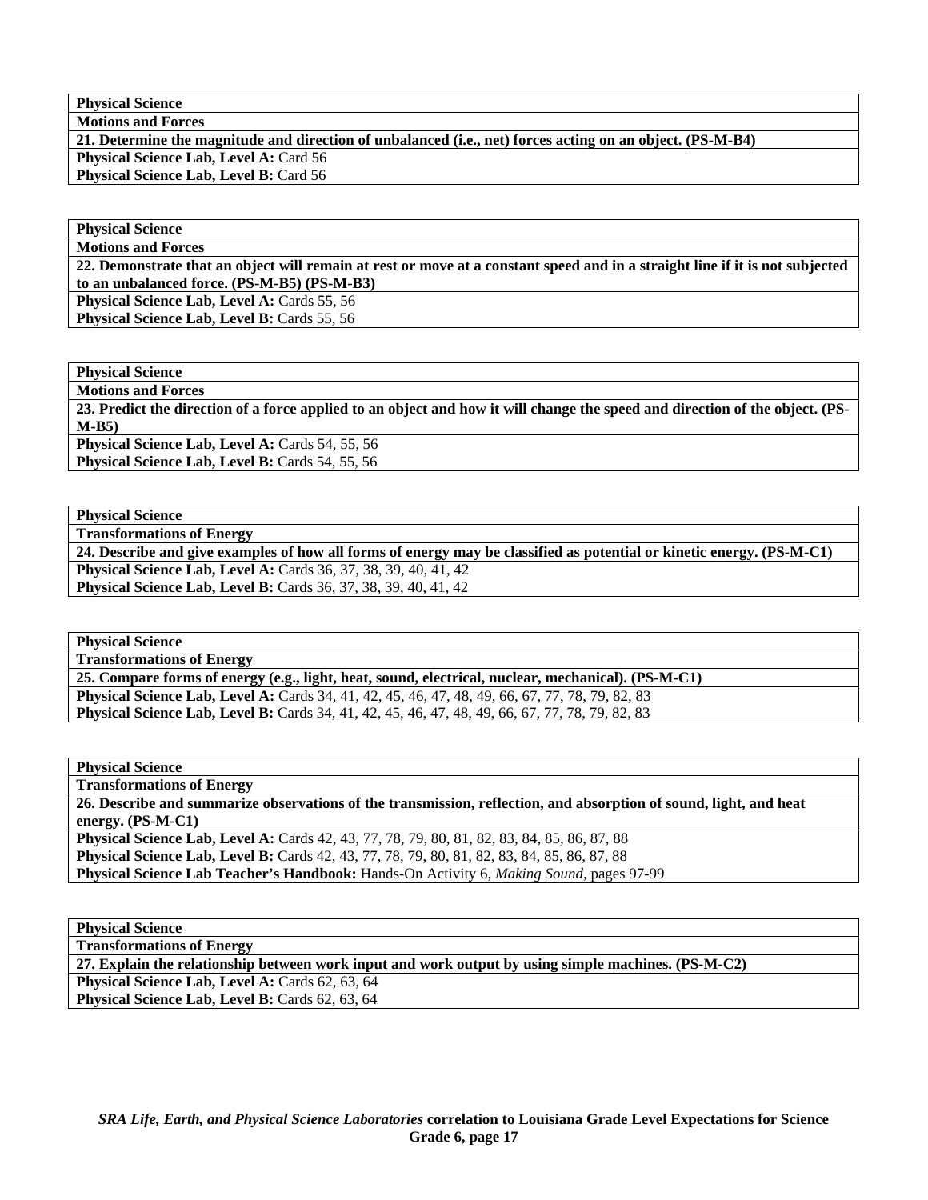| Physical Science |
|---|
| **Motions and Forces** |
| **21. Determine the magnitude and direction of unbalanced (i.e., net) forces acting on an object. (PS-M-B4)** |
| **Physical Science Lab, Level A:** Card 56 |
| **Physical Science Lab, Level B:** Card 56 |

| Physical Science |
|---|
| **Motions and Forces** |
| **22. Demonstrate that an object will remain at rest or move at a constant speed and in a straight line if it is not subjected to an unbalanced force. (PS-M-B5) (PS-M-B3)** |
| **Physical Science Lab, Level A:** Cards 55, 56 |
| **Physical Science Lab, Level B:** Cards 55, 56 |

| Physical Science |
|---|
| **Motions and Forces** |
| **23. Predict the direction of a force applied to an object and how it will change the speed and direction of the object. (PS-M-B5)** |
| **Physical Science Lab, Level A:** Cards 54, 55, 56 |
| **Physical Science Lab, Level B:** Cards 54, 55, 56 |

| Physical Science |
|---|
| **Transformations of Energy** |
| **24. Describe and give examples of how all forms of energy may be classified as potential or kinetic energy. (PS-M-C1)** |
| **Physical Science Lab, Level A:** Cards 36, 37, 38, 39, 40, 41, 42 |
| **Physical Science Lab, Level B:** Cards 36, 37, 38, 39, 40, 41, 42 |

| Physical Science |
|---|
| **Transformations of Energy** |
| **25. Compare forms of energy (e.g., light, heat, sound, electrical, nuclear, mechanical). (PS-M-C1)** |
| **Physical Science Lab, Level A:** Cards 34, 41, 42, 45, 46, 47, 48, 49, 66, 67, 77, 78, 79, 82, 83 |
| **Physical Science Lab, Level B:** Cards 34, 41, 42, 45, 46, 47, 48, 49, 66, 67, 77, 78, 79, 82, 83 |

| Physical Science |
|---|
| **Transformations of Energy** |
| **26. Describe and summarize observations of the transmission, reflection, and absorption of sound, light, and heat energy. (PS-M-C1)** |
| **Physical Science Lab, Level A:** Cards 42, 43, 77, 78, 79, 80, 81, 82, 83, 84, 85, 86, 87, 88 |
| **Physical Science Lab, Level B:** Cards 42, 43, 77, 78, 79, 80, 81, 82, 83, 84, 85, 86, 87, 88 |
| **Physical Science Lab Teacher's Handbook:** Hands-On Activity 6, *Making Sound,* pages 97-99 |

| Physical Science |
|---|
| **Transformations of Energy** |
| **27. Explain the relationship between work input and work output by using simple machines. (PS-M-C2)** |
| **Physical Science Lab, Level A:** Cards 62, 63, 64 |
| **Physical Science Lab, Level B:** Cards 62, 63, 64 |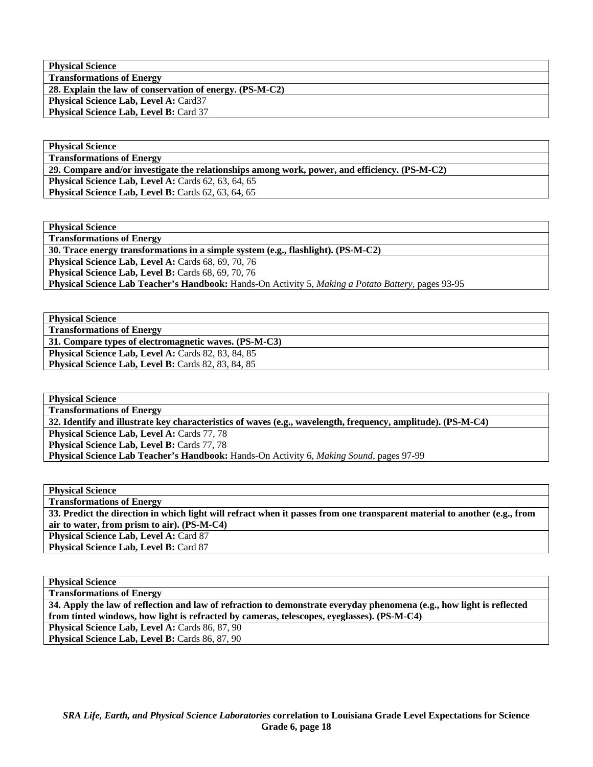| **Physical Science** |
|---|
| **Transformations of Energy** |
| **28. Explain the law of conservation of energy. (PS-M-C2)** |
| **Physical Science Lab, Level A:** Card37 |
| **Physical Science Lab, Level B:** Card 37 |

| **Physical Science** |
|---|
| **Transformations of Energy** |
| **29. Compare and/or investigate the relationships among work, power, and efficiency. (PS-M-C2)** |
| **Physical Science Lab, Level A:** Cards 62, 63, 64, 65 |
| **Physical Science Lab, Level B:** Cards 62, 63, 64, 65 |

| **Physical Science** |
|---|
| **Transformations of Energy** |
| **30. Trace energy transformations in a simple system (e.g., flashlight). (PS-M-C2)** |
| **Physical Science Lab, Level A:** Cards 68, 69, 70, 76 |
| **Physical Science Lab, Level B:** Cards 68, 69, 70, 76 |
| **Physical Science Lab Teacher's Handbook:** Hands-On Activity 5, *Making a Potato Battery*, pages 93-95 |

| **Physical Science** |
|---|
| **Transformations of Energy** |
| **31. Compare types of electromagnetic waves. (PS-M-C3)** |
| **Physical Science Lab, Level A:** Cards 82, 83, 84, 85 |
| **Physical Science Lab, Level B:** Cards 82, 83, 84, 85 |

| **Physical Science** |
|---|
| **Transformations of Energy** |
| **32. Identify and illustrate key characteristics of waves (e.g., wavelength, frequency, amplitude). (PS-M-C4)** |
| **Physical Science Lab, Level A:** Cards 77, 78 |
| **Physical Science Lab, Level B:** Cards 77, 78 |
| **Physical Science Lab Teacher's Handbook:** Hands-On Activity 6, *Making Sound*, pages 97-99 |

| **Physical Science** |
|---|
| **Transformations of Energy** |
| **33. Predict the direction in which light will refract when it passes from one transparent material to another (e.g., from air to water, from prism to air). (PS-M-C4)** |
| **Physical Science Lab, Level A:** Card 87 |
| **Physical Science Lab, Level B:** Card 87 |

| **Physical Science** |
|---|
| **Transformations of Energy** |
| **34. Apply the law of reflection and law of refraction to demonstrate everyday phenomena (e.g., how light is reflected from tinted windows, how light is refracted by cameras, telescopes, eyeglasses). (PS-M-C4)** |
| **Physical Science Lab, Level A:** Cards 86, 87, 90 |
| **Physical Science Lab, Level B:** Cards 86, 87, 90 |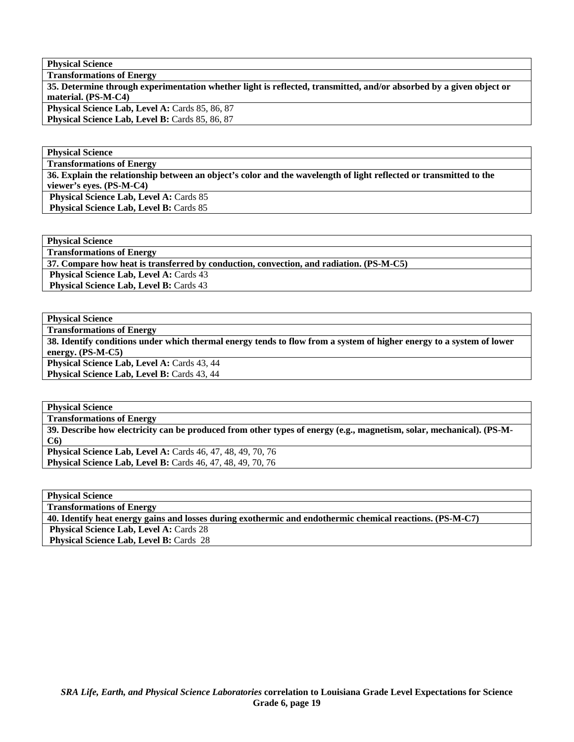| **Physical Science** |
|---|
| **Transformations of Energy** |
| **35. Determine through experimentation whether light is reflected, transmitted, and/or absorbed by a given object or material. (PS-M-C4)** |
| **Physical Science Lab, Level A:** Cards 85, 86, 87 |
| **Physical Science Lab, Level B:** Cards 85, 86, 87 |

| **Physical Science** |
|---|
| **Transformations of Energy** |
| **36. Explain the relationship between an object's color and the wavelength of light reflected or transmitted to the viewer's eyes. (PS-M-C4)** |
| **Physical Science Lab, Level A:** Cards 85 |
| **Physical Science Lab, Level B:** Cards 85 |

| **Physical Science** |
|---|
| **Transformations of Energy** |
| **37. Compare how heat is transferred by conduction, convection, and radiation. (PS-M-C5)** |
| **Physical Science Lab, Level A:** Cards 43 |
| **Physical Science Lab, Level B:** Cards 43 |

| **Physical Science** |
|---|
| **Transformations of Energy** |
| **38. Identify conditions under which thermal energy tends to flow from a system of higher energy to a system of lower energy. (PS-M-C5)** |
| **Physical Science Lab, Level A:** Cards 43, 44 |
| **Physical Science Lab, Level B:** Cards 43, 44 |

| **Physical Science** |
|---|
| **Transformations of Energy** |
| **39. Describe how electricity can be produced from other types of energy (e.g., magnetism, solar, mechanical). (PS-M-C6)** |
| **Physical Science Lab, Level A:** Cards 46, 47, 48, 49, 70, 76 |
| **Physical Science Lab, Level B:** Cards 46, 47, 48, 49, 70, 76 |

| **Physical Science** |
|---|
| **Transformations of Energy** |
| **40. Identify heat energy gains and losses during exothermic and endothermic chemical reactions. (PS-M-C7)** |
| **Physical Science Lab, Level A:** Cards 28 |
| **Physical Science Lab, Level B:** Cards 28 |

***SRA Life, Earth, and Physical Science Laboratories*** **correlation to Louisiana Grade Level Expectations for Science Grade 6, page 19**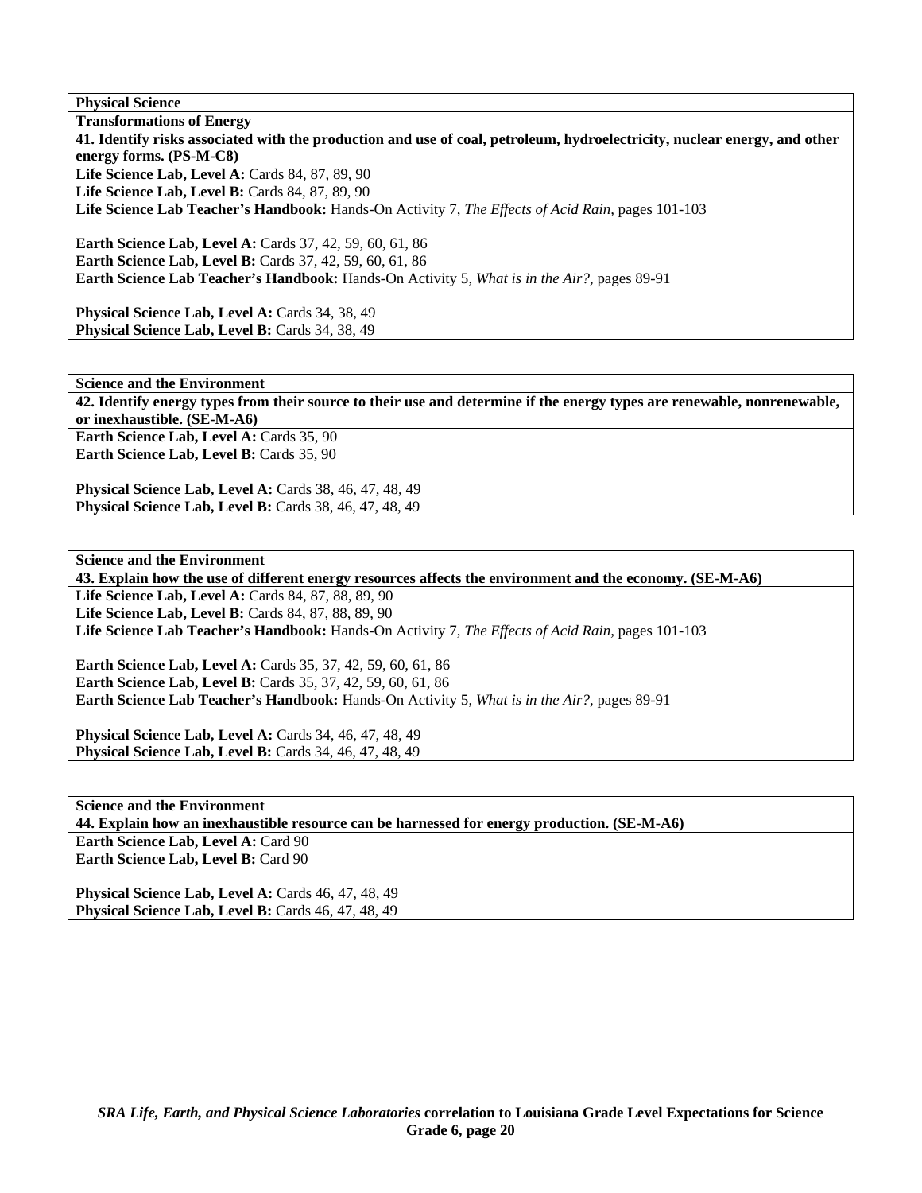**Physical Science**

**Transformations of Energy**

**41. Identify risks associated with the production and use of coal, petroleum, hydroelectricity, nuclear energy, and other energy forms. (PS-M-C8)**

**Life Science Lab, Level A:** Cards 84, 87, 89, 90
**Life Science Lab, Level B:** Cards 84, 87, 89, 90
**Life Science Lab Teacher's Handbook:** Hands-On Activity 7, *The Effects of Acid Rain,* pages 101-103

**Earth Science Lab, Level A:** Cards 37, 42, 59, 60, 61, 86
**Earth Science Lab, Level B:** Cards 37, 42, 59, 60, 61, 86
**Earth Science Lab Teacher's Handbook:** Hands-On Activity 5, *What is in the Air?,* pages 89-91

**Physical Science Lab, Level A:** Cards 34, 38, 49
**Physical Science Lab, Level B:** Cards 34, 38, 49

**Science and the Environment**

**42. Identify energy types from their source to their use and determine if the energy types are renewable, nonrenewable, or inexhaustible. (SE-M-A6)**

**Earth Science Lab, Level A:** Cards 35, 90
**Earth Science Lab, Level B:** Cards 35, 90

**Physical Science Lab, Level A:** Cards 38, 46, 47, 48, 49
**Physical Science Lab, Level B:** Cards 38, 46, 47, 48, 49

**Science and the Environment**

**43. Explain how the use of different energy resources affects the environment and the economy. (SE-M-A6)**

**Life Science Lab, Level A:** Cards 84, 87, 88, 89, 90
**Life Science Lab, Level B:** Cards 84, 87, 88, 89, 90
**Life Science Lab Teacher's Handbook:** Hands-On Activity 7, *The Effects of Acid Rain,* pages 101-103

**Earth Science Lab, Level A:** Cards 35, 37, 42, 59, 60, 61, 86
**Earth Science Lab, Level B:** Cards 35, 37, 42, 59, 60, 61, 86
**Earth Science Lab Teacher's Handbook:** Hands-On Activity 5, *What is in the Air?,* pages 89-91

**Physical Science Lab, Level A:** Cards 34, 46, 47, 48, 49
**Physical Science Lab, Level B:** Cards 34, 46, 47, 48, 49

**Science and the Environment**

**44. Explain how an inexhaustible resource can be harnessed for energy production. (SE-M-A6)**

**Earth Science Lab, Level A:** Card 90
**Earth Science Lab, Level B:** Card 90

**Physical Science Lab, Level A:** Cards 46, 47, 48, 49
**Physical Science Lab, Level B:** Cards 46, 47, 48, 49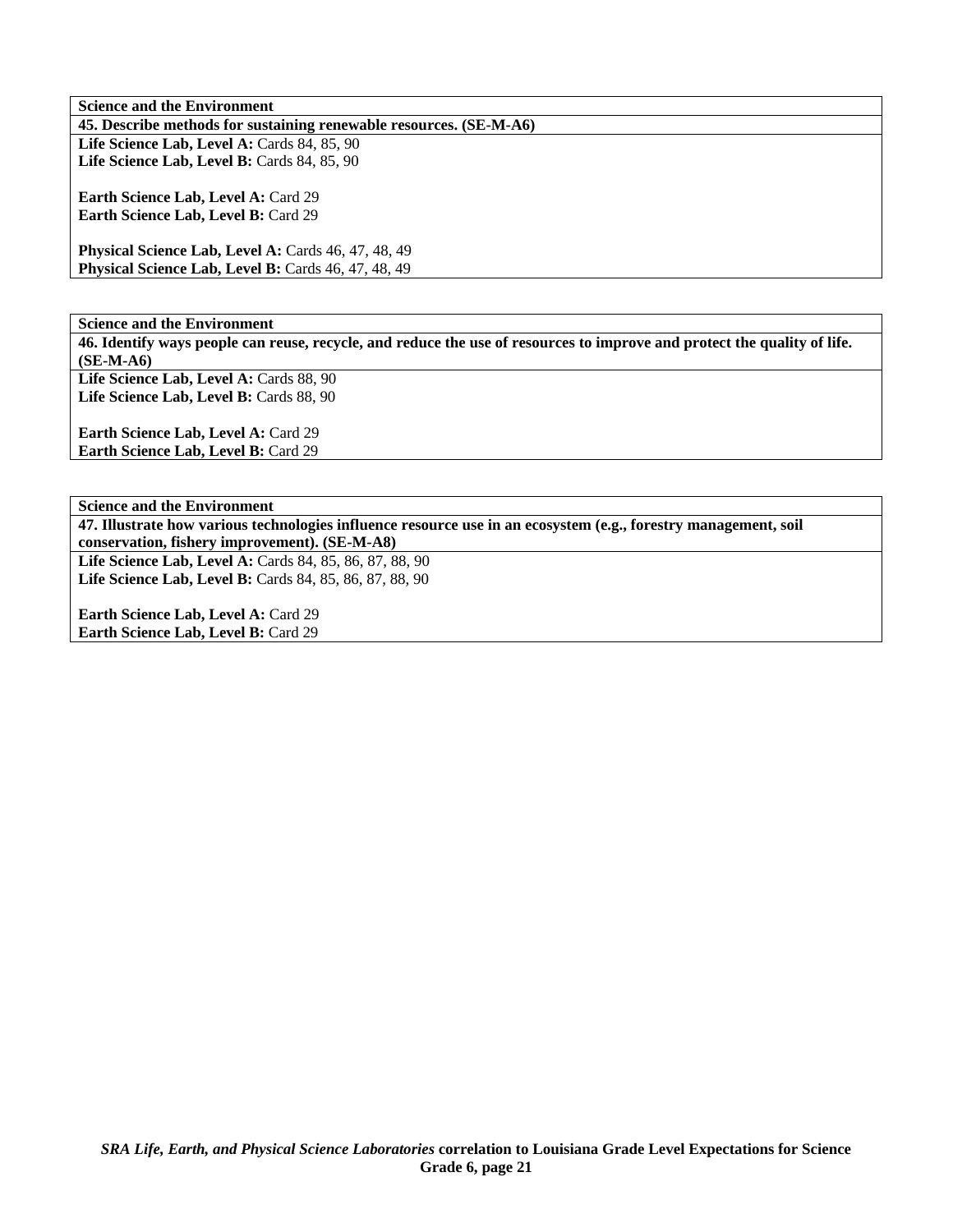| Science and the Environment |
| --- |
| **45. Describe methods for sustaining renewable resources. (SE-M-A6)** |
| **Life Science Lab, Level A:** Cards 84, 85, 90<br>**Life Science Lab, Level B:** Cards 84, 85, 90<br><br>**Earth Science Lab, Level A:** Card 29<br>**Earth Science Lab, Level B:** Card 29<br><br>**Physical Science Lab, Level A:** Cards 46, 47, 48, 49<br>**Physical Science Lab, Level B:** Cards 46, 47, 48, 49 |

| Science and the Environment |
| --- |
| **46. Identify ways people can reuse, recycle, and reduce the use of resources to improve and protect the quality of life. (SE-M-A6)** |
| **Life Science Lab, Level A:** Cards 88, 90<br>**Life Science Lab, Level B:** Cards 88, 90<br><br>**Earth Science Lab, Level A:** Card 29<br>**Earth Science Lab, Level B:** Card 29 |

| Science and the Environment |
| --- |
| **47. Illustrate how various technologies influence resource use in an ecosystem (e.g., forestry management, soil conservation, fishery improvement). (SE-M-A8)** |
| **Life Science Lab, Level A:** Cards 84, 85, 86, 87, 88, 90<br>**Life Science Lab, Level B:** Cards 84, 85, 86, 87, 88, 90<br><br>**Earth Science Lab, Level A:** Card 29<br>**Earth Science Lab, Level B:** Card 29 |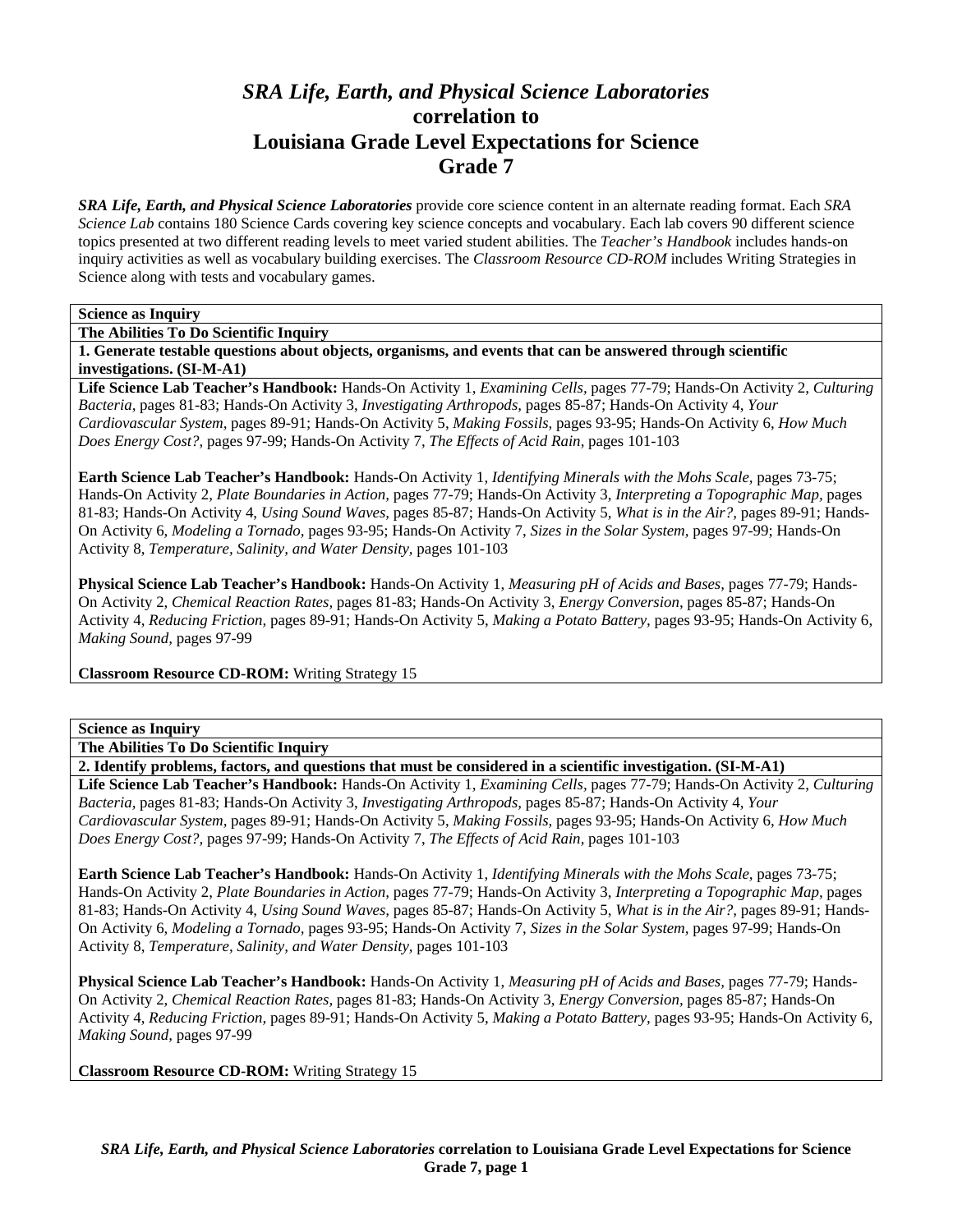# *SRA Life, Earth, and Physical Science Laboratories* correlation to Louisiana Grade Level Expectations for Science Grade 7

***SRA Life, Earth, and Physical Science Laboratories*** provide core science content in an alternate reading format. Each *SRA Science Lab* contains 180 Science Cards covering key science concepts and vocabulary. Each lab covers 90 different science topics presented at two different reading levels to meet varied student abilities. The *Teacher's Handbook* includes hands-on inquiry activities as well as vocabulary building exercises. The *Classroom Resource CD-ROM* includes Writing Strategies in Science along with tests and vocabulary games.

**Science as Inquiry**

**The Abilities To Do Scientific Inquiry**

**1. Generate testable questions about objects, organisms, and events that can be answered through scientific investigations. (SI-M-A1)**

**Life Science Lab Teacher's Handbook:** Hands-On Activity 1, *Examining Cells,* pages 77-79; Hands-On Activity 2, *Culturing Bacteria,* pages 81-83; Hands-On Activity 3, *Investigating Arthropods,* pages 85-87; Hands-On Activity 4, *Your Cardiovascular System,* pages 89-91; Hands-On Activity 5, *Making Fossils,* pages 93-95; Hands-On Activity 6, *How Much Does Energy Cost?,* pages 97-99; Hands-On Activity 7, *The Effects of Acid Rain,* pages 101-103

**Earth Science Lab Teacher's Handbook:** Hands-On Activity 1, *Identifying Minerals with the Mohs Scale,* pages 73-75; Hands-On Activity 2, *Plate Boundaries in Action,* pages 77-79; Hands-On Activity 3, *Interpreting a Topographic Map,* pages 81-83; Hands-On Activity 4, *Using Sound Waves,* pages 85-87; Hands-On Activity 5, *What is in the Air?,* pages 89-91; Hands-On Activity 6, *Modeling a Tornado,* pages 93-95; Hands-On Activity 7, *Sizes in the Solar System,* pages 97-99; Hands-On Activity 8, *Temperature, Salinity, and Water Density,* pages 101-103

**Physical Science Lab Teacher's Handbook:** Hands-On Activity 1, *Measuring pH of Acids and Bases,* pages 77-79; Hands-On Activity 2, *Chemical Reaction Rates,* pages 81-83; Hands-On Activity 3, *Energy Conversion,* pages 85-87; Hands-On Activity 4, *Reducing Friction,* pages 89-91; Hands-On Activity 5, *Making a Potato Battery,* pages 93-95; Hands-On Activity 6, *Making Sound,* pages 97-99

**Classroom Resource CD-ROM:** Writing Strategy 15

**Science as Inquiry**

**The Abilities To Do Scientific Inquiry**

**2. Identify problems, factors, and questions that must be considered in a scientific investigation. (SI-M-A1)**

**Life Science Lab Teacher's Handbook:** Hands-On Activity 1, *Examining Cells,* pages 77-79; Hands-On Activity 2, *Culturing Bacteria,* pages 81-83; Hands-On Activity 3, *Investigating Arthropods,* pages 85-87; Hands-On Activity 4, *Your Cardiovascular System,* pages 89-91; Hands-On Activity 5, *Making Fossils,* pages 93-95; Hands-On Activity 6, *How Much Does Energy Cost?,* pages 97-99; Hands-On Activity 7, *The Effects of Acid Rain,* pages 101-103

**Earth Science Lab Teacher's Handbook:** Hands-On Activity 1, *Identifying Minerals with the Mohs Scale,* pages 73-75; Hands-On Activity 2, *Plate Boundaries in Action,* pages 77-79; Hands-On Activity 3, *Interpreting a Topographic Map,* pages 81-83; Hands-On Activity 4, *Using Sound Waves,* pages 85-87; Hands-On Activity 5, *What is in the Air?,* pages 89-91; Hands-On Activity 6, *Modeling a Tornado,* pages 93-95; Hands-On Activity 7, *Sizes in the Solar System,* pages 97-99; Hands-On Activity 8, *Temperature, Salinity, and Water Density,* pages 101-103

**Physical Science Lab Teacher's Handbook:** Hands-On Activity 1, *Measuring pH of Acids and Bases,* pages 77-79; Hands-On Activity 2, *Chemical Reaction Rates,* pages 81-83; Hands-On Activity 3, *Energy Conversion,* pages 85-87; Hands-On Activity 4, *Reducing Friction,* pages 89-91; Hands-On Activity 5, *Making a Potato Battery,* pages 93-95; Hands-On Activity 6, *Making Sound,* pages 97-99

**Classroom Resource CD-ROM:** Writing Strategy 15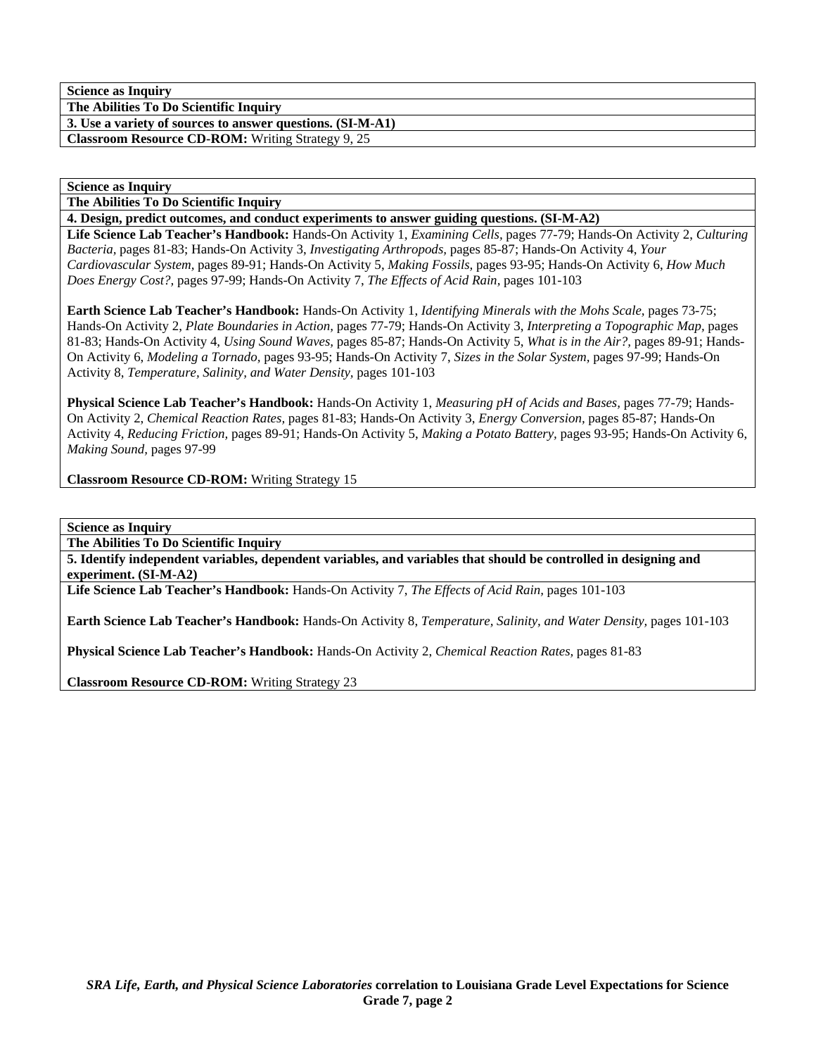**Science as Inquiry**

**The Abilities To Do Scientific Inquiry**

**3. Use a variety of sources to answer questions. (SI-M-A1)**

**Classroom Resource CD-ROM:** Writing Strategy 9, 25

**Science as Inquiry**

**The Abilities To Do Scientific Inquiry**

**4. Design, predict outcomes, and conduct experiments to answer guiding questions. (SI-M-A2)**

**Life Science Lab Teacher's Handbook:** Hands-On Activity 1, *Examining Cells,* pages 77-79; Hands-On Activity 2, *Culturing Bacteria,* pages 81-83; Hands-On Activity 3, *Investigating Arthropods,* pages 85-87; Hands-On Activity 4, *Your Cardiovascular System,* pages 89-91; Hands-On Activity 5, *Making Fossils,* pages 93-95; Hands-On Activity 6, *How Much Does Energy Cost?,* pages 97-99; Hands-On Activity 7, *The Effects of Acid Rain,* pages 101-103

**Earth Science Lab Teacher's Handbook:** Hands-On Activity 1, *Identifying Minerals with the Mohs Scale,* pages 73-75; Hands-On Activity 2, *Plate Boundaries in Action,* pages 77-79; Hands-On Activity 3, *Interpreting a Topographic Map,* pages 81-83; Hands-On Activity 4, *Using Sound Waves,* pages 85-87; Hands-On Activity 5, *What is in the Air?,* pages 89-91; Hands-On Activity 6, *Modeling a Tornado,* pages 93-95; Hands-On Activity 7, *Sizes in the Solar System,* pages 97-99; Hands-On Activity 8, *Temperature, Salinity, and Water Density,* pages 101-103

**Physical Science Lab Teacher's Handbook:** Hands-On Activity 1, *Measuring pH of Acids and Bases,* pages 77-79; Hands-On Activity 2, *Chemical Reaction Rates,* pages 81-83; Hands-On Activity 3, *Energy Conversion,* pages 85-87; Hands-On Activity 4, *Reducing Friction,* pages 89-91; Hands-On Activity 5, *Making a Potato Battery,* pages 93-95; Hands-On Activity 6, *Making Sound,* pages 97-99

**Classroom Resource CD-ROM:** Writing Strategy 15

**Science as Inquiry**

**The Abilities To Do Scientific Inquiry**

**5. Identify independent variables, dependent variables, and variables that should be controlled in designing and experiment. (SI-M-A2)**

**Life Science Lab Teacher's Handbook:** Hands-On Activity 7, *The Effects of Acid Rain,* pages 101-103

**Earth Science Lab Teacher's Handbook:** Hands-On Activity 8, *Temperature, Salinity, and Water Density,* pages 101-103

**Physical Science Lab Teacher's Handbook:** Hands-On Activity 2, *Chemical Reaction Rates,* pages 81-83

**Classroom Resource CD-ROM:** Writing Strategy 23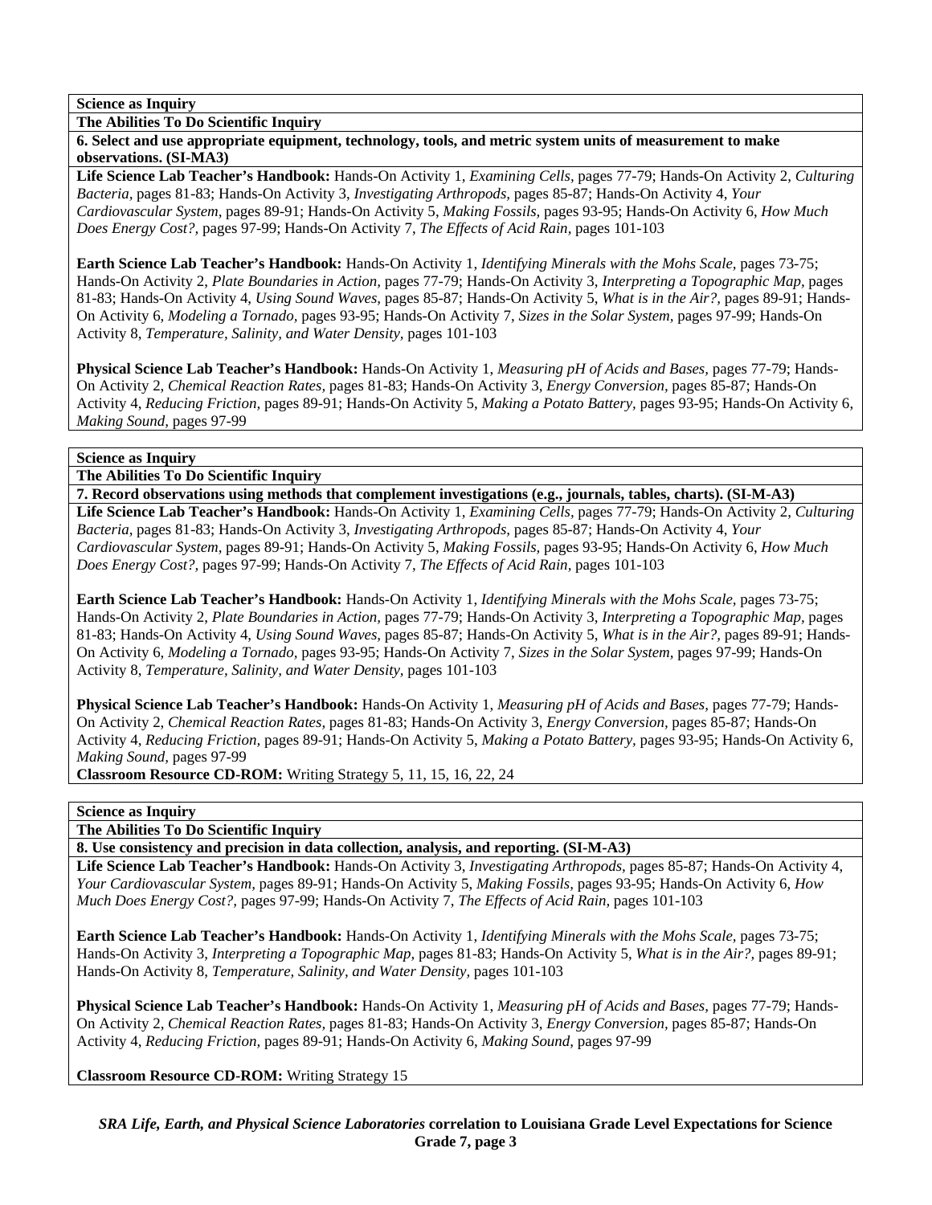**Science as Inquiry**

**The Abilities To Do Scientific Inquiry**

**6. Select and use appropriate equipment, technology, tools, and metric system units of measurement to make observations. (SI-MA3)**

**Life Science Lab Teacher's Handbook:** Hands-On Activity 1, *Examining Cells,* pages 77-79; Hands-On Activity 2, *Culturing Bacteria,* pages 81-83; Hands-On Activity 3, *Investigating Arthropods,* pages 85-87; Hands-On Activity 4, *Your Cardiovascular System,* pages 89-91; Hands-On Activity 5, *Making Fossils,* pages 93-95; Hands-On Activity 6, *How Much Does Energy Cost?,* pages 97-99; Hands-On Activity 7, *The Effects of Acid Rain,* pages 101-103

**Earth Science Lab Teacher's Handbook:** Hands-On Activity 1, *Identifying Minerals with the Mohs Scale,* pages 73-75; Hands-On Activity 2, *Plate Boundaries in Action,* pages 77-79; Hands-On Activity 3, *Interpreting a Topographic Map,* pages 81-83; Hands-On Activity 4, *Using Sound Waves,* pages 85-87; Hands-On Activity 5, *What is in the Air?,* pages 89-91; Hands-On Activity 6, *Modeling a Tornado,* pages 93-95; Hands-On Activity 7, *Sizes in the Solar System,* pages 97-99; Hands-On Activity 8, *Temperature, Salinity, and Water Density,* pages 101-103

**Physical Science Lab Teacher's Handbook:** Hands-On Activity 1, *Measuring pH of Acids and Bases,* pages 77-79; Hands-On Activity 2, *Chemical Reaction Rates,* pages 81-83; Hands-On Activity 3, *Energy Conversion,* pages 85-87; Hands-On Activity 4, *Reducing Friction,* pages 89-91; Hands-On Activity 5, *Making a Potato Battery,* pages 93-95; Hands-On Activity 6, *Making Sound,* pages 97-99

**Science as Inquiry**

**The Abilities To Do Scientific Inquiry**

**7. Record observations using methods that complement investigations (e.g., journals, tables, charts). (SI-M-A3)**

**Life Science Lab Teacher's Handbook:** Hands-On Activity 1, *Examining Cells,* pages 77-79; Hands-On Activity 2, *Culturing Bacteria,* pages 81-83; Hands-On Activity 3, *Investigating Arthropods,* pages 85-87; Hands-On Activity 4, *Your Cardiovascular System,* pages 89-91; Hands-On Activity 5, *Making Fossils,* pages 93-95; Hands-On Activity 6, *How Much Does Energy Cost?,* pages 97-99; Hands-On Activity 7, *The Effects of Acid Rain,* pages 101-103

**Earth Science Lab Teacher's Handbook:** Hands-On Activity 1, *Identifying Minerals with the Mohs Scale,* pages 73-75; Hands-On Activity 2, *Plate Boundaries in Action,* pages 77-79; Hands-On Activity 3, *Interpreting a Topographic Map,* pages 81-83; Hands-On Activity 4, *Using Sound Waves,* pages 85-87; Hands-On Activity 5, *What is in the Air?,* pages 89-91; Hands-On Activity 6, *Modeling a Tornado,* pages 93-95; Hands-On Activity 7, *Sizes in the Solar System,* pages 97-99; Hands-On Activity 8, *Temperature, Salinity, and Water Density,* pages 101-103

**Physical Science Lab Teacher's Handbook:** Hands-On Activity 1, *Measuring pH of Acids and Bases,* pages 77-79; Hands-On Activity 2, *Chemical Reaction Rates,* pages 81-83; Hands-On Activity 3, *Energy Conversion,* pages 85-87; Hands-On Activity 4, *Reducing Friction,* pages 89-91; Hands-On Activity 5, *Making a Potato Battery,* pages 93-95; Hands-On Activity 6, *Making Sound,* pages 97-99

**Classroom Resource CD-ROM:** Writing Strategy 5, 11, 15, 16, 22, 24

**Science as Inquiry**

**The Abilities To Do Scientific Inquiry**

**8. Use consistency and precision in data collection, analysis, and reporting. (SI-M-A3)**

**Life Science Lab Teacher's Handbook:** Hands-On Activity 3, *Investigating Arthropods,* pages 85-87; Hands-On Activity 4, *Your Cardiovascular System,* pages 89-91; Hands-On Activity 5, *Making Fossils,* pages 93-95; Hands-On Activity 6, *How Much Does Energy Cost?,* pages 97-99; Hands-On Activity 7, *The Effects of Acid Rain,* pages 101-103

**Earth Science Lab Teacher's Handbook:** Hands-On Activity 1, *Identifying Minerals with the Mohs Scale,* pages 73-75; Hands-On Activity 3, *Interpreting a Topographic Map,* pages 81-83; Hands-On Activity 5, *What is in the Air?,* pages 89-91; Hands-On Activity 8, *Temperature, Salinity, and Water Density,* pages 101-103

**Physical Science Lab Teacher's Handbook:** Hands-On Activity 1, *Measuring pH of Acids and Bases,* pages 77-79; Hands-On Activity 2, *Chemical Reaction Rates,* pages 81-83; Hands-On Activity 3, *Energy Conversion,* pages 85-87; Hands-On Activity 4, *Reducing Friction,* pages 89-91; Hands-On Activity 6, *Making Sound,* pages 97-99

**Classroom Resource CD-ROM:** Writing Strategy 15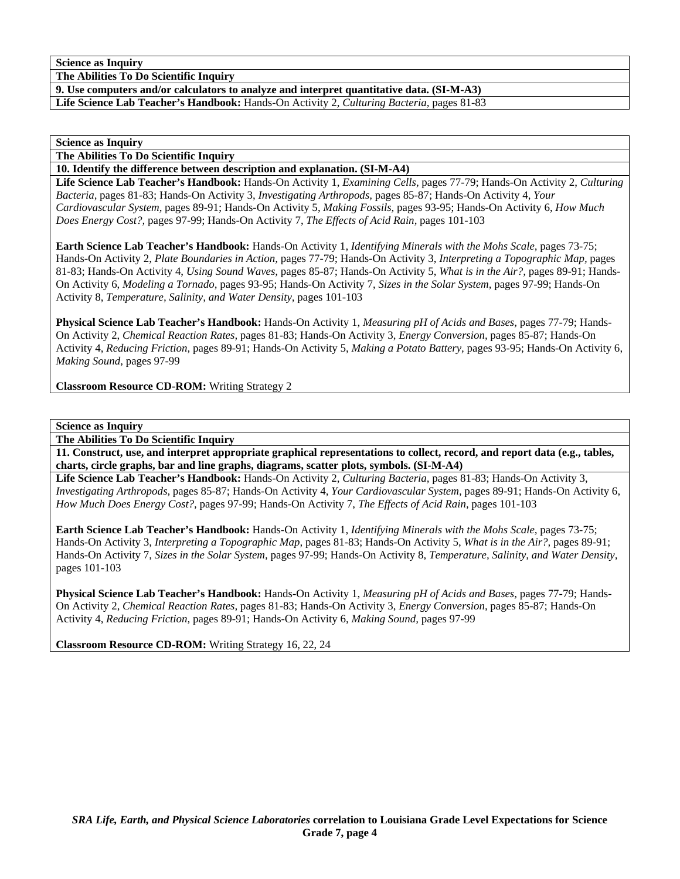| Science as Inquiry |
| --- |
| **The Abilities To Do Scientific Inquiry** |
| **9. Use computers and/or calculators to analyze and interpret quantitative data. (SI-M-A3)** |
| **Life Science Lab Teacher's Handbook:** Hands-On Activity 2, *Culturing Bacteria,* pages 81-83 |

| Science as Inquiry |
| --- |
| **The Abilities To Do Scientific Inquiry** |
| **10. Identify the difference between description and explanation. (SI-M-A4)** |
| **Life Science Lab Teacher's Handbook:** Hands-On Activity 1, *Examining Cells,* pages 77-79; Hands-On Activity 2, *Culturing Bacteria,* pages 81-83; Hands-On Activity 3, *Investigating Arthropods,* pages 85-87; Hands-On Activity 4, *Your Cardiovascular System,* pages 89-91; Hands-On Activity 5, *Making Fossils,* pages 93-95; Hands-On Activity 6, *How Much Does Energy Cost?,* pages 97-99; Hands-On Activity 7, *The Effects of Acid Rain,* pages 101-103<br><br>**Earth Science Lab Teacher's Handbook:** Hands-On Activity 1, *Identifying Minerals with the Mohs Scale,* pages 73-75; Hands-On Activity 2, *Plate Boundaries in Action,* pages 77-79; Hands-On Activity 3, *Interpreting a Topographic Map,* pages 81-83; Hands-On Activity 4, *Using Sound Waves,* pages 85-87; Hands-On Activity 5, *What is in the Air?,* pages 89-91; Hands-On Activity 6, *Modeling a Tornado,* pages 93-95; Hands-On Activity 7, *Sizes in the Solar System,* pages 97-99; Hands-On Activity 8, *Temperature, Salinity, and Water Density,* pages 101-103<br><br>**Physical Science Lab Teacher's Handbook:** Hands-On Activity 1, *Measuring pH of Acids and Bases,* pages 77-79; Hands-On Activity 2, *Chemical Reaction Rates,* pages 81-83; Hands-On Activity 3, *Energy Conversion,* pages 85-87; Hands-On Activity 4, *Reducing Friction,* pages 89-91; Hands-On Activity 5, *Making a Potato Battery,* pages 93-95; Hands-On Activity 6, *Making Sound,* pages 97-99<br><br>**Classroom Resource CD-ROM:** Writing Strategy 2 |

| Science as Inquiry |
| --- |
| **The Abilities To Do Scientific Inquiry** |
| **11. Construct, use, and interpret appropriate graphical representations to collect, record, and report data (e.g., tables, charts, circle graphs, bar and line graphs, diagrams, scatter plots, symbols. (SI-M-A4)** |
| **Life Science Lab Teacher's Handbook:** Hands-On Activity 2, *Culturing Bacteria,* pages 81-83; Hands-On Activity 3, *Investigating Arthropods,* pages 85-87; Hands-On Activity 4, *Your Cardiovascular System,* pages 89-91; Hands-On Activity 6, *How Much Does Energy Cost?,* pages 97-99; Hands-On Activity 7, *The Effects of Acid Rain,* pages 101-103<br><br>**Earth Science Lab Teacher's Handbook:** Hands-On Activity 1, *Identifying Minerals with the Mohs Scale,* pages 73-75; Hands-On Activity 3, *Interpreting a Topographic Map,* pages 81-83; Hands-On Activity 5, *What is in the Air?,* pages 89-91; Hands-On Activity 7, *Sizes in the Solar System,* pages 97-99; Hands-On Activity 8, *Temperature, Salinity, and Water Density,* pages 101-103<br><br>**Physical Science Lab Teacher's Handbook:** Hands-On Activity 1, *Measuring pH of Acids and Bases,* pages 77-79; Hands-On Activity 2, *Chemical Reaction Rates,* pages 81-83; Hands-On Activity 3, *Energy Conversion,* pages 85-87; Hands-On Activity 4, *Reducing Friction,* pages 89-91; Hands-On Activity 6, *Making Sound,* pages 97-99<br><br>**Classroom Resource CD-ROM:** Writing Strategy 16, 22, 24 |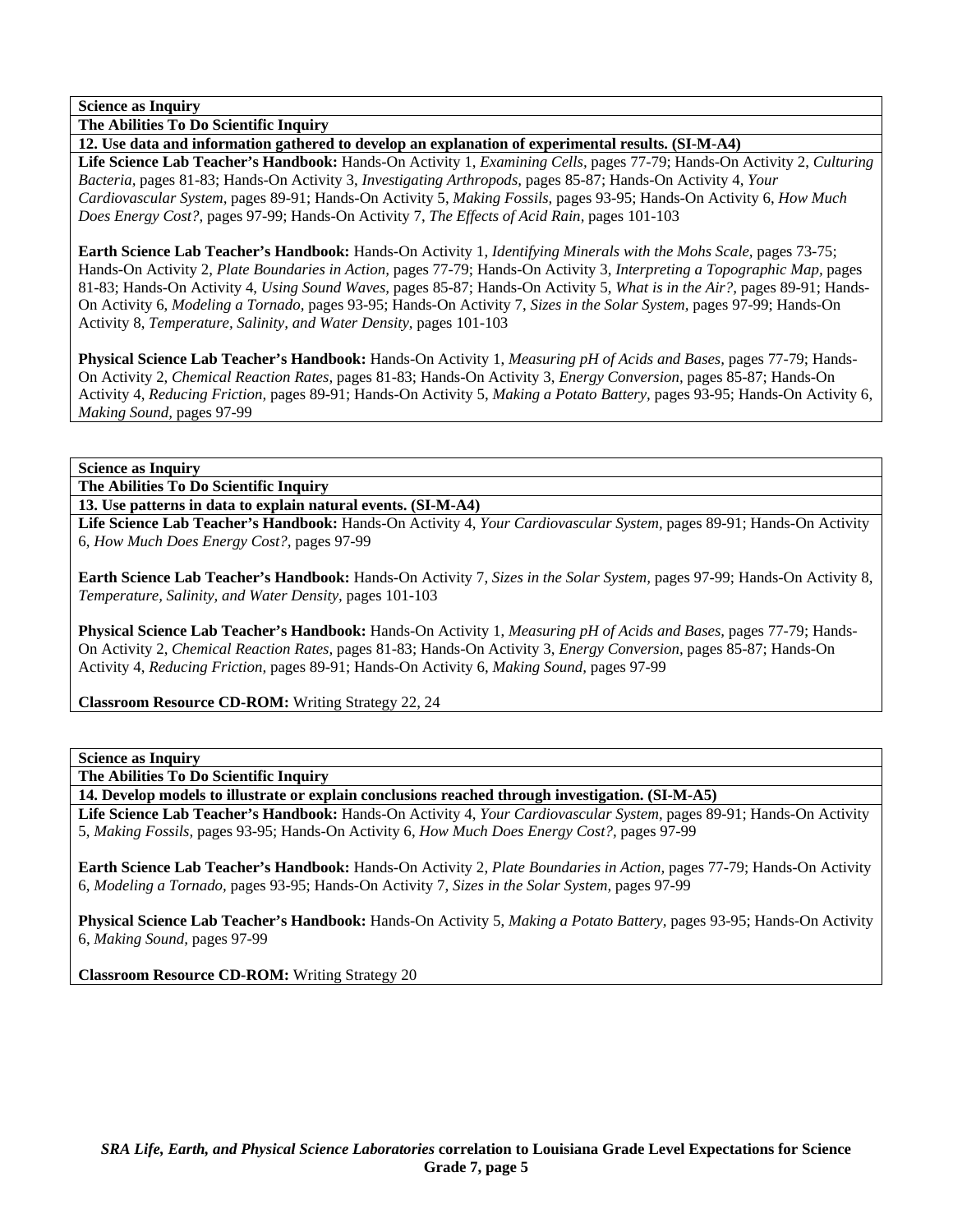**Science as Inquiry**

**The Abilities To Do Scientific Inquiry**

**12. Use data and information gathered to develop an explanation of experimental results. (SI-M-A4)**

**Life Science Lab Teacher's Handbook:** Hands-On Activity 1, *Examining Cells,* pages 77-79; Hands-On Activity 2, *Culturing Bacteria,* pages 81-83; Hands-On Activity 3, *Investigating Arthropods,* pages 85-87; Hands-On Activity 4, *Your Cardiovascular System,* pages 89-91; Hands-On Activity 5, *Making Fossils,* pages 93-95; Hands-On Activity 6, *How Much Does Energy Cost?,* pages 97-99; Hands-On Activity 7, *The Effects of Acid Rain,* pages 101-103

**Earth Science Lab Teacher's Handbook:** Hands-On Activity 1, *Identifying Minerals with the Mohs Scale,* pages 73-75; Hands-On Activity 2, *Plate Boundaries in Action,* pages 77-79; Hands-On Activity 3, *Interpreting a Topographic Map,* pages 81-83; Hands-On Activity 4, *Using Sound Waves,* pages 85-87; Hands-On Activity 5, *What is in the Air?,* pages 89-91; Hands-On Activity 6, *Modeling a Tornado,* pages 93-95; Hands-On Activity 7, *Sizes in the Solar System,* pages 97-99; Hands-On Activity 8, *Temperature, Salinity, and Water Density,* pages 101-103

**Physical Science Lab Teacher's Handbook:** Hands-On Activity 1, *Measuring pH of Acids and Bases,* pages 77-79; Hands-On Activity 2, *Chemical Reaction Rates,* pages 81-83; Hands-On Activity 3, *Energy Conversion,* pages 85-87; Hands-On Activity 4, *Reducing Friction,* pages 89-91; Hands-On Activity 5, *Making a Potato Battery,* pages 93-95; Hands-On Activity 6, *Making Sound,* pages 97-99

**Science as Inquiry**

**The Abilities To Do Scientific Inquiry**

**13. Use patterns in data to explain natural events. (SI-M-A4)**

**Life Science Lab Teacher's Handbook:** Hands-On Activity 4, *Your Cardiovascular System,* pages 89-91; Hands-On Activity 6, *How Much Does Energy Cost?,* pages 97-99

**Earth Science Lab Teacher's Handbook:** Hands-On Activity 7, *Sizes in the Solar System,* pages 97-99; Hands-On Activity 8, *Temperature, Salinity, and Water Density,* pages 101-103

**Physical Science Lab Teacher's Handbook:** Hands-On Activity 1, *Measuring pH of Acids and Bases,* pages 77-79; Hands-On Activity 2, *Chemical Reaction Rates,* pages 81-83; Hands-On Activity 3, *Energy Conversion,* pages 85-87; Hands-On Activity 4, *Reducing Friction,* pages 89-91; Hands-On Activity 6, *Making Sound,* pages 97-99

**Classroom Resource CD-ROM:** Writing Strategy 22, 24

**Science as Inquiry**

**The Abilities To Do Scientific Inquiry**

**14. Develop models to illustrate or explain conclusions reached through investigation. (SI-M-A5)**

**Life Science Lab Teacher's Handbook:** Hands-On Activity 4, *Your Cardiovascular System,* pages 89-91; Hands-On Activity 5, *Making Fossils,* pages 93-95; Hands-On Activity 6, *How Much Does Energy Cost?,* pages 97-99

**Earth Science Lab Teacher's Handbook:** Hands-On Activity 2, *Plate Boundaries in Action,* pages 77-79; Hands-On Activity 6, *Modeling a Tornado,* pages 93-95; Hands-On Activity 7, *Sizes in the Solar System,* pages 97-99

**Physical Science Lab Teacher's Handbook:** Hands-On Activity 5, *Making a Potato Battery,* pages 93-95; Hands-On Activity 6, *Making Sound,* pages 97-99

**Classroom Resource CD-ROM:** Writing Strategy 20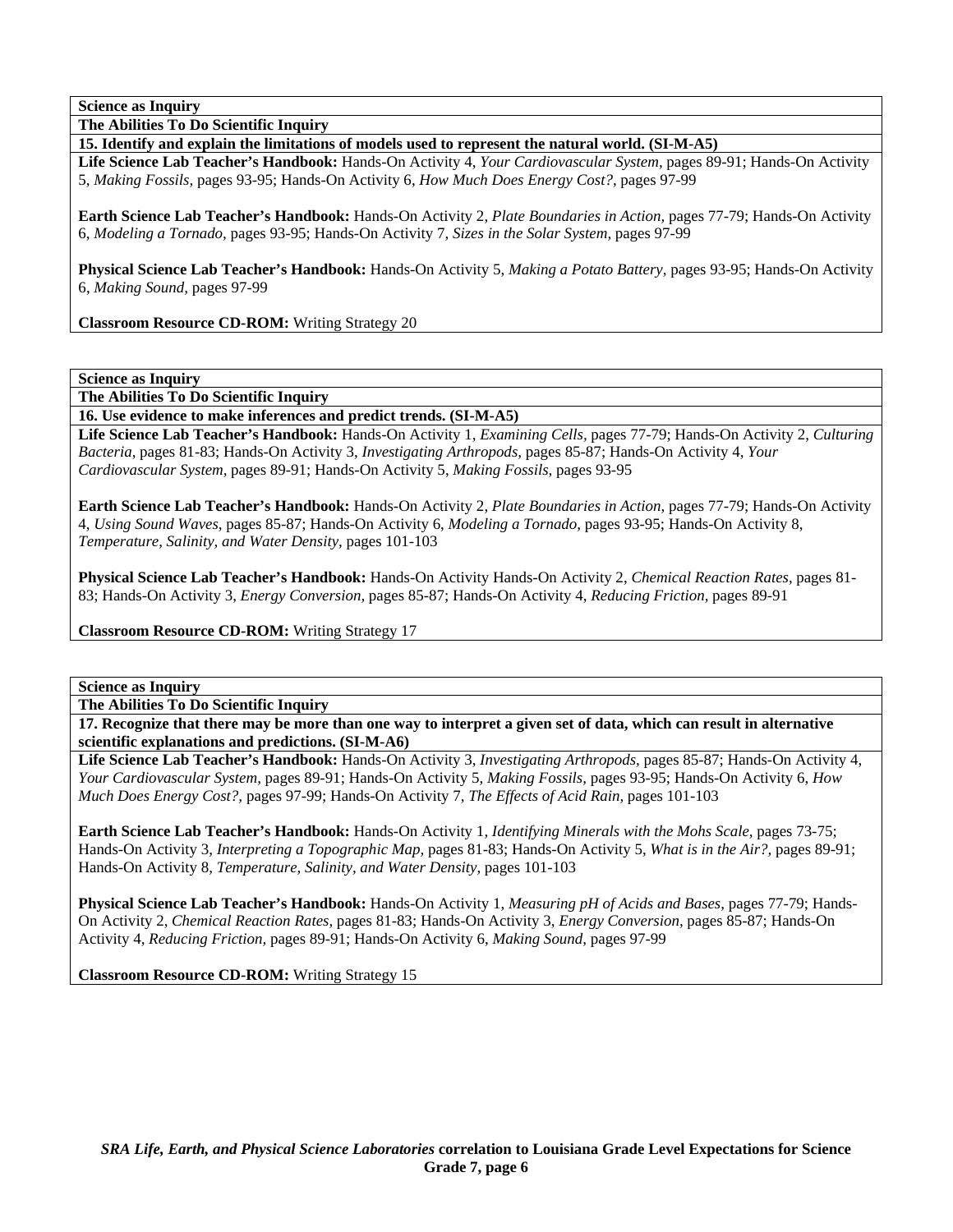**Science as Inquiry**

**The Abilities To Do Scientific Inquiry**

**15. Identify and explain the limitations of models used to represent the natural world. (SI-M-A5)**

**Life Science Lab Teacher's Handbook:** Hands-On Activity 4, *Your Cardiovascular System,* pages 89-91; Hands-On Activity 5, *Making Fossils,* pages 93-95; Hands-On Activity 6, *How Much Does Energy Cost?,* pages 97-99

**Earth Science Lab Teacher's Handbook:** Hands-On Activity 2, *Plate Boundaries in Action,* pages 77-79; Hands-On Activity 6, *Modeling a Tornado,* pages 93-95; Hands-On Activity 7, *Sizes in the Solar System,* pages 97-99

**Physical Science Lab Teacher's Handbook:** Hands-On Activity 5, *Making a Potato Battery,* pages 93-95; Hands-On Activity 6, *Making Sound,* pages 97-99

**Classroom Resource CD-ROM:** Writing Strategy 20

**Science as Inquiry**

**The Abilities To Do Scientific Inquiry**

**16. Use evidence to make inferences and predict trends. (SI-M-A5)**

**Life Science Lab Teacher's Handbook:** Hands-On Activity 1, *Examining Cells,* pages 77-79; Hands-On Activity 2, *Culturing Bacteria,* pages 81-83; Hands-On Activity 3, *Investigating Arthropods,* pages 85-87; Hands-On Activity 4, *Your Cardiovascular System,* pages 89-91; Hands-On Activity 5, *Making Fossils,* pages 93-95

**Earth Science Lab Teacher's Handbook:** Hands-On Activity 2, *Plate Boundaries in Action,* pages 77-79; Hands-On Activity 4, *Using Sound Waves,* pages 85-87; Hands-On Activity 6, *Modeling a Tornado,* pages 93-95; Hands-On Activity 8, *Temperature, Salinity, and Water Density,* pages 101-103

**Physical Science Lab Teacher's Handbook:** Hands-On Activity Hands-On Activity 2, *Chemical Reaction Rates,* pages 81-83; Hands-On Activity 3, *Energy Conversion,* pages 85-87; Hands-On Activity 4, *Reducing Friction,* pages 89-91

**Classroom Resource CD-ROM:** Writing Strategy 17

**Science as Inquiry**

**The Abilities To Do Scientific Inquiry**

**17. Recognize that there may be more than one way to interpret a given set of data, which can result in alternative scientific explanations and predictions. (SI-M-A6)**

**Life Science Lab Teacher's Handbook:** Hands-On Activity 3, *Investigating Arthropods,* pages 85-87; Hands-On Activity 4, *Your Cardiovascular System,* pages 89-91; Hands-On Activity 5, *Making Fossils,* pages 93-95; Hands-On Activity 6, *How Much Does Energy Cost?,* pages 97-99; Hands-On Activity 7, *The Effects of Acid Rain,* pages 101-103

**Earth Science Lab Teacher's Handbook:** Hands-On Activity 1, *Identifying Minerals with the Mohs Scale,* pages 73-75; Hands-On Activity 3, *Interpreting a Topographic Map,* pages 81-83; Hands-On Activity 5, *What is in the Air?,* pages 89-91; Hands-On Activity 8, *Temperature, Salinity, and Water Density,* pages 101-103

**Physical Science Lab Teacher's Handbook:** Hands-On Activity 1, *Measuring pH of Acids and Bases,* pages 77-79; Hands-On Activity 2, *Chemical Reaction Rates,* pages 81-83; Hands-On Activity 3, *Energy Conversion,* pages 85-87; Hands-On Activity 4, *Reducing Friction,* pages 89-91; Hands-On Activity 6, *Making Sound,* pages 97-99

**Classroom Resource CD-ROM:** Writing Strategy 15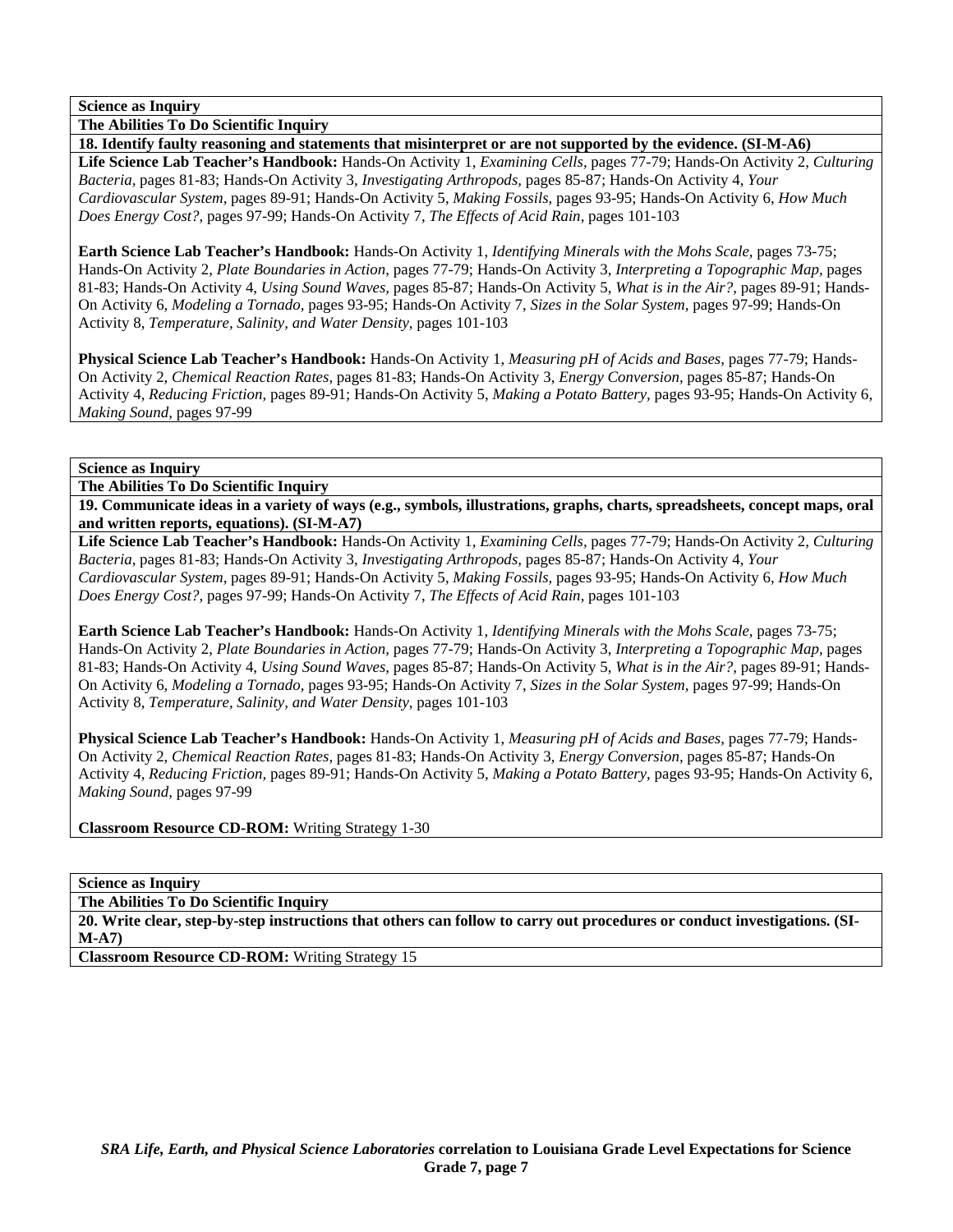**Science as Inquiry**

**The Abilities To Do Scientific Inquiry**

**18. Identify faulty reasoning and statements that misinterpret or are not supported by the evidence. (SI-M-A6)**

**Life Science Lab Teacher's Handbook:** Hands-On Activity 1, *Examining Cells,* pages 77-79; Hands-On Activity 2, *Culturing Bacteria,* pages 81-83; Hands-On Activity 3, *Investigating Arthropods,* pages 85-87; Hands-On Activity 4, *Your Cardiovascular System,* pages 89-91; Hands-On Activity 5, *Making Fossils,* pages 93-95; Hands-On Activity 6, *How Much Does Energy Cost?,* pages 97-99; Hands-On Activity 7, *The Effects of Acid Rain,* pages 101-103

**Earth Science Lab Teacher's Handbook:** Hands-On Activity 1, *Identifying Minerals with the Mohs Scale,* pages 73-75; Hands-On Activity 2, *Plate Boundaries in Action,* pages 77-79; Hands-On Activity 3, *Interpreting a Topographic Map,* pages 81-83; Hands-On Activity 4, *Using Sound Waves,* pages 85-87; Hands-On Activity 5, *What is in the Air?,* pages 89-91; Hands-On Activity 6, *Modeling a Tornado,* pages 93-95; Hands-On Activity 7, *Sizes in the Solar System,* pages 97-99; Hands-On Activity 8, *Temperature, Salinity, and Water Density,* pages 101-103

**Physical Science Lab Teacher's Handbook:** Hands-On Activity 1, *Measuring pH of Acids and Bases,* pages 77-79; Hands-On Activity 2, *Chemical Reaction Rates,* pages 81-83; Hands-On Activity 3, *Energy Conversion,* pages 85-87; Hands-On Activity 4, *Reducing Friction,* pages 89-91; Hands-On Activity 5, *Making a Potato Battery,* pages 93-95; Hands-On Activity 6, *Making Sound,* pages 97-99

**Science as Inquiry**

**The Abilities To Do Scientific Inquiry**

**19. Communicate ideas in a variety of ways (e.g., symbols, illustrations, graphs, charts, spreadsheets, concept maps, oral and written reports, equations). (SI-M-A7)**

**Life Science Lab Teacher's Handbook:** Hands-On Activity 1, *Examining Cells,* pages 77-79; Hands-On Activity 2, *Culturing Bacteria,* pages 81-83; Hands-On Activity 3, *Investigating Arthropods,* pages 85-87; Hands-On Activity 4, *Your Cardiovascular System,* pages 89-91; Hands-On Activity 5, *Making Fossils,* pages 93-95; Hands-On Activity 6, *How Much Does Energy Cost?,* pages 97-99; Hands-On Activity 7, *The Effects of Acid Rain,* pages 101-103

**Earth Science Lab Teacher's Handbook:** Hands-On Activity 1, *Identifying Minerals with the Mohs Scale,* pages 73-75; Hands-On Activity 2, *Plate Boundaries in Action,* pages 77-79; Hands-On Activity 3, *Interpreting a Topographic Map,* pages 81-83; Hands-On Activity 4, *Using Sound Waves,* pages 85-87; Hands-On Activity 5, *What is in the Air?,* pages 89-91; Hands-On Activity 6, *Modeling a Tornado,* pages 93-95; Hands-On Activity 7, *Sizes in the Solar System,* pages 97-99; Hands-On Activity 8, *Temperature, Salinity, and Water Density,* pages 101-103

**Physical Science Lab Teacher's Handbook:** Hands-On Activity 1, *Measuring pH of Acids and Bases,* pages 77-79; Hands-On Activity 2, *Chemical Reaction Rates,* pages 81-83; Hands-On Activity 3, *Energy Conversion,* pages 85-87; Hands-On Activity 4, *Reducing Friction,* pages 89-91; Hands-On Activity 5, *Making a Potato Battery,* pages 93-95; Hands-On Activity 6, *Making Sound,* pages 97-99

**Classroom Resource CD-ROM:** Writing Strategy 1-30

**Science as Inquiry**

**The Abilities To Do Scientific Inquiry**

**20. Write clear, step-by-step instructions that others can follow to carry out procedures or conduct investigations. (SI-M-A7)**

**Classroom Resource CD-ROM:** Writing Strategy 15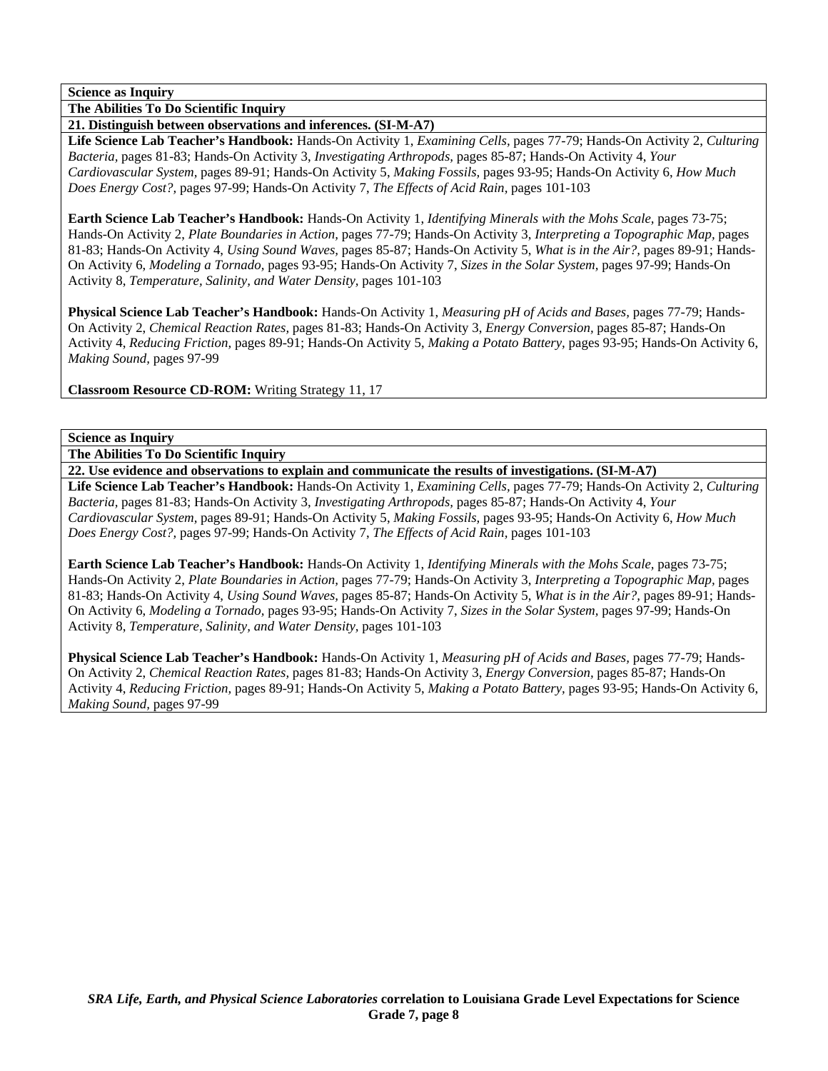**Science as Inquiry**

**The Abilities To Do Scientific Inquiry**

**21. Distinguish between observations and inferences. (SI-M-A7)**

**Life Science Lab Teacher's Handbook:** Hands-On Activity 1, *Examining Cells,* pages 77-79; Hands-On Activity 2, *Culturing Bacteria,* pages 81-83; Hands-On Activity 3, *Investigating Arthropods,* pages 85-87; Hands-On Activity 4, *Your Cardiovascular System,* pages 89-91; Hands-On Activity 5, *Making Fossils,* pages 93-95; Hands-On Activity 6, *How Much Does Energy Cost?,* pages 97-99; Hands-On Activity 7, *The Effects of Acid Rain,* pages 101-103

**Earth Science Lab Teacher's Handbook:** Hands-On Activity 1, *Identifying Minerals with the Mohs Scale,* pages 73-75; Hands-On Activity 2, *Plate Boundaries in Action,* pages 77-79; Hands-On Activity 3, *Interpreting a Topographic Map,* pages 81-83; Hands-On Activity 4, *Using Sound Waves,* pages 85-87; Hands-On Activity 5, *What is in the Air?,* pages 89-91; Hands-On Activity 6, *Modeling a Tornado,* pages 93-95; Hands-On Activity 7, *Sizes in the Solar System,* pages 97-99; Hands-On Activity 8, *Temperature, Salinity, and Water Density,* pages 101-103

**Physical Science Lab Teacher's Handbook:** Hands-On Activity 1, *Measuring pH of Acids and Bases,* pages 77-79; Hands-On Activity 2, *Chemical Reaction Rates,* pages 81-83; Hands-On Activity 3, *Energy Conversion,* pages 85-87; Hands-On Activity 4, *Reducing Friction,* pages 89-91; Hands-On Activity 5, *Making a Potato Battery,* pages 93-95; Hands-On Activity 6, *Making Sound,* pages 97-99

**Classroom Resource CD-ROM:** Writing Strategy 11, 17

**Science as Inquiry**

**The Abilities To Do Scientific Inquiry**

**22. Use evidence and observations to explain and communicate the results of investigations. (SI-M-A7)**

**Life Science Lab Teacher's Handbook:** Hands-On Activity 1, *Examining Cells,* pages 77-79; Hands-On Activity 2, *Culturing Bacteria,* pages 81-83; Hands-On Activity 3, *Investigating Arthropods,* pages 85-87; Hands-On Activity 4, *Your Cardiovascular System,* pages 89-91; Hands-On Activity 5, *Making Fossils,* pages 93-95; Hands-On Activity 6, *How Much Does Energy Cost?,* pages 97-99; Hands-On Activity 7, *The Effects of Acid Rain,* pages 101-103

**Earth Science Lab Teacher's Handbook:** Hands-On Activity 1, *Identifying Minerals with the Mohs Scale,* pages 73-75; Hands-On Activity 2, *Plate Boundaries in Action,* pages 77-79; Hands-On Activity 3, *Interpreting a Topographic Map,* pages 81-83; Hands-On Activity 4, *Using Sound Waves,* pages 85-87; Hands-On Activity 5, *What is in the Air?,* pages 89-91; Hands-On Activity 6, *Modeling a Tornado,* pages 93-95; Hands-On Activity 7, *Sizes in the Solar System,* pages 97-99; Hands-On Activity 8, *Temperature, Salinity, and Water Density,* pages 101-103

**Physical Science Lab Teacher's Handbook:** Hands-On Activity 1, *Measuring pH of Acids and Bases,* pages 77-79; Hands-On Activity 2, *Chemical Reaction Rates,* pages 81-83; Hands-On Activity 3, *Energy Conversion,* pages 85-87; Hands-On Activity 4, *Reducing Friction,* pages 89-91; Hands-On Activity 5, *Making a Potato Battery,* pages 93-95; Hands-On Activity 6, *Making Sound,* pages 97-99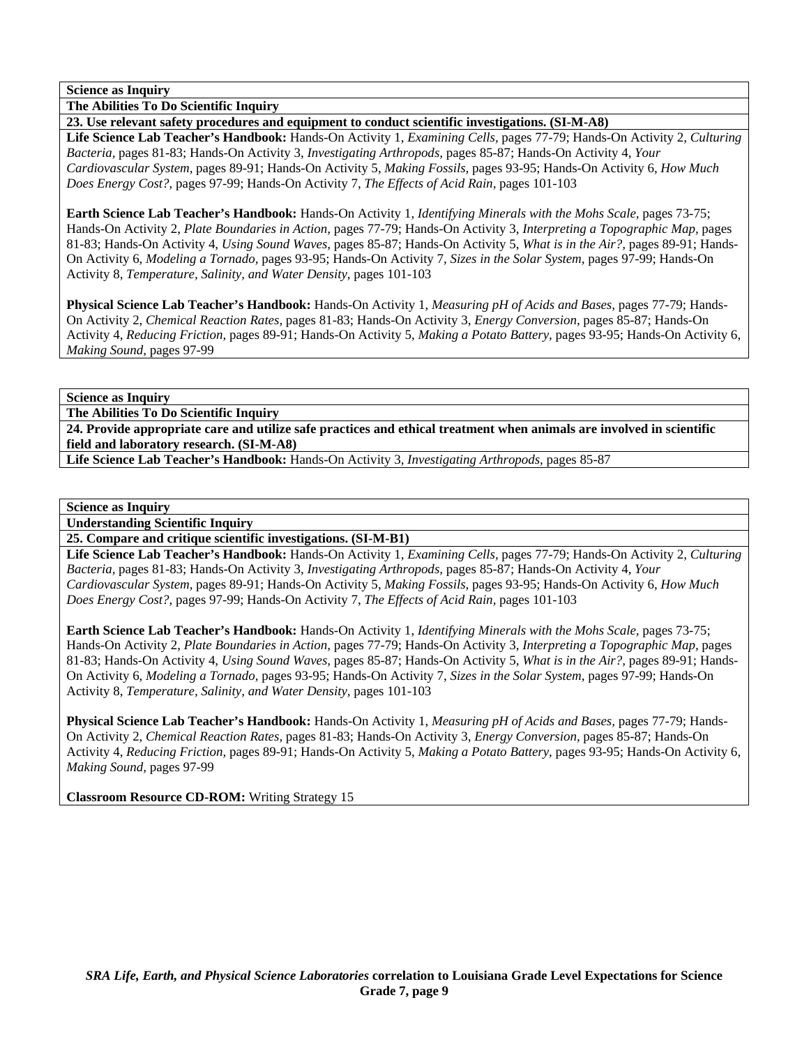**Science as Inquiry**

**The Abilities To Do Scientific Inquiry**

**23. Use relevant safety procedures and equipment to conduct scientific investigations. (SI-M-A8)**

**Life Science Lab Teacher's Handbook:** Hands-On Activity 1, *Examining Cells,* pages 77-79; Hands-On Activity 2, *Culturing Bacteria,* pages 81-83; Hands-On Activity 3, *Investigating Arthropods,* pages 85-87; Hands-On Activity 4, *Your Cardiovascular System,* pages 89-91; Hands-On Activity 5, *Making Fossils,* pages 93-95; Hands-On Activity 6, *How Much Does Energy Cost?,* pages 97-99; Hands-On Activity 7, *The Effects of Acid Rain,* pages 101-103

**Earth Science Lab Teacher's Handbook:** Hands-On Activity 1, *Identifying Minerals with the Mohs Scale,* pages 73-75; Hands-On Activity 2, *Plate Boundaries in Action,* pages 77-79; Hands-On Activity 3, *Interpreting a Topographic Map,* pages 81-83; Hands-On Activity 4, *Using Sound Waves,* pages 85-87; Hands-On Activity 5, *What is in the Air?,* pages 89-91; Hands-On Activity 6, *Modeling a Tornado,* pages 93-95; Hands-On Activity 7, *Sizes in the Solar System,* pages 97-99; Hands-On Activity 8, *Temperature, Salinity, and Water Density,* pages 101-103

**Physical Science Lab Teacher's Handbook:** Hands-On Activity 1, *Measuring pH of Acids and Bases,* pages 77-79; Hands-On Activity 2, *Chemical Reaction Rates,* pages 81-83; Hands-On Activity 3, *Energy Conversion,* pages 85-87; Hands-On Activity 4, *Reducing Friction,* pages 89-91; Hands-On Activity 5, *Making a Potato Battery,* pages 93-95; Hands-On Activity 6, *Making Sound,* pages 97-99

**Science as Inquiry**

**The Abilities To Do Scientific Inquiry**

**24. Provide appropriate care and utilize safe practices and ethical treatment when animals are involved in scientific field and laboratory research. (SI-M-A8)**

**Life Science Lab Teacher's Handbook:** Hands-On Activity 3, *Investigating Arthropods,* pages 85-87

**Science as Inquiry**

**Understanding Scientific Inquiry**

**25. Compare and critique scientific investigations. (SI-M-B1)**

**Life Science Lab Teacher's Handbook:** Hands-On Activity 1, *Examining Cells,* pages 77-79; Hands-On Activity 2, *Culturing Bacteria,* pages 81-83; Hands-On Activity 3, *Investigating Arthropods,* pages 85-87; Hands-On Activity 4, *Your Cardiovascular System,* pages 89-91; Hands-On Activity 5, *Making Fossils,* pages 93-95; Hands-On Activity 6, *How Much Does Energy Cost?,* pages 97-99; Hands-On Activity 7, *The Effects of Acid Rain,* pages 101-103

**Earth Science Lab Teacher's Handbook:** Hands-On Activity 1, *Identifying Minerals with the Mohs Scale,* pages 73-75; Hands-On Activity 2, *Plate Boundaries in Action,* pages 77-79; Hands-On Activity 3, *Interpreting a Topographic Map,* pages 81-83; Hands-On Activity 4, *Using Sound Waves,* pages 85-87; Hands-On Activity 5, *What is in the Air?,* pages 89-91; Hands-On Activity 6, *Modeling a Tornado,* pages 93-95; Hands-On Activity 7, *Sizes in the Solar System,* pages 97-99; Hands-On Activity 8, *Temperature, Salinity, and Water Density,* pages 101-103

**Physical Science Lab Teacher's Handbook:** Hands-On Activity 1, *Measuring pH of Acids and Bases,* pages 77-79; Hands-On Activity 2, *Chemical Reaction Rates,* pages 81-83; Hands-On Activity 3, *Energy Conversion,* pages 85-87; Hands-On Activity 4, *Reducing Friction,* pages 89-91; Hands-On Activity 5, *Making a Potato Battery,* pages 93-95; Hands-On Activity 6, *Making Sound,* pages 97-99

**Classroom Resource CD-ROM:** Writing Strategy 15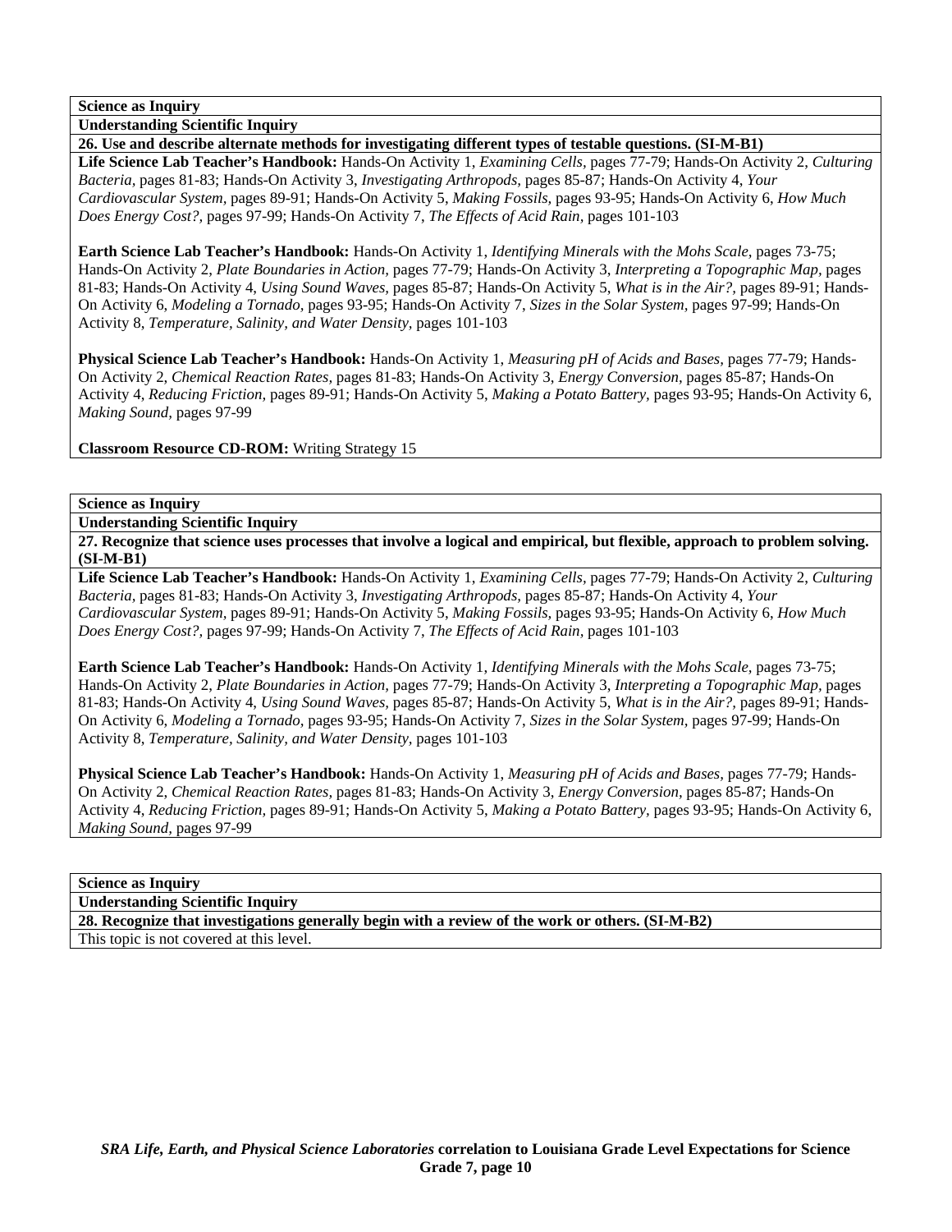**Science as Inquiry**

**Understanding Scientific Inquiry**

**26. Use and describe alternate methods for investigating different types of testable questions. (SI-M-B1)**

**Life Science Lab Teacher's Handbook:** Hands-On Activity 1, *Examining Cells,* pages 77-79; Hands-On Activity 2, *Culturing Bacteria,* pages 81-83; Hands-On Activity 3, *Investigating Arthropods,* pages 85-87; Hands-On Activity 4, *Your Cardiovascular System,* pages 89-91; Hands-On Activity 5, *Making Fossils,* pages 93-95; Hands-On Activity 6, *How Much Does Energy Cost?,* pages 97-99; Hands-On Activity 7, *The Effects of Acid Rain,* pages 101-103

**Earth Science Lab Teacher's Handbook:** Hands-On Activity 1, *Identifying Minerals with the Mohs Scale,* pages 73-75; Hands-On Activity 2, *Plate Boundaries in Action,* pages 77-79; Hands-On Activity 3, *Interpreting a Topographic Map,* pages 81-83; Hands-On Activity 4, *Using Sound Waves,* pages 85-87; Hands-On Activity 5, *What is in the Air?,* pages 89-91; Hands-On Activity 6, *Modeling a Tornado,* pages 93-95; Hands-On Activity 7, *Sizes in the Solar System,* pages 97-99; Hands-On Activity 8, *Temperature, Salinity, and Water Density,* pages 101-103

**Physical Science Lab Teacher's Handbook:** Hands-On Activity 1, *Measuring pH of Acids and Bases,* pages 77-79; Hands-On Activity 2, *Chemical Reaction Rates,* pages 81-83; Hands-On Activity 3, *Energy Conversion,* pages 85-87; Hands-On Activity 4, *Reducing Friction,* pages 89-91; Hands-On Activity 5, *Making a Potato Battery,* pages 93-95; Hands-On Activity 6, *Making Sound,* pages 97-99

**Classroom Resource CD-ROM:** Writing Strategy 15

**Science as Inquiry**

**Understanding Scientific Inquiry**

**27. Recognize that science uses processes that involve a logical and empirical, but flexible, approach to problem solving. (SI-M-B1)**

**Life Science Lab Teacher's Handbook:** Hands-On Activity 1, *Examining Cells,* pages 77-79; Hands-On Activity 2, *Culturing Bacteria,* pages 81-83; Hands-On Activity 3, *Investigating Arthropods,* pages 85-87; Hands-On Activity 4, *Your Cardiovascular System,* pages 89-91; Hands-On Activity 5, *Making Fossils,* pages 93-95; Hands-On Activity 6, *How Much Does Energy Cost?,* pages 97-99; Hands-On Activity 7, *The Effects of Acid Rain,* pages 101-103

**Earth Science Lab Teacher's Handbook:** Hands-On Activity 1, *Identifying Minerals with the Mohs Scale,* pages 73-75; Hands-On Activity 2, *Plate Boundaries in Action,* pages 77-79; Hands-On Activity 3, *Interpreting a Topographic Map,* pages 81-83; Hands-On Activity 4, *Using Sound Waves,* pages 85-87; Hands-On Activity 5, *What is in the Air?,* pages 89-91; Hands-On Activity 6, *Modeling a Tornado,* pages 93-95; Hands-On Activity 7, *Sizes in the Solar System,* pages 97-99; Hands-On Activity 8, *Temperature, Salinity, and Water Density,* pages 101-103

**Physical Science Lab Teacher's Handbook:** Hands-On Activity 1, *Measuring pH of Acids and Bases,* pages 77-79; Hands-On Activity 2, *Chemical Reaction Rates,* pages 81-83; Hands-On Activity 3, *Energy Conversion,* pages 85-87; Hands-On Activity 4, *Reducing Friction,* pages 89-91; Hands-On Activity 5, *Making a Potato Battery,* pages 93-95; Hands-On Activity 6, *Making Sound,* pages 97-99

**Science as Inquiry**

**Understanding Scientific Inquiry**

**28. Recognize that investigations generally begin with a review of the work or others. (SI-M-B2)**

This topic is not covered at this level.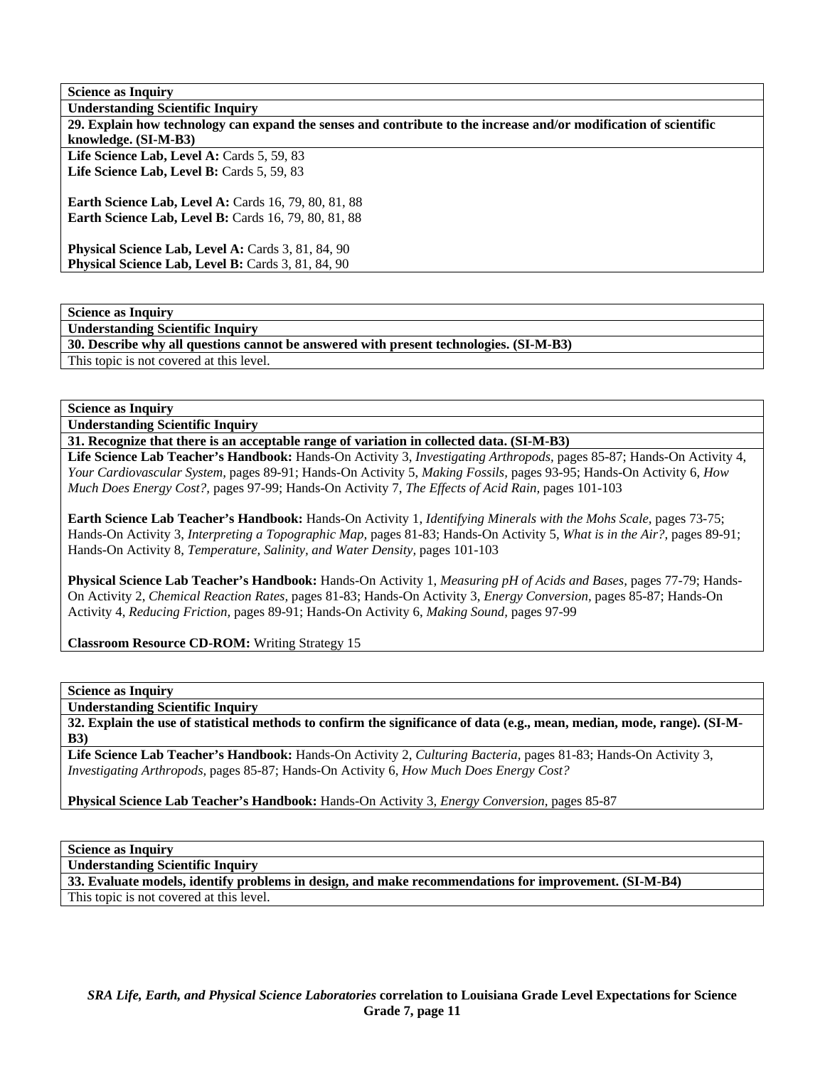**Science as Inquiry**

**Understanding Scientific Inquiry**

**29. Explain how technology can expand the senses and contribute to the increase and/or modification of scientific knowledge. (SI-M-B3)**

**Life Science Lab, Level A:** Cards 5, 59, 83
**Life Science Lab, Level B:** Cards 5, 59, 83

**Earth Science Lab, Level A:** Cards 16, 79, 80, 81, 88
**Earth Science Lab, Level B:** Cards 16, 79, 80, 81, 88

**Physical Science Lab, Level A:** Cards 3, 81, 84, 90
**Physical Science Lab, Level B:** Cards 3, 81, 84, 90

**Science as Inquiry**

**Understanding Scientific Inquiry**

**30. Describe why all questions cannot be answered with present technologies. (SI-M-B3)**

This topic is not covered at this level.

**Science as Inquiry**

**Understanding Scientific Inquiry**

**31. Recognize that there is an acceptable range of variation in collected data. (SI-M-B3)**

**Life Science Lab Teacher's Handbook:** Hands-On Activity 3, *Investigating Arthropods,* pages 85-87; Hands-On Activity 4, *Your Cardiovascular System,* pages 89-91; Hands-On Activity 5, *Making Fossils,* pages 93-95; Hands-On Activity 6, *How Much Does Energy Cost?,* pages 97-99; Hands-On Activity 7, *The Effects of Acid Rain,* pages 101-103

**Earth Science Lab Teacher's Handbook:** Hands-On Activity 1, *Identifying Minerals with the Mohs Scale,* pages 73-75; Hands-On Activity 3, *Interpreting a Topographic Map,* pages 81-83; Hands-On Activity 5, *What is in the Air?,* pages 89-91; Hands-On Activity 8, *Temperature, Salinity, and Water Density,* pages 101-103

**Physical Science Lab Teacher's Handbook:** Hands-On Activity 1, *Measuring pH of Acids and Bases,* pages 77-79; Hands-On Activity 2, *Chemical Reaction Rates,* pages 81-83; Hands-On Activity 3, *Energy Conversion,* pages 85-87; Hands-On Activity 4, *Reducing Friction,* pages 89-91; Hands-On Activity 6, *Making Sound,* pages 97-99

**Classroom Resource CD-ROM:** Writing Strategy 15

**Science as Inquiry**

**Understanding Scientific Inquiry**

**32. Explain the use of statistical methods to confirm the significance of data (e.g., mean, median, mode, range). (SI-M-B3)**

**Life Science Lab Teacher's Handbook:** Hands-On Activity 2, *Culturing Bacteria,* pages 81-83; Hands-On Activity 3, *Investigating Arthropods,* pages 85-87; Hands-On Activity 6, *How Much Does Energy Cost?*

**Physical Science Lab Teacher's Handbook:** Hands-On Activity 3, *Energy Conversion,* pages 85-87

**Science as Inquiry**

**Understanding Scientific Inquiry**

**33. Evaluate models, identify problems in design, and make recommendations for improvement. (SI-M-B4)**

This topic is not covered at this level.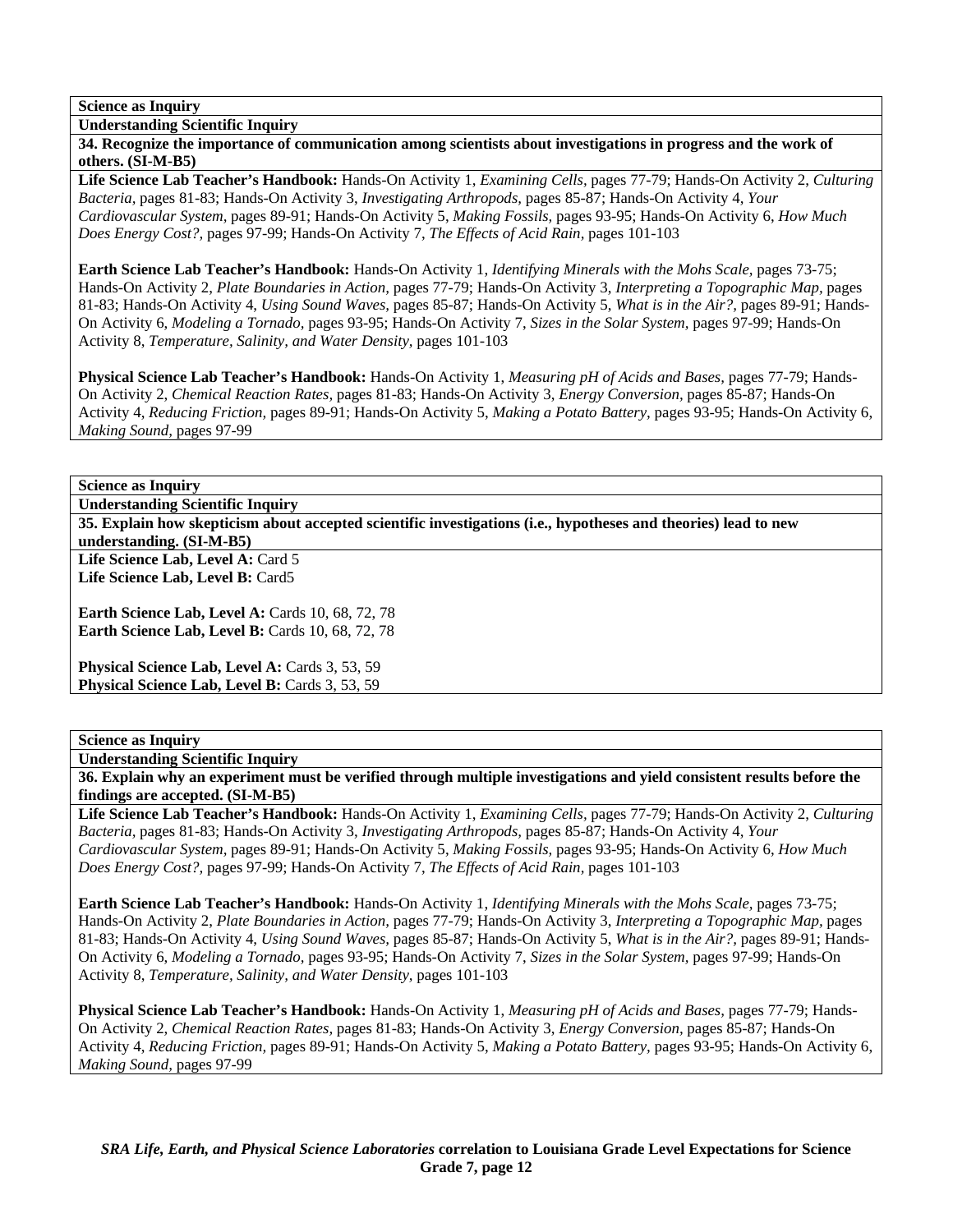**Science as Inquiry**

**Understanding Scientific Inquiry**

**34. Recognize the importance of communication among scientists about investigations in progress and the work of others. (SI-M-B5)**

**Life Science Lab Teacher's Handbook:** Hands-On Activity 1, *Examining Cells,* pages 77-79; Hands-On Activity 2, *Culturing Bacteria,* pages 81-83; Hands-On Activity 3, *Investigating Arthropods,* pages 85-87; Hands-On Activity 4, *Your Cardiovascular System,* pages 89-91; Hands-On Activity 5, *Making Fossils,* pages 93-95; Hands-On Activity 6, *How Much Does Energy Cost?,* pages 97-99; Hands-On Activity 7, *The Effects of Acid Rain,* pages 101-103

**Earth Science Lab Teacher's Handbook:** Hands-On Activity 1, *Identifying Minerals with the Mohs Scale,* pages 73-75; Hands-On Activity 2, *Plate Boundaries in Action,* pages 77-79; Hands-On Activity 3, *Interpreting a Topographic Map,* pages 81-83; Hands-On Activity 4, *Using Sound Waves,* pages 85-87; Hands-On Activity 5, *What is in the Air?,* pages 89-91; Hands-On Activity 6, *Modeling a Tornado,* pages 93-95; Hands-On Activity 7, *Sizes in the Solar System,* pages 97-99; Hands-On Activity 8, *Temperature, Salinity, and Water Density,* pages 101-103

**Physical Science Lab Teacher's Handbook:** Hands-On Activity 1, *Measuring pH of Acids and Bases,* pages 77-79; Hands-On Activity 2, *Chemical Reaction Rates,* pages 81-83; Hands-On Activity 3, *Energy Conversion,* pages 85-87; Hands-On Activity 4, *Reducing Friction,* pages 89-91; Hands-On Activity 5, *Making a Potato Battery,* pages 93-95; Hands-On Activity 6, *Making Sound,* pages 97-99

**Science as Inquiry**

**Understanding Scientific Inquiry**

**35. Explain how skepticism about accepted scientific investigations (i.e., hypotheses and theories) lead to new understanding. (SI-M-B5)**

**Life Science Lab, Level A:** Card 5
**Life Science Lab, Level B:** Card5

**Earth Science Lab, Level A:** Cards 10, 68, 72, 78
**Earth Science Lab, Level B:** Cards 10, 68, 72, 78

**Physical Science Lab, Level A:** Cards 3, 53, 59
**Physical Science Lab, Level B:** Cards 3, 53, 59

**Science as Inquiry**

**Understanding Scientific Inquiry**

**36. Explain why an experiment must be verified through multiple investigations and yield consistent results before the findings are accepted. (SI-M-B5)**

**Life Science Lab Teacher's Handbook:** Hands-On Activity 1, *Examining Cells,* pages 77-79; Hands-On Activity 2, *Culturing Bacteria,* pages 81-83; Hands-On Activity 3, *Investigating Arthropods,* pages 85-87; Hands-On Activity 4, *Your Cardiovascular System,* pages 89-91; Hands-On Activity 5, *Making Fossils,* pages 93-95; Hands-On Activity 6, *How Much Does Energy Cost?,* pages 97-99; Hands-On Activity 7, *The Effects of Acid Rain,* pages 101-103

**Earth Science Lab Teacher's Handbook:** Hands-On Activity 1, *Identifying Minerals with the Mohs Scale,* pages 73-75; Hands-On Activity 2, *Plate Boundaries in Action,* pages 77-79; Hands-On Activity 3, *Interpreting a Topographic Map,* pages 81-83; Hands-On Activity 4, *Using Sound Waves,* pages 85-87; Hands-On Activity 5, *What is in the Air?,* pages 89-91; Hands-On Activity 6, *Modeling a Tornado,* pages 93-95; Hands-On Activity 7, *Sizes in the Solar System,* pages 97-99; Hands-On Activity 8, *Temperature, Salinity, and Water Density,* pages 101-103

**Physical Science Lab Teacher's Handbook:** Hands-On Activity 1, *Measuring pH of Acids and Bases,* pages 77-79; Hands-On Activity 2, *Chemical Reaction Rates,* pages 81-83; Hands-On Activity 3, *Energy Conversion,* pages 85-87; Hands-On Activity 4, *Reducing Friction,* pages 89-91; Hands-On Activity 5, *Making a Potato Battery,* pages 93-95; Hands-On Activity 6, *Making Sound,* pages 97-99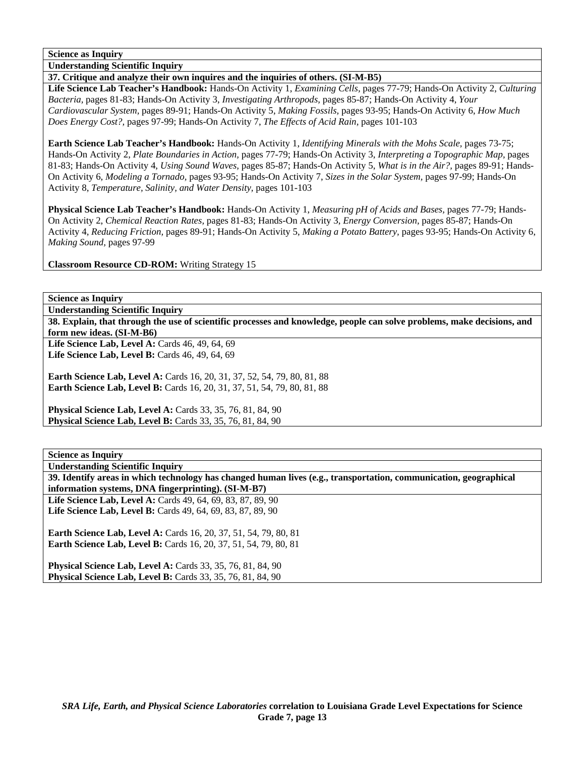**Science as Inquiry**

**Understanding Scientific Inquiry**

**37. Critique and analyze their own inquires and the inquiries of others. (SI-M-B5)**

**Life Science Lab Teacher's Handbook:** Hands-On Activity 1, *Examining Cells,* pages 77-79; Hands-On Activity 2, *Culturing Bacteria,* pages 81-83; Hands-On Activity 3, *Investigating Arthropods,* pages 85-87; Hands-On Activity 4, *Your Cardiovascular System,* pages 89-91; Hands-On Activity 5, *Making Fossils,* pages 93-95; Hands-On Activity 6, *How Much Does Energy Cost?,* pages 97-99; Hands-On Activity 7, *The Effects of Acid Rain,* pages 101-103

**Earth Science Lab Teacher's Handbook:** Hands-On Activity 1, *Identifying Minerals with the Mohs Scale,* pages 73-75; Hands-On Activity 2, *Plate Boundaries in Action,* pages 77-79; Hands-On Activity 3, *Interpreting a Topographic Map,* pages 81-83; Hands-On Activity 4, *Using Sound Waves,* pages 85-87; Hands-On Activity 5, *What is in the Air?,* pages 89-91; Hands-On Activity 6, *Modeling a Tornado,* pages 93-95; Hands-On Activity 7, *Sizes in the Solar System,* pages 97-99; Hands-On Activity 8, *Temperature, Salinity, and Water Density,* pages 101-103

**Physical Science Lab Teacher's Handbook:** Hands-On Activity 1, *Measuring pH of Acids and Bases,* pages 77-79; Hands-On Activity 2, *Chemical Reaction Rates,* pages 81-83; Hands-On Activity 3, *Energy Conversion,* pages 85-87; Hands-On Activity 4, *Reducing Friction,* pages 89-91; Hands-On Activity 5, *Making a Potato Battery,* pages 93-95; Hands-On Activity 6, *Making Sound,* pages 97-99

**Classroom Resource CD-ROM:** Writing Strategy 15

**Science as Inquiry**

**Understanding Scientific Inquiry**

**38. Explain, that through the use of scientific processes and knowledge, people can solve problems, make decisions, and form new ideas. (SI-M-B6)**

**Life Science Lab, Level A:** Cards 46, 49, 64, 69
**Life Science Lab, Level B:** Cards 46, 49, 64, 69

**Earth Science Lab, Level A:** Cards 16, 20, 31, 37, 52, 54, 79, 80, 81, 88
**Earth Science Lab, Level B:** Cards 16, 20, 31, 37, 51, 54, 79, 80, 81, 88

**Physical Science Lab, Level A:** Cards 33, 35, 76, 81, 84, 90
**Physical Science Lab, Level B:** Cards 33, 35, 76, 81, 84, 90

**Science as Inquiry**

**Understanding Scientific Inquiry**

**39. Identify areas in which technology has changed human lives (e.g., transportation, communication, geographical information systems, DNA fingerprinting). (SI-M-B7)**

**Life Science Lab, Level A:** Cards 49, 64, 69, 83, 87, 89, 90
**Life Science Lab, Level B:** Cards 49, 64, 69, 83, 87, 89, 90

**Earth Science Lab, Level A:** Cards 16, 20, 37, 51, 54, 79, 80, 81
**Earth Science Lab, Level B:** Cards 16, 20, 37, 51, 54, 79, 80, 81

**Physical Science Lab, Level A:** Cards 33, 35, 76, 81, 84, 90
**Physical Science Lab, Level B:** Cards 33, 35, 76, 81, 84, 90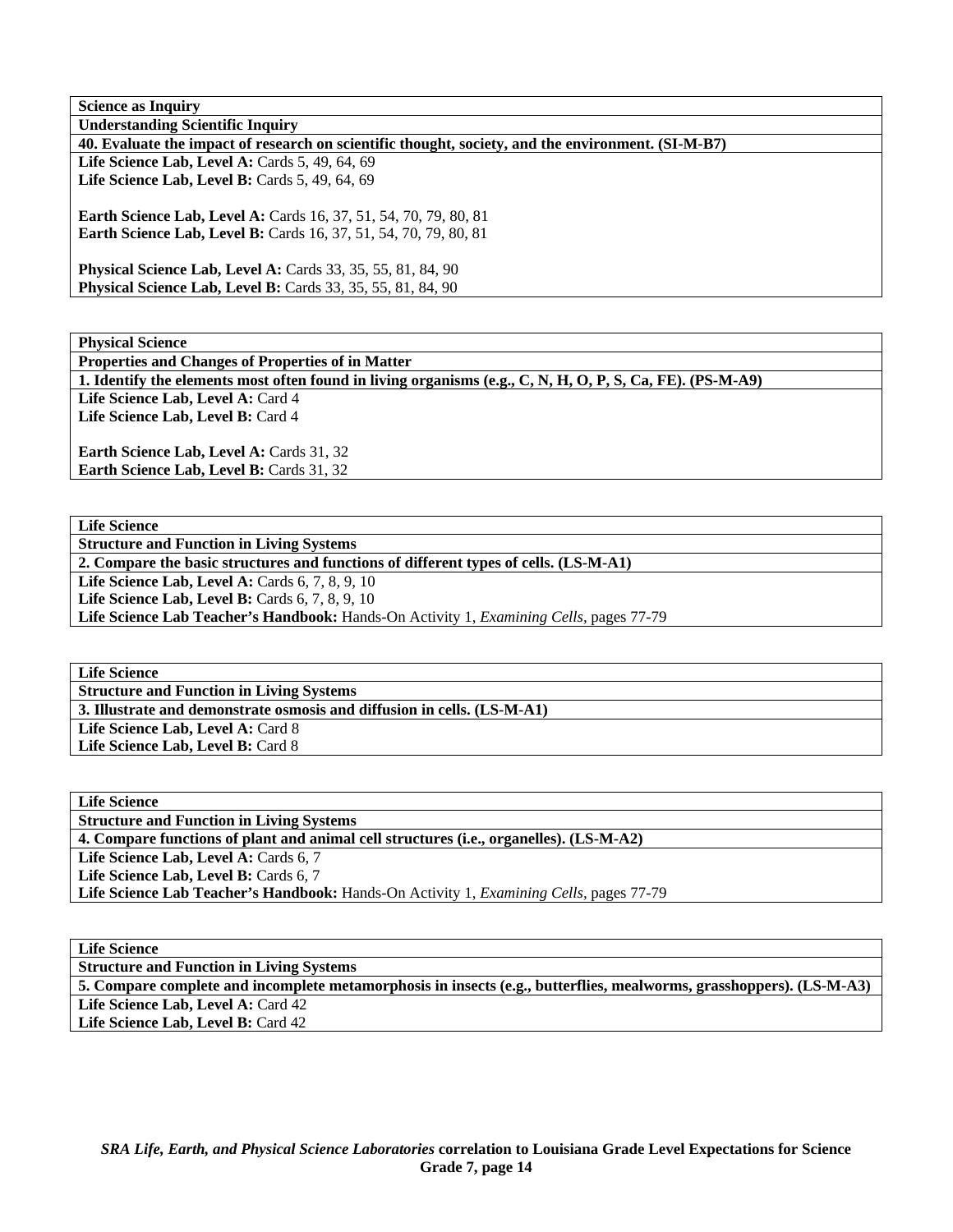| Science as Inquiry |
|---|
| **Understanding Scientific Inquiry** |
| **40. Evaluate the impact of research on scientific thought, society, and the environment. (SI-M-B7)** |
| **Life Science Lab, Level A:** Cards 5, 49, 64, 69<br>**Life Science Lab, Level B:** Cards 5, 49, 64, 69<br><br>**Earth Science Lab, Level A:** Cards 16, 37, 51, 54, 70, 79, 80, 81<br>**Earth Science Lab, Level B:** Cards 16, 37, 51, 54, 70, 79, 80, 81<br><br>**Physical Science Lab, Level A:** Cards 33, 35, 55, 81, 84, 90<br>**Physical Science Lab, Level B:** Cards 33, 35, 55, 81, 84, 90 |

| Physical Science |
|---|
| **Properties and Changes of Properties of in Matter** |
| **1. Identify the elements most often found in living organisms (e.g., C, N, H, O, P, S, Ca, FE). (PS-M-A9)** |
| **Life Science Lab, Level A:** Card 4<br>**Life Science Lab, Level B:** Card 4<br><br>**Earth Science Lab, Level A:** Cards 31, 32<br>**Earth Science Lab, Level B:** Cards 31, 32 |

| Life Science |
|---|
| **Structure and Function in Living Systems** |
| **2. Compare the basic structures and functions of different types of cells. (LS-M-A1)** |
| **Life Science Lab, Level A:** Cards 6, 7, 8, 9, 10<br>**Life Science Lab, Level B:** Cards 6, 7, 8, 9, 10<br>**Life Science Lab Teacher's Handbook:** Hands-On Activity 1, *Examining Cells*, pages 77-79 |

| Life Science |
|---|
| **Structure and Function in Living Systems** |
| **3. Illustrate and demonstrate osmosis and diffusion in cells. (LS-M-A1)** |
| **Life Science Lab, Level A:** Card 8<br>**Life Science Lab, Level B:** Card 8 |

| Life Science |
|---|
| **Structure and Function in Living Systems** |
| **4. Compare functions of plant and animal cell structures (i.e., organelles). (LS-M-A2)** |
| **Life Science Lab, Level A:** Cards 6, 7<br>**Life Science Lab, Level B:** Cards 6, 7<br>**Life Science Lab Teacher's Handbook:** Hands-On Activity 1, *Examining Cells*, pages 77-79 |

| Life Science |
|---|
| **Structure and Function in Living Systems** |
| **5. Compare complete and incomplete metamorphosis in insects (e.g., butterflies, mealworms, grasshoppers). (LS-M-A3)** |
| **Life Science Lab, Level A:** Card 42<br>**Life Science Lab, Level B:** Card 42 |

***SRA Life, Earth, and Physical Science Laboratories*** **correlation to Louisiana Grade Level Expectations for Science Grade 7, page 14**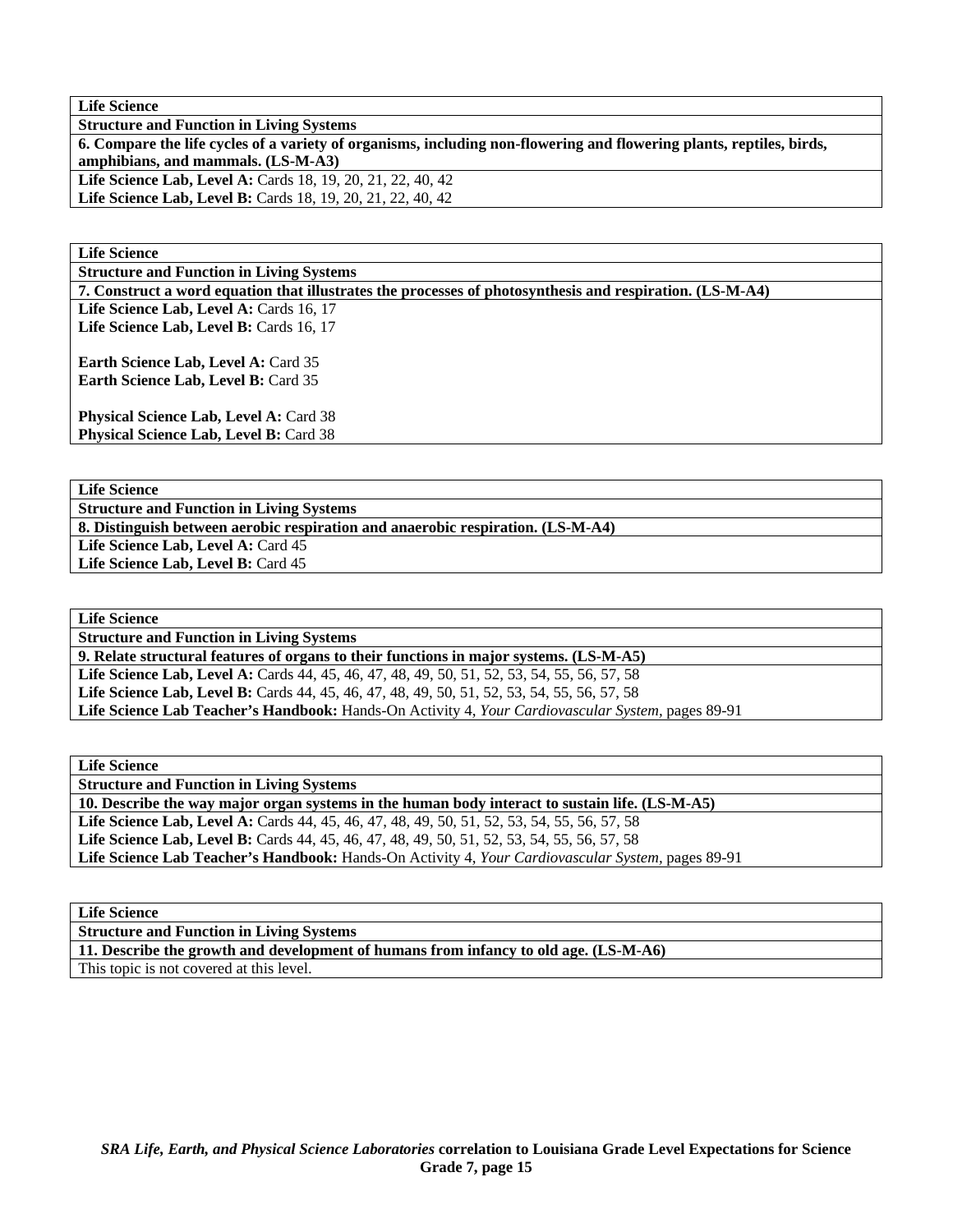| **Life Science** |
|---|
| **Structure and Function in Living Systems** |
| **6. Compare the life cycles of a variety of organisms, including non-flowering and flowering plants, reptiles, birds, amphibians, and mammals. (LS-M-A3)** |
| **Life Science Lab, Level A:** Cards 18, 19, 20, 21, 22, 40, 42<br>**Life Science Lab, Level B:** Cards 18, 19, 20, 21, 22, 40, 42 |

| **Life Science** |
|---|
| **Structure and Function in Living Systems** |
| **7. Construct a word equation that illustrates the processes of photosynthesis and respiration. (LS-M-A4)** |
| **Life Science Lab, Level A:** Cards 16, 17<br>**Life Science Lab, Level B:** Cards 16, 17<br><br>**Earth Science Lab, Level A:** Card 35<br>**Earth Science Lab, Level B:** Card 35<br><br>**Physical Science Lab, Level A:** Card 38<br>**Physical Science Lab, Level B:** Card 38 |

| **Life Science** |
|---|
| **Structure and Function in Living Systems** |
| **8. Distinguish between aerobic respiration and anaerobic respiration. (LS-M-A4)** |
| **Life Science Lab, Level A:** Card 45<br>**Life Science Lab, Level B:** Card 45 |

| **Life Science** |
|---|
| **Structure and Function in Living Systems** |
| **9. Relate structural features of organs to their functions in major systems. (LS-M-A5)** |
| **Life Science Lab, Level A:** Cards 44, 45, 46, 47, 48, 49, 50, 51, 52, 53, 54, 55, 56, 57, 58<br>**Life Science Lab, Level B:** Cards 44, 45, 46, 47, 48, 49, 50, 51, 52, 53, 54, 55, 56, 57, 58<br>**Life Science Lab Teacher's Handbook:** Hands-On Activity 4, *Your Cardiovascular System,* pages 89-91 |

| **Life Science** |
|---|
| **Structure and Function in Living Systems** |
| **10. Describe the way major organ systems in the human body interact to sustain life. (LS-M-A5)** |
| **Life Science Lab, Level A:** Cards 44, 45, 46, 47, 48, 49, 50, 51, 52, 53, 54, 55, 56, 57, 58<br>**Life Science Lab, Level B:** Cards 44, 45, 46, 47, 48, 49, 50, 51, 52, 53, 54, 55, 56, 57, 58<br>**Life Science Lab Teacher's Handbook:** Hands-On Activity 4, *Your Cardiovascular System,* pages 89-91 |

| **Life Science** |
|---|
| **Structure and Function in Living Systems** |
| **11. Describe the growth and development of humans from infancy to old age. (LS-M-A6)** |
| This topic is not covered at this level. |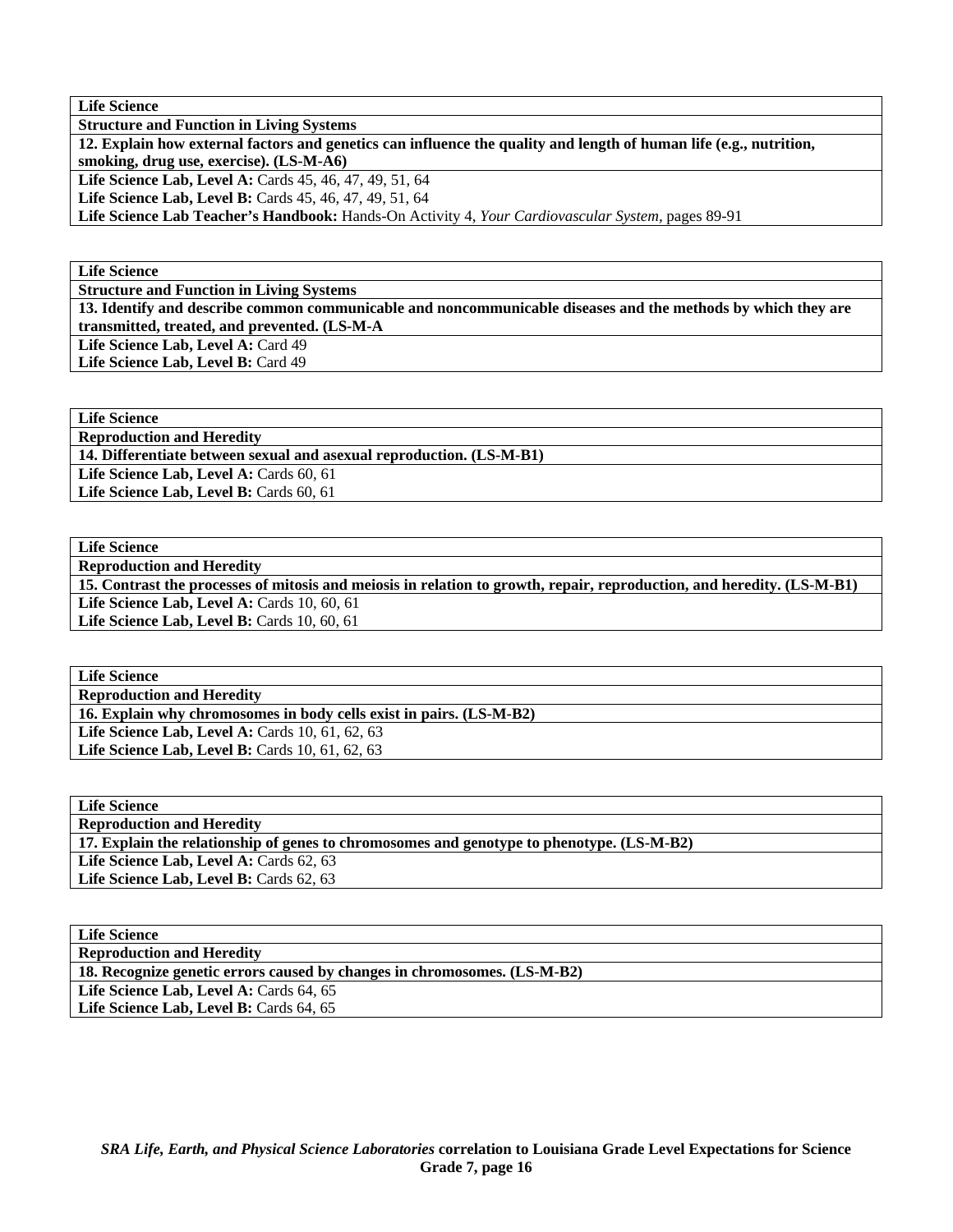| **Life Science** |
|---|
| **Structure and Function in Living Systems** |
| **12. Explain how external factors and genetics can influence the quality and length of human life (e.g., nutrition, smoking, drug use, exercise). (LS-M-A6)** |
| **Life Science Lab, Level A:** Cards 45, 46, 47, 49, 51, 64<br>**Life Science Lab, Level B:** Cards 45, 46, 47, 49, 51, 64<br>**Life Science Lab Teacher's Handbook:** Hands-On Activity 4, *Your Cardiovascular System,* pages 89-91 |

| **Life Science** |
|---|
| **Structure and Function in Living Systems** |
| **13. Identify and describe common communicable and noncommunicable diseases and the methods by which they are transmitted, treated, and prevented. (LS-M-A** |
| **Life Science Lab, Level A:** Card 49<br>**Life Science Lab, Level B:** Card 49 |

| **Life Science** |
|---|
| **Reproduction and Heredity** |
| **14. Differentiate between sexual and asexual reproduction. (LS-M-B1)** |
| **Life Science Lab, Level A:** Cards 60, 61<br>**Life Science Lab, Level B:** Cards 60, 61 |

| **Life Science** |
|---|
| **Reproduction and Heredity** |
| **15. Contrast the processes of mitosis and meiosis in relation to growth, repair, reproduction, and heredity. (LS-M-B1)** |
| **Life Science Lab, Level A:** Cards 10, 60, 61<br>**Life Science Lab, Level B:** Cards 10, 60, 61 |

| **Life Science** |
|---|
| **Reproduction and Heredity** |
| **16. Explain why chromosomes in body cells exist in pairs. (LS-M-B2)** |
| **Life Science Lab, Level A:** Cards 10, 61, 62, 63<br>**Life Science Lab, Level B:** Cards 10, 61, 62, 63 |

| **Life Science** |
|---|
| **Reproduction and Heredity** |
| **17. Explain the relationship of genes to chromosomes and genotype to phenotype. (LS-M-B2)** |
| **Life Science Lab, Level A:** Cards 62, 63<br>**Life Science Lab, Level B:** Cards 62, 63 |

| **Life Science** |
|---|
| **Reproduction and Heredity** |
| **18. Recognize genetic errors caused by changes in chromosomes. (LS-M-B2)** |
| **Life Science Lab, Level A:** Cards 64, 65<br>**Life Science Lab, Level B:** Cards 64, 65 |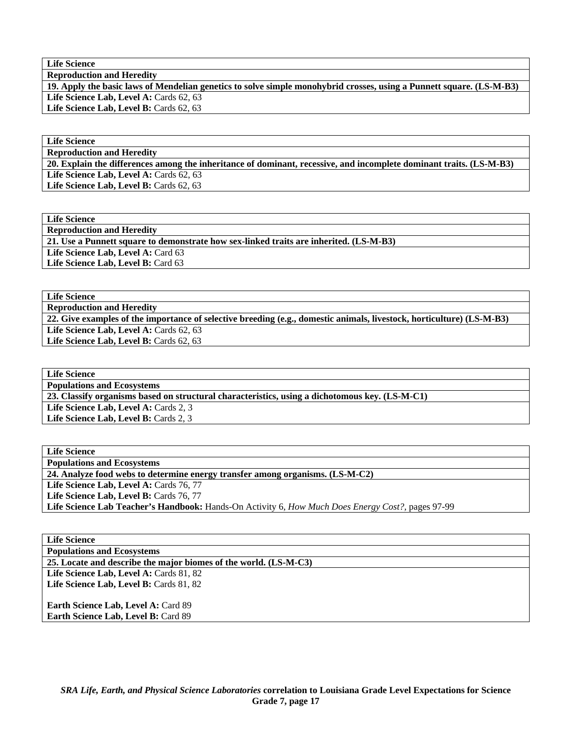| **Life Science** |
|---|
| **Reproduction and Heredity** |
| **19. Apply the basic laws of Mendelian genetics to solve simple monohybrid crosses, using a Punnett square. (LS-M-B3)** |
| **Life Science Lab, Level A:** Cards 62, 63 |
| **Life Science Lab, Level B:** Cards 62, 63 |

| **Life Science** |
|---|
| **Reproduction and Heredity** |
| **20. Explain the differences among the inheritance of dominant, recessive, and incomplete dominant traits. (LS-M-B3)** |
| **Life Science Lab, Level A:** Cards 62, 63 |
| **Life Science Lab, Level B:** Cards 62, 63 |

| **Life Science** |
|---|
| **Reproduction and Heredity** |
| **21. Use a Punnett square to demonstrate how sex-linked traits are inherited. (LS-M-B3)** |
| **Life Science Lab, Level A:** Card 63 |
| **Life Science Lab, Level B:** Card 63 |

| **Life Science** |
|---|
| **Reproduction and Heredity** |
| **22. Give examples of the importance of selective breeding (e.g., domestic animals, livestock, horticulture) (LS-M-B3)** |
| **Life Science Lab, Level A:** Cards 62, 63 |
| **Life Science Lab, Level B:** Cards 62, 63 |

| **Life Science** |
|---|
| **Populations and Ecosystems** |
| **23. Classify organisms based on structural characteristics, using a dichotomous key. (LS-M-C1)** |
| **Life Science Lab, Level A:** Cards 2, 3 |
| **Life Science Lab, Level B:** Cards 2, 3 |

| **Life Science** |
|---|
| **Populations and Ecosystems** |
| **24. Analyze food webs to determine energy transfer among organisms. (LS-M-C2)** |
| **Life Science Lab, Level A:** Cards 76, 77 |
| **Life Science Lab, Level B:** Cards 76, 77 |
| **Life Science Lab Teacher's Handbook:** Hands-On Activity 6, *How Much Does Energy Cost?*, pages 97-99 |

| **Life Science** |
|---|
| **Populations and Ecosystems** |
| **25. Locate and describe the major biomes of the world. (LS-M-C3)** |
| **Life Science Lab, Level A:** Cards 81, 82<br>**Life Science Lab, Level B:** Cards 81, 82<br><br>**Earth Science Lab, Level A:** Card 89<br>**Earth Science Lab, Level B:** Card 89 |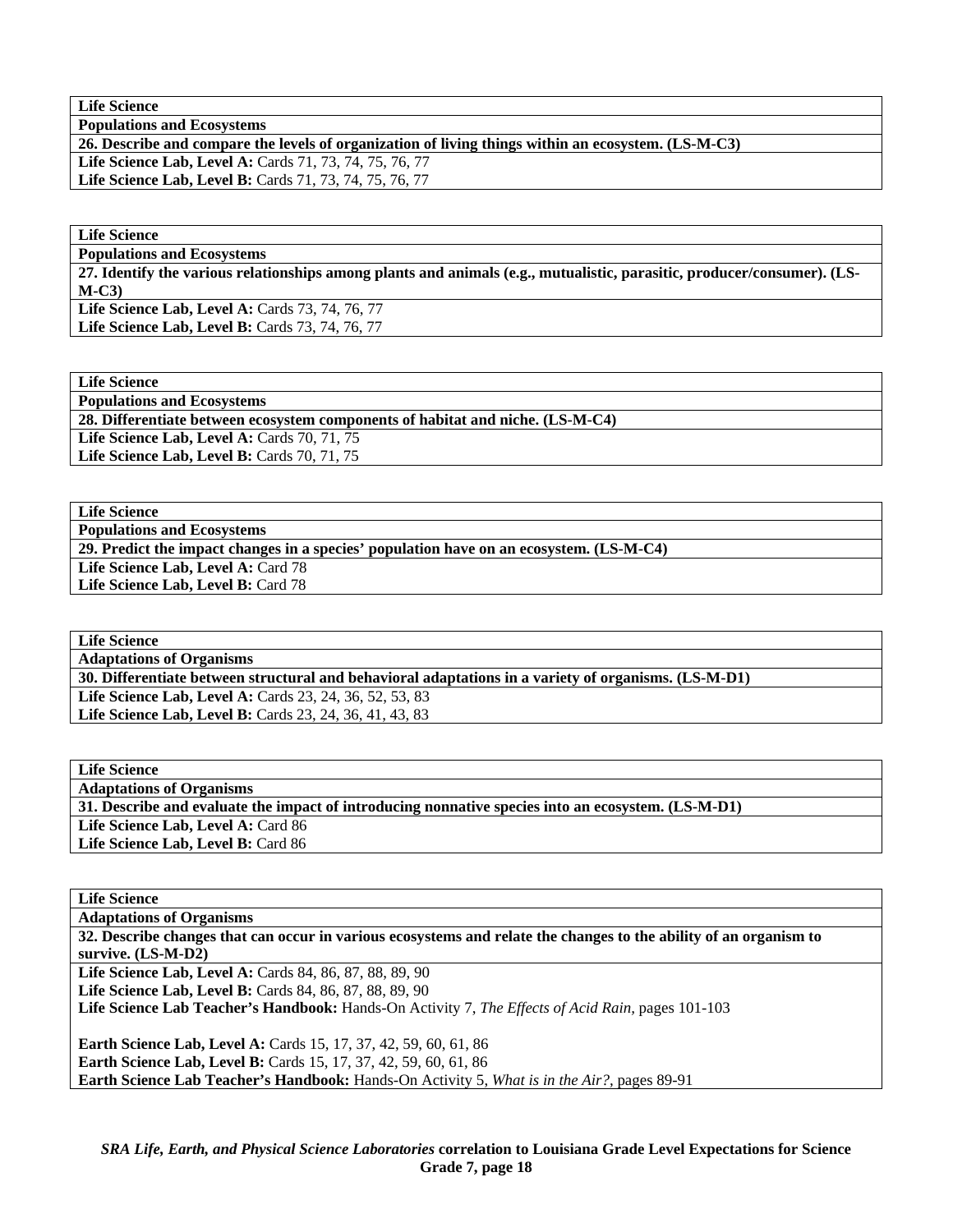| Life Science |
|---|
| **Populations and Ecosystems** |
| **26. Describe and compare the levels of organization of living things within an ecosystem. (LS-M-C3)** |
| **Life Science Lab, Level A:** Cards 71, 73, 74, 75, 76, 77<br>**Life Science Lab, Level B:** Cards 71, 73, 74, 75, 76, 77 |

| Life Science |
|---|
| **Populations and Ecosystems** |
| **27. Identify the various relationships among plants and animals (e.g., mutualistic, parasitic, producer/consumer). (LS-M-C3)** |
| **Life Science Lab, Level A:** Cards 73, 74, 76, 77<br>**Life Science Lab, Level B:** Cards 73, 74, 76, 77 |

| Life Science |
|---|
| **Populations and Ecosystems** |
| **28. Differentiate between ecosystem components of habitat and niche. (LS-M-C4)** |
| **Life Science Lab, Level A:** Cards 70, 71, 75<br>**Life Science Lab, Level B:** Cards 70, 71, 75 |

| Life Science |
|---|
| **Populations and Ecosystems** |
| **29. Predict the impact changes in a species' population have on an ecosystem. (LS-M-C4)** |
| **Life Science Lab, Level A:** Card 78<br>**Life Science Lab, Level B:** Card 78 |

| Life Science |
|---|
| **Adaptations of Organisms** |
| **30. Differentiate between structural and behavioral adaptations in a variety of organisms. (LS-M-D1)** |
| **Life Science Lab, Level A:** Cards 23, 24, 36, 52, 53, 83<br>**Life Science Lab, Level B:** Cards 23, 24, 36, 41, 43, 83 |

| Life Science |
|---|
| **Adaptations of Organisms** |
| **31. Describe and evaluate the impact of introducing nonnative species into an ecosystem. (LS-M-D1)** |
| **Life Science Lab, Level A:** Card 86<br>**Life Science Lab, Level B:** Card 86 |

| Life Science |
|---|
| **Adaptations of Organisms** |
| **32. Describe changes that can occur in various ecosystems and relate the changes to the ability of an organism to survive. (LS-M-D2)** |
| **Life Science Lab, Level A:** Cards 84, 86, 87, 88, 89, 90<br>**Life Science Lab, Level B:** Cards 84, 86, 87, 88, 89, 90<br>**Life Science Lab Teacher's Handbook:** Hands-On Activity 7, *The Effects of Acid Rain,* pages 101-103<br><br>**Earth Science Lab, Level A:** Cards 15, 17, 37, 42, 59, 60, 61, 86<br>**Earth Science Lab, Level B:** Cards 15, 17, 37, 42, 59, 60, 61, 86<br>**Earth Science Lab Teacher's Handbook:** Hands-On Activity 5, *What is in the Air?,* pages 89-91 |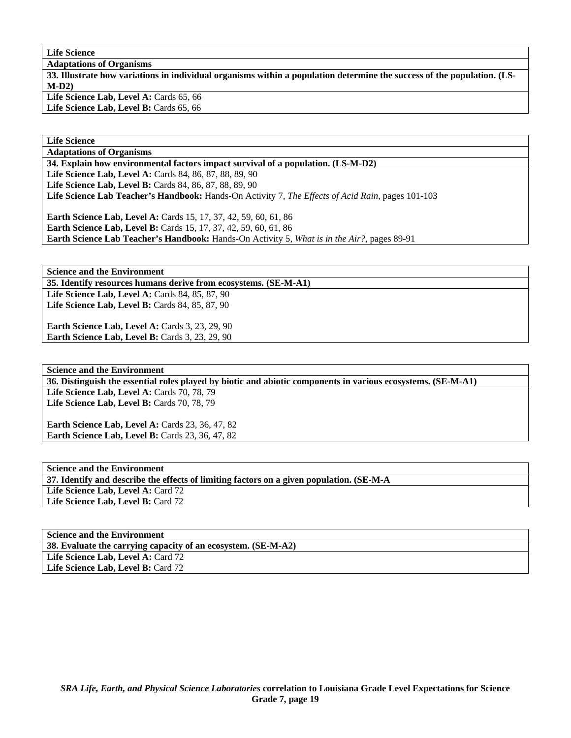**Life Science**

**Adaptations of Organisms**

**33. Illustrate how variations in individual organisms within a population determine the success of the population. (LS-M-D2)**

**Life Science Lab, Level A:** Cards 65, 66
**Life Science Lab, Level B:** Cards 65, 66

**Life Science**

**Adaptations of Organisms**

**34. Explain how environmental factors impact survival of a population. (LS-M-D2)**

**Life Science Lab, Level A:** Cards 84, 86, 87, 88, 89, 90
**Life Science Lab, Level B:** Cards 84, 86, 87, 88, 89, 90
**Life Science Lab Teacher's Handbook:** Hands-On Activity 7, *The Effects of Acid Rain*, pages 101-103

**Earth Science Lab, Level A:** Cards 15, 17, 37, 42, 59, 60, 61, 86
**Earth Science Lab, Level B:** Cards 15, 17, 37, 42, 59, 60, 61, 86
**Earth Science Lab Teacher's Handbook:** Hands-On Activity 5, *What is in the Air?*, pages 89-91

**Science and the Environment**

**35. Identify resources humans derive from ecosystems. (SE-M-A1)**

**Life Science Lab, Level A:** Cards 84, 85, 87, 90
**Life Science Lab, Level B:** Cards 84, 85, 87, 90

**Earth Science Lab, Level A:** Cards 3, 23, 29, 90
**Earth Science Lab, Level B:** Cards 3, 23, 29, 90

**Science and the Environment**

**36. Distinguish the essential roles played by biotic and abiotic components in various ecosystems. (SE-M-A1)**

**Life Science Lab, Level A:** Cards 70, 78, 79
**Life Science Lab, Level B:** Cards 70, 78, 79

**Earth Science Lab, Level A:** Cards 23, 36, 47, 82
**Earth Science Lab, Level B:** Cards 23, 36, 47, 82

**Science and the Environment**

**37. Identify and describe the effects of limiting factors on a given population. (SE-M-A**

**Life Science Lab, Level A:** Card 72
**Life Science Lab, Level B:** Card 72

**Science and the Environment**

**38. Evaluate the carrying capacity of an ecosystem. (SE-M-A2)**

**Life Science Lab, Level A:** Card 72
**Life Science Lab, Level B:** Card 72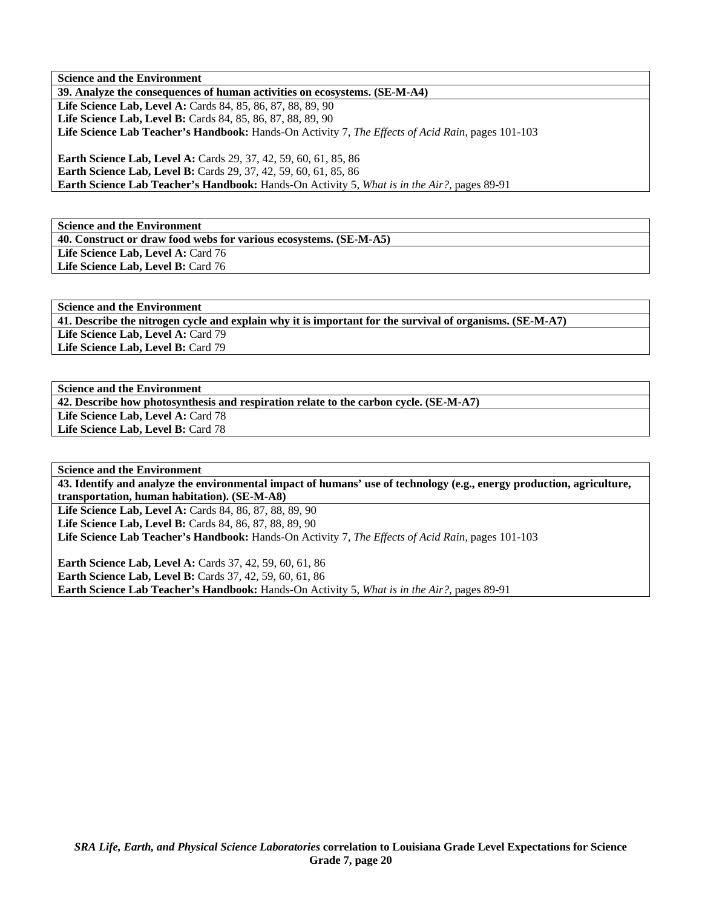**Science and the Environment**

**39. Analyze the consequences of human activities on ecosystems. (SE-M-A4)**

**Life Science Lab, Level A:** Cards 84, 85, 86, 87, 88, 89, 90
**Life Science Lab, Level B:** Cards 84, 85, 86, 87, 88, 89, 90
**Life Science Lab Teacher's Handbook:** Hands-On Activity 7, *The Effects of Acid Rain,* pages 101-103

**Earth Science Lab, Level A:** Cards 29, 37, 42, 59, 60, 61, 85, 86
**Earth Science Lab, Level B:** Cards 29, 37, 42, 59, 60, 61, 85, 86
**Earth Science Lab Teacher's Handbook:** Hands-On Activity 5, *What is in the Air?,* pages 89-91

**Science and the Environment**

**40. Construct or draw food webs for various ecosystems. (SE-M-A5)**

**Life Science Lab, Level A:** Card 76
**Life Science Lab, Level B:** Card 76

**Science and the Environment**

**41. Describe the nitrogen cycle and explain why it is important for the survival of organisms. (SE-M-A7)**

**Life Science Lab, Level A:** Card 79
**Life Science Lab, Level B:** Card 79

**Science and the Environment**

**42. Describe how photosynthesis and respiration relate to the carbon cycle. (SE-M-A7)**

**Life Science Lab, Level A:** Card 78
**Life Science Lab, Level B:** Card 78

**Science and the Environment**

**43. Identify and analyze the environmental impact of humans' use of technology (e.g., energy production, agriculture, transportation, human habitation). (SE-M-A8)**

**Life Science Lab, Level A:** Cards 84, 86, 87, 88, 89, 90
**Life Science Lab, Level B:** Cards 84, 86, 87, 88, 89, 90
**Life Science Lab Teacher's Handbook:** Hands-On Activity 7, *The Effects of Acid Rain,* pages 101-103

**Earth Science Lab, Level A:** Cards 37, 42, 59, 60, 61, 86
**Earth Science Lab, Level B:** Cards 37, 42, 59, 60, 61, 86
**Earth Science Lab Teacher's Handbook:** Hands-On Activity 5, *What is in the Air?,* pages 89-91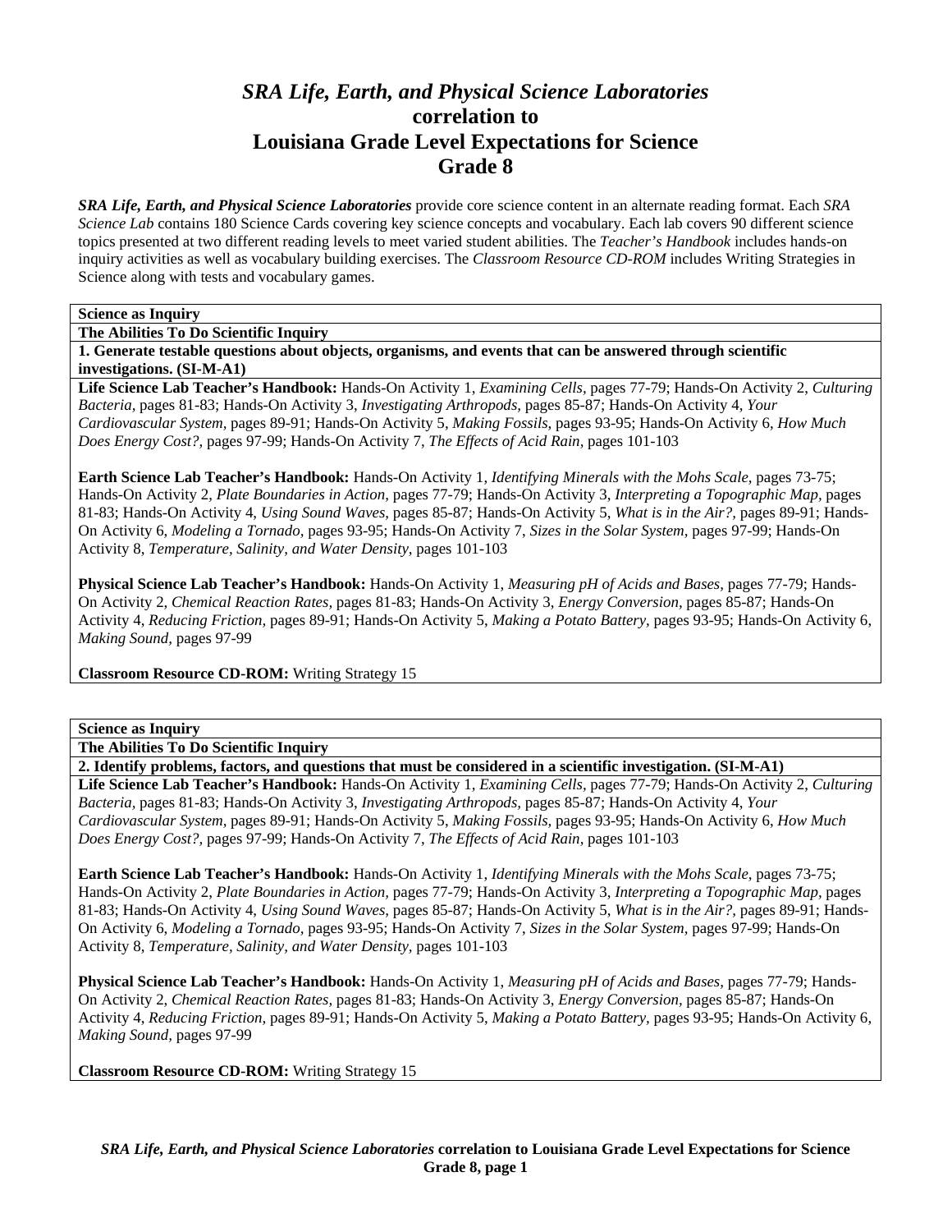# *SRA Life, Earth, and Physical Science Laboratories* correlation to Louisiana Grade Level Expectations for Science Grade 8

***SRA Life, Earth, and Physical Science Laboratories*** provide core science content in an alternate reading format. Each *SRA Science Lab* contains 180 Science Cards covering key science concepts and vocabulary. Each lab covers 90 different science topics presented at two different reading levels to meet varied student abilities. The *Teacher's Handbook* includes hands-on inquiry activities as well as vocabulary building exercises. The *Classroom Resource CD-ROM* includes Writing Strategies in Science along with tests and vocabulary games.

**Science as Inquiry**

**The Abilities To Do Scientific Inquiry**

**1. Generate testable questions about objects, organisms, and events that can be answered through scientific investigations. (SI-M-A1)**

**Life Science Lab Teacher's Handbook:** Hands-On Activity 1, *Examining Cells,* pages 77-79; Hands-On Activity 2, *Culturing Bacteria,* pages 81-83; Hands-On Activity 3, *Investigating Arthropods,* pages 85-87; Hands-On Activity 4, *Your Cardiovascular System,* pages 89-91; Hands-On Activity 5, *Making Fossils,* pages 93-95; Hands-On Activity 6, *How Much Does Energy Cost?,* pages 97-99; Hands-On Activity 7, *The Effects of Acid Rain,* pages 101-103

**Earth Science Lab Teacher's Handbook:** Hands-On Activity 1, *Identifying Minerals with the Mohs Scale,* pages 73-75; Hands-On Activity 2, *Plate Boundaries in Action,* pages 77-79; Hands-On Activity 3, *Interpreting a Topographic Map,* pages 81-83; Hands-On Activity 4, *Using Sound Waves,* pages 85-87; Hands-On Activity 5, *What is in the Air?,* pages 89-91; Hands-On Activity 6, *Modeling a Tornado,* pages 93-95; Hands-On Activity 7, *Sizes in the Solar System,* pages 97-99; Hands-On Activity 8, *Temperature, Salinity, and Water Density,* pages 101-103

**Physical Science Lab Teacher's Handbook:** Hands-On Activity 1, *Measuring pH of Acids and Bases,* pages 77-79; Hands-On Activity 2, *Chemical Reaction Rates,* pages 81-83; Hands-On Activity 3, *Energy Conversion,* pages 85-87; Hands-On Activity 4, *Reducing Friction,* pages 89-91; Hands-On Activity 5, *Making a Potato Battery,* pages 93-95; Hands-On Activity 6, *Making Sound,* pages 97-99

**Classroom Resource CD-ROM:** Writing Strategy 15

**Science as Inquiry**

**The Abilities To Do Scientific Inquiry**

**2. Identify problems, factors, and questions that must be considered in a scientific investigation. (SI-M-A1)**

**Life Science Lab Teacher's Handbook:** Hands-On Activity 1, *Examining Cells,* pages 77-79; Hands-On Activity 2, *Culturing Bacteria,* pages 81-83; Hands-On Activity 3, *Investigating Arthropods,* pages 85-87; Hands-On Activity 4, *Your Cardiovascular System,* pages 89-91; Hands-On Activity 5, *Making Fossils,* pages 93-95; Hands-On Activity 6, *How Much Does Energy Cost?,* pages 97-99; Hands-On Activity 7, *The Effects of Acid Rain,* pages 101-103

**Earth Science Lab Teacher's Handbook:** Hands-On Activity 1, *Identifying Minerals with the Mohs Scale,* pages 73-75; Hands-On Activity 2, *Plate Boundaries in Action,* pages 77-79; Hands-On Activity 3, *Interpreting a Topographic Map,* pages 81-83; Hands-On Activity 4, *Using Sound Waves,* pages 85-87; Hands-On Activity 5, *What is in the Air?,* pages 89-91; Hands-On Activity 6, *Modeling a Tornado,* pages 93-95; Hands-On Activity 7, *Sizes in the Solar System,* pages 97-99; Hands-On Activity 8, *Temperature, Salinity, and Water Density,* pages 101-103

**Physical Science Lab Teacher's Handbook:** Hands-On Activity 1, *Measuring pH of Acids and Bases,* pages 77-79; Hands-On Activity 2, *Chemical Reaction Rates,* pages 81-83; Hands-On Activity 3, *Energy Conversion,* pages 85-87; Hands-On Activity 4, *Reducing Friction,* pages 89-91; Hands-On Activity 5, *Making a Potato Battery,* pages 93-95; Hands-On Activity 6, *Making Sound,* pages 97-99

**Classroom Resource CD-ROM:** Writing Strategy 15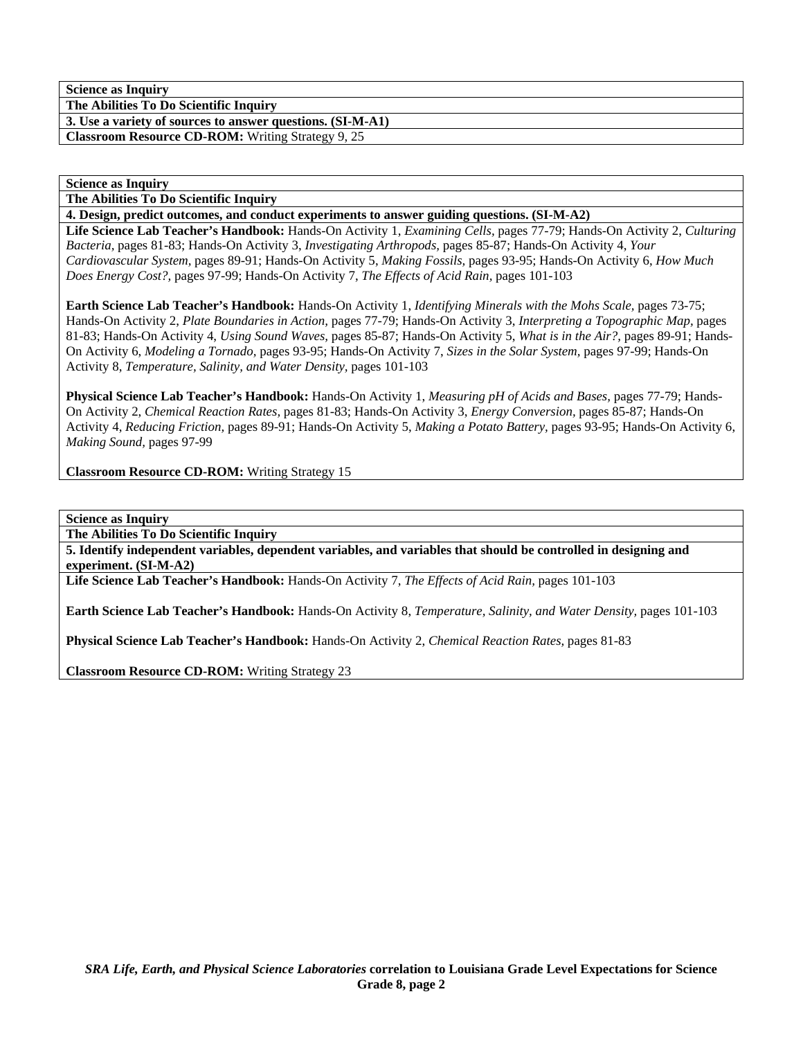**Science as Inquiry**

**The Abilities To Do Scientific Inquiry**

**3. Use a variety of sources to answer questions. (SI-M-A1)**

**Classroom Resource CD-ROM:** Writing Strategy 9, 25

**Science as Inquiry**

**The Abilities To Do Scientific Inquiry**

**4. Design, predict outcomes, and conduct experiments to answer guiding questions. (SI-M-A2)**

**Life Science Lab Teacher's Handbook:** Hands-On Activity 1, *Examining Cells,* pages 77-79; Hands-On Activity 2, *Culturing Bacteria,* pages 81-83; Hands-On Activity 3, *Investigating Arthropods,* pages 85-87; Hands-On Activity 4, *Your Cardiovascular System,* pages 89-91; Hands-On Activity 5, *Making Fossils,* pages 93-95; Hands-On Activity 6, *How Much Does Energy Cost?,* pages 97-99; Hands-On Activity 7, *The Effects of Acid Rain,* pages 101-103

**Earth Science Lab Teacher's Handbook:** Hands-On Activity 1, *Identifying Minerals with the Mohs Scale*, pages 73-75; Hands-On Activity 2, *Plate Boundaries in Action*, pages 77-79; Hands-On Activity 3, *Interpreting a Topographic Map*, pages 81-83; Hands-On Activity 4, *Using Sound Waves,* pages 85-87; Hands-On Activity 5, *What is in the Air?,* pages 89-91; Hands-On Activity 6, *Modeling a Tornado,* pages 93-95; Hands-On Activity 7, *Sizes in the Solar System,* pages 97-99; Hands-On Activity 8, *Temperature, Salinity, and Water Density,* pages 101-103

**Physical Science Lab Teacher's Handbook:** Hands-On Activity 1, *Measuring pH of Acids and Bases,* pages 77-79; Hands-On Activity 2, *Chemical Reaction Rates,* pages 81-83; Hands-On Activity 3, *Energy Conversion,* pages 85-87; Hands-On Activity 4, *Reducing Friction,* pages 89-91; Hands-On Activity 5, *Making a Potato Battery,* pages 93-95; Hands-On Activity 6, *Making Sound,* pages 97-99

**Classroom Resource CD-ROM:** Writing Strategy 15

**Science as Inquiry**

**The Abilities To Do Scientific Inquiry**

**5. Identify independent variables, dependent variables, and variables that should be controlled in designing and experiment. (SI-M-A2)**

**Life Science Lab Teacher's Handbook:** Hands-On Activity 7, *The Effects of Acid Rain,* pages 101-103

**Earth Science Lab Teacher's Handbook:** Hands-On Activity 8, *Temperature, Salinity, and Water Density,* pages 101-103

**Physical Science Lab Teacher's Handbook:** Hands-On Activity 2, *Chemical Reaction Rates,* pages 81-83

**Classroom Resource CD-ROM:** Writing Strategy 23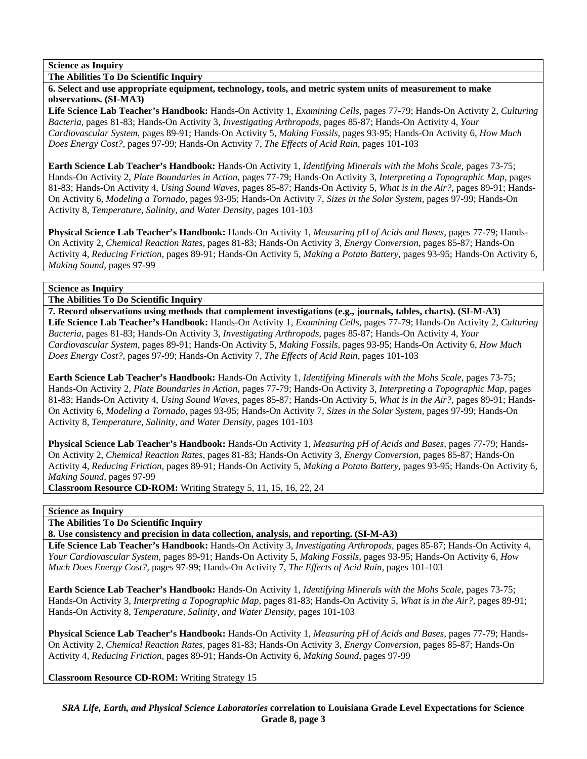**Science as Inquiry**

**The Abilities To Do Scientific Inquiry**

**6. Select and use appropriate equipment, technology, tools, and metric system units of measurement to make observations. (SI-MA3)**

**Life Science Lab Teacher's Handbook:** Hands-On Activity 1, *Examining Cells,* pages 77-79; Hands-On Activity 2, *Culturing Bacteria,* pages 81-83; Hands-On Activity 3, *Investigating Arthropods,* pages 85-87; Hands-On Activity 4, *Your Cardiovascular System,* pages 89-91; Hands-On Activity 5, *Making Fossils*, pages 93-95; Hands-On Activity 6, *How Much Does Energy Cost?,* pages 97-99; Hands-On Activity 7, *The Effects of Acid Rain,* pages 101-103

**Earth Science Lab Teacher's Handbook:** Hands-On Activity 1, *Identifying Minerals with the Mohs Scale*, pages 73-75; Hands-On Activity 2, *Plate Boundaries in Action,* pages 77-79; Hands-On Activity 3, *Interpreting a Topographic Map,* pages 81-83; Hands-On Activity 4, *Using Sound Waves,* pages 85-87; Hands-On Activity 5, *What is in the Air?,* pages 89-91; Hands-On Activity 6, *Modeling a Tornado,* pages 93-95; Hands-On Activity 7, *Sizes in the Solar System,* pages 97-99; Hands-On Activity 8, *Temperature, Salinity, and Water Density,* pages 101-103

**Physical Science Lab Teacher's Handbook:** Hands-On Activity 1, *Measuring pH of Acids and Bases,* pages 77-79; Hands-On Activity 2, *Chemical Reaction Rates,* pages 81-83; Hands-On Activity 3, *Energy Conversion,* pages 85-87; Hands-On Activity 4, *Reducing Friction,* pages 89-91; Hands-On Activity 5, *Making a Potato Battery*, pages 93-95; Hands-On Activity 6, *Making Sound,* pages 97-99

**Science as Inquiry**

**The Abilities To Do Scientific Inquiry**

**7. Record observations using methods that complement investigations (e.g., journals, tables, charts). (SI-M-A3)**

**Life Science Lab Teacher's Handbook:** Hands-On Activity 1, *Examining Cells,* pages 77-79; Hands-On Activity 2, *Culturing Bacteria,* pages 81-83; Hands-On Activity 3, *Investigating Arthropods,* pages 85-87; Hands-On Activity 4, *Your Cardiovascular System,* pages 89-91; Hands-On Activity 5, *Making Fossils*, pages 93-95; Hands-On Activity 6, *How Much Does Energy Cost?,* pages 97-99; Hands-On Activity 7, *The Effects of Acid Rain,* pages 101-103

**Earth Science Lab Teacher's Handbook:** Hands-On Activity 1, *Identifying Minerals with the Mohs Scale,* pages 73-75; Hands-On Activity 2, *Plate Boundaries in Action,* pages 77-79; Hands-On Activity 3, *Interpreting a Topographic Map,* pages 81-83; Hands-On Activity 4, *Using Sound Waves,* pages 85-87; Hands-On Activity 5, *What is in the Air?,* pages 89-91; Hands-On Activity 6, *Modeling a Tornado,* pages 93-95; Hands-On Activity 7, *Sizes in the Solar System,* pages 97-99; Hands-On Activity 8, *Temperature, Salinity, and Water Density,* pages 101-103

**Physical Science Lab Teacher's Handbook:** Hands-On Activity 1, *Measuring pH of Acids and Bases,* pages 77-79; Hands-On Activity 2, *Chemical Reaction Rates,* pages 81-83; Hands-On Activity 3, *Energy Conversion,* pages 85-87; Hands-On Activity 4, *Reducing Friction*, pages 89-91; Hands-On Activity 5, *Making a Potato Battery*, pages 93-95; Hands-On Activity 6, *Making Sound,* pages 97-99

**Classroom Resource CD-ROM:** Writing Strategy 5, 11, 15, 16, 22, 24

**Science as Inquiry**

**The Abilities To Do Scientific Inquiry**

**8. Use consistency and precision in data collection, analysis, and reporting. (SI-M-A3)**

**Life Science Lab Teacher's Handbook:** Hands-On Activity 3, *Investigating Arthropods,* pages 85-87; Hands-On Activity 4, *Your Cardiovascular System,* pages 89-91; Hands-On Activity 5, *Making Fossils,* pages 93-95; Hands-On Activity 6, *How Much Does Energy Cost?,* pages 97-99; Hands-On Activity 7, *The Effects of Acid Rain,* pages 101-103

**Earth Science Lab Teacher's Handbook:** Hands-On Activity 1, *Identifying Minerals with the Mohs Scale,* pages 73-75; Hands-On Activity 3, *Interpreting a Topographic Map,* pages 81-83; Hands-On Activity 5, *What is in the Air?*, pages 89-91; Hands-On Activity 8, *Temperature, Salinity, and Water Density,* pages 101-103

**Physical Science Lab Teacher's Handbook:** Hands-On Activity 1, *Measuring pH of Acids and Bases,* pages 77-79; Hands-On Activity 2, *Chemical Reaction Rates,* pages 81-83; Hands-On Activity 3, *Energy Conversion,* pages 85-87; Hands-On Activity 4, *Reducing Friction,* pages 89-91; Hands-On Activity 6, *Making Sound,* pages 97-99

**Classroom Resource CD-ROM:** Writing Strategy 15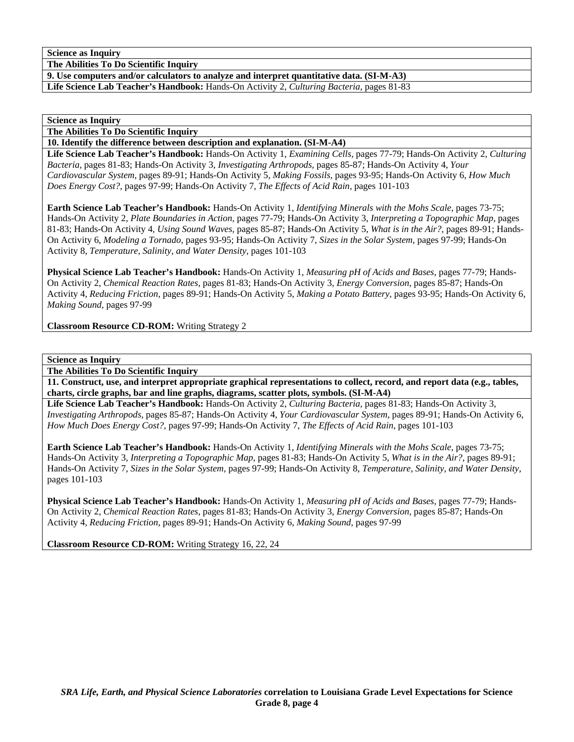**Science as Inquiry**

**The Abilities To Do Scientific Inquiry**

**9. Use computers and/or calculators to analyze and interpret quantitative data. (SI-M-A3)**

**Life Science Lab Teacher's Handbook:** Hands-On Activity 2, *Culturing Bacteria,* pages 81-83

**Science as Inquiry**

**The Abilities To Do Scientific Inquiry**

**10. Identify the difference between description and explanation. (SI-M-A4)**

**Life Science Lab Teacher's Handbook:** Hands-On Activity 1, *Examining Cells,* pages 77-79; Hands-On Activity 2, *Culturing Bacteria,* pages 81-83; Hands-On Activity 3, *Investigating Arthropods,* pages 85-87; Hands-On Activity 4, *Your Cardiovascular System,* pages 89-91; Hands-On Activity 5, *Making Fossils,* pages 93-95; Hands-On Activity 6, *How Much Does Energy Cost?,* pages 97-99; Hands-On Activity 7, *The Effects of Acid Rain,* pages 101-103

**Earth Science Lab Teacher's Handbook:** Hands-On Activity 1, *Identifying Minerals with the Mohs Scale,* pages 73-75; Hands-On Activity 2, *Plate Boundaries in Action,* pages 77-79; Hands-On Activity 3, *Interpreting a Topographic Map,* pages 81-83; Hands-On Activity 4, *Using Sound Waves,* pages 85-87; Hands-On Activity 5, *What is in the Air?,* pages 89-91; Hands-On Activity 6, *Modeling a Tornado,* pages 93-95; Hands-On Activity 7, *Sizes in the Solar System,* pages 97-99; Hands-On Activity 8, *Temperature, Salinity, and Water Density,* pages 101-103

**Physical Science Lab Teacher's Handbook:** Hands-On Activity 1, *Measuring pH of Acids and Bases,* pages 77-79; Hands-On Activity 2, *Chemical Reaction Rates,* pages 81-83; Hands-On Activity 3, *Energy Conversion,* pages 85-87; Hands-On Activity 4, *Reducing Friction,* pages 89-91; Hands-On Activity 5, *Making a Potato Battery,* pages 93-95; Hands-On Activity 6, *Making Sound,* pages 97-99

**Classroom Resource CD-ROM:** Writing Strategy 2

**Science as Inquiry**

**The Abilities To Do Scientific Inquiry**

**11. Construct, use, and interpret appropriate graphical representations to collect, record, and report data (e.g., tables, charts, circle graphs, bar and line graphs, diagrams, scatter plots, symbols. (SI-M-A4)**

**Life Science Lab Teacher's Handbook:** Hands-On Activity 2, *Culturing Bacteria,* pages 81-83; Hands-On Activity 3, *Investigating Arthropods,* pages 85-87; Hands-On Activity 4, *Your Cardiovascular System,* pages 89-91; Hands-On Activity 6, *How Much Does Energy Cost?,* pages 97-99; Hands-On Activity 7, *The Effects of Acid Rain,* pages 101-103

**Earth Science Lab Teacher's Handbook:** Hands-On Activity 1, *Identifying Minerals with the Mohs Scale,* pages 73-75; Hands-On Activity 3, *Interpreting a Topographic Map,* pages 81-83; Hands-On Activity 5, *What is in the Air?,* pages 89-91; Hands-On Activity 7, *Sizes in the Solar System,* pages 97-99; Hands-On Activity 8, *Temperature, Salinity, and Water Density,* pages 101-103

**Physical Science Lab Teacher's Handbook:** Hands-On Activity 1, *Measuring pH of Acids and Bases,* pages 77-79; Hands-On Activity 2, *Chemical Reaction Rates,* pages 81-83; Hands-On Activity 3, *Energy Conversion,* pages 85-87; Hands-On Activity 4, *Reducing Friction,* pages 89-91; Hands-On Activity 6, *Making Sound,* pages 97-99

**Classroom Resource CD-ROM:** Writing Strategy 16, 22, 24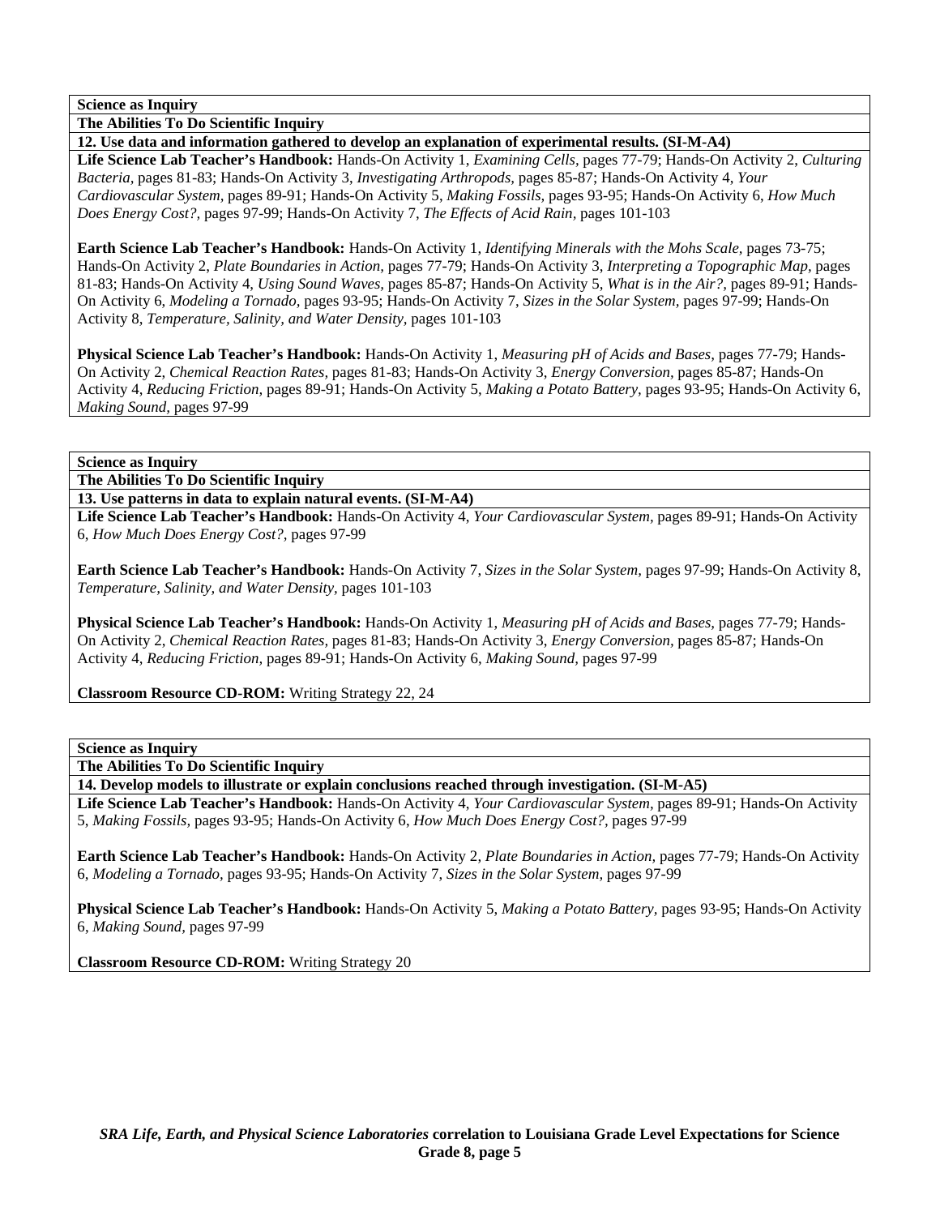**Science as Inquiry**

**The Abilities To Do Scientific Inquiry**

**12. Use data and information gathered to develop an explanation of experimental results. (SI-M-A4)**

**Life Science Lab Teacher's Handbook:** Hands-On Activity 1, *Examining Cells,* pages 77-79; Hands-On Activity 2, *Culturing Bacteria,* pages 81-83; Hands-On Activity 3, *Investigating Arthropods,* pages 85-87; Hands-On Activity 4, *Your Cardiovascular System,* pages 89-91; Hands-On Activity 5, *Making Fossils,* pages 93-95; Hands-On Activity 6, *How Much Does Energy Cost?,* pages 97-99; Hands-On Activity 7, *The Effects of Acid Rain,* pages 101-103

**Earth Science Lab Teacher's Handbook:** Hands-On Activity 1, *Identifying Minerals with the Mohs Scale,* pages 73-75; Hands-On Activity 2, *Plate Boundaries in Action,* pages 77-79; Hands-On Activity 3, *Interpreting a Topographic Map,* pages 81-83; Hands-On Activity 4, *Using Sound Waves,* pages 85-87; Hands-On Activity 5, *What is in the Air?,* pages 89-91; Hands-On Activity 6, *Modeling a Tornado,* pages 93-95; Hands-On Activity 7, *Sizes in the Solar System,* pages 97-99; Hands-On Activity 8, *Temperature, Salinity, and Water Density,* pages 101-103

**Physical Science Lab Teacher's Handbook:** Hands-On Activity 1, *Measuring pH of Acids and Bases,* pages 77-79; Hands-On Activity 2, *Chemical Reaction Rates,* pages 81-83; Hands-On Activity 3, *Energy Conversion,* pages 85-87; Hands-On Activity 4, *Reducing Friction,* pages 89-91; Hands-On Activity 5, *Making a Potato Battery,* pages 93-95; Hands-On Activity 6, *Making Sound,* pages 97-99

**Science as Inquiry**

**The Abilities To Do Scientific Inquiry**

**13. Use patterns in data to explain natural events. (SI-M-A4)**

**Life Science Lab Teacher's Handbook:** Hands-On Activity 4, *Your Cardiovascular System,* pages 89-91; Hands-On Activity 6, *How Much Does Energy Cost?,* pages 97-99

**Earth Science Lab Teacher's Handbook:** Hands-On Activity 7, *Sizes in the Solar System,* pages 97-99; Hands-On Activity 8, *Temperature, Salinity, and Water Density,* pages 101-103

**Physical Science Lab Teacher's Handbook:** Hands-On Activity 1, *Measuring pH of Acids and Bases,* pages 77-79; Hands-On Activity 2, *Chemical Reaction Rates,* pages 81-83; Hands-On Activity 3, *Energy Conversion,* pages 85-87; Hands-On Activity 4, *Reducing Friction,* pages 89-91; Hands-On Activity 6, *Making Sound,* pages 97-99

**Classroom Resource CD-ROM:** Writing Strategy 22, 24

**Science as Inquiry**

**The Abilities To Do Scientific Inquiry**

**14. Develop models to illustrate or explain conclusions reached through investigation. (SI-M-A5)**

**Life Science Lab Teacher's Handbook:** Hands-On Activity 4, *Your Cardiovascular System,* pages 89-91; Hands-On Activity 5, *Making Fossils,* pages 93-95; Hands-On Activity 6, *How Much Does Energy Cost?,* pages 97-99

**Earth Science Lab Teacher's Handbook:** Hands-On Activity 2, *Plate Boundaries in Action,* pages 77-79; Hands-On Activity 6, *Modeling a Tornado,* pages 93-95; Hands-On Activity 7, *Sizes in the Solar System,* pages 97-99

**Physical Science Lab Teacher's Handbook:** Hands-On Activity 5, *Making a Potato Battery,* pages 93-95; Hands-On Activity 6, *Making Sound,* pages 97-99

**Classroom Resource CD-ROM:** Writing Strategy 20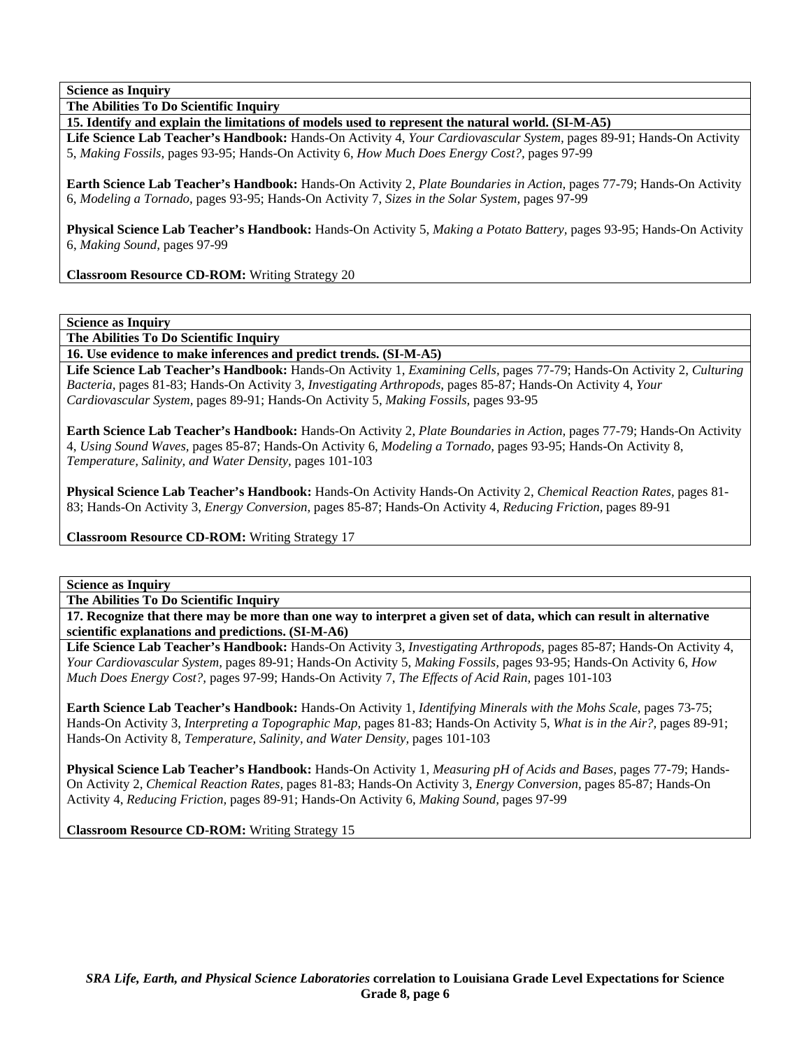**Science as Inquiry**

**The Abilities To Do Scientific Inquiry**

**15. Identify and explain the limitations of models used to represent the natural world. (SI-M-A5)**

**Life Science Lab Teacher's Handbook:** Hands-On Activity 4, *Your Cardiovascular System,* pages 89-91; Hands-On Activity 5, *Making Fossils,* pages 93-95; Hands-On Activity 6, *How Much Does Energy Cost?,* pages 97-99

**Earth Science Lab Teacher's Handbook:** Hands-On Activity 2, *Plate Boundaries in Action,* pages 77-79; Hands-On Activity 6, *Modeling a Tornado,* pages 93-95; Hands-On Activity 7, *Sizes in the Solar System,* pages 97-99

**Physical Science Lab Teacher's Handbook:** Hands-On Activity 5, *Making a Potato Battery,* pages 93-95; Hands-On Activity 6, *Making Sound,* pages 97-99

**Classroom Resource CD-ROM:** Writing Strategy 20

---

**Science as Inquiry**

**The Abilities To Do Scientific Inquiry**

**16. Use evidence to make inferences and predict trends. (SI-M-A5)**

**Life Science Lab Teacher's Handbook:** Hands-On Activity 1, *Examining Cells,* pages 77-79; Hands-On Activity 2, *Culturing Bacteria,* pages 81-83; Hands-On Activity 3, *Investigating Arthropods,* pages 85-87; Hands-On Activity 4, *Your Cardiovascular System,* pages 89-91; Hands-On Activity 5, *Making Fossils,* pages 93-95

**Earth Science Lab Teacher's Handbook:** Hands-On Activity 2, *Plate Boundaries in Action,* pages 77-79; Hands-On Activity 4, *Using Sound Waves,* pages 85-87; Hands-On Activity 6, *Modeling a Tornado,* pages 93-95; Hands-On Activity 8, *Temperature, Salinity, and Water Density,* pages 101-103

**Physical Science Lab Teacher's Handbook:** Hands-On Activity Hands-On Activity 2, *Chemical Reaction Rates,* pages 81-83; Hands-On Activity 3, *Energy Conversion,* pages 85-87; Hands-On Activity 4, *Reducing Friction,* pages 89-91

**Classroom Resource CD-ROM:** Writing Strategy 17

---

**Science as Inquiry**

**The Abilities To Do Scientific Inquiry**

**17. Recognize that there may be more than one way to interpret a given set of data, which can result in alternative scientific explanations and predictions. (SI-M-A6)**

**Life Science Lab Teacher's Handbook:** Hands-On Activity 3, *Investigating Arthropods,* pages 85-87; Hands-On Activity 4, *Your Cardiovascular System,* pages 89-91; Hands-On Activity 5, *Making Fossils,* pages 93-95; Hands-On Activity 6, *How Much Does Energy Cost?,* pages 97-99; Hands-On Activity 7, *The Effects of Acid Rain,* pages 101-103

**Earth Science Lab Teacher's Handbook:** Hands-On Activity 1, *Identifying Minerals with the Mohs Scale,* pages 73-75; Hands-On Activity 3, *Interpreting a Topographic Map,* pages 81-83; Hands-On Activity 5, *What is in the Air?,* pages 89-91; Hands-On Activity 8, *Temperature, Salinity, and Water Density,* pages 101-103

**Physical Science Lab Teacher's Handbook:** Hands-On Activity 1, *Measuring pH of Acids and Bases,* pages 77-79; Hands-On Activity 2, *Chemical Reaction Rates,* pages 81-83; Hands-On Activity 3, *Energy Conversion,* pages 85-87; Hands-On Activity 4, *Reducing Friction,* pages 89-91; Hands-On Activity 6, *Making Sound,* pages 97-99

**Classroom Resource CD-ROM:** Writing Strategy 15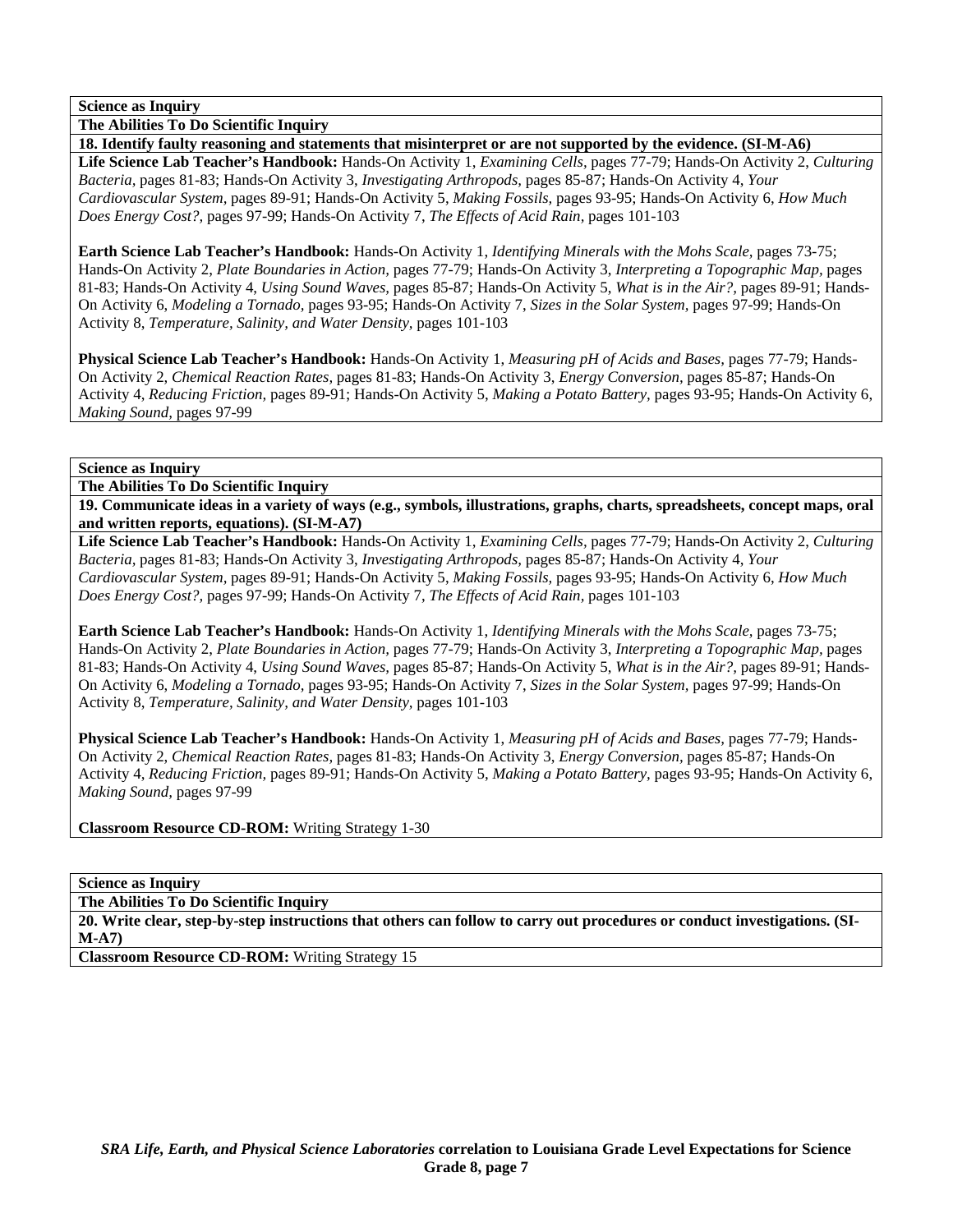**Science as Inquiry**

**The Abilities To Do Scientific Inquiry**

**18. Identify faulty reasoning and statements that misinterpret or are not supported by the evidence. (SI-M-A6)**

**Life Science Lab Teacher's Handbook:** Hands-On Activity 1, *Examining Cells,* pages 77-79; Hands-On Activity 2, *Culturing Bacteria,* pages 81-83; Hands-On Activity 3, *Investigating Arthropods,* pages 85-87; Hands-On Activity 4, *Your Cardiovascular System,* pages 89-91; Hands-On Activity 5, *Making Fossils,* pages 93-95; Hands-On Activity 6, *How Much Does Energy Cost?,* pages 97-99; Hands-On Activity 7, *The Effects of Acid Rain,* pages 101-103

**Earth Science Lab Teacher's Handbook:** Hands-On Activity 1, *Identifying Minerals with the Mohs Scale,* pages 73-75; Hands-On Activity 2, *Plate Boundaries in Action,* pages 77-79; Hands-On Activity 3, *Interpreting a Topographic Map,* pages 81-83; Hands-On Activity 4, *Using Sound Waves,* pages 85-87; Hands-On Activity 5, *What is in the Air?,* pages 89-91; Hands-On Activity 6, *Modeling a Tornado,* pages 93-95; Hands-On Activity 7, *Sizes in the Solar System,* pages 97-99; Hands-On Activity 8, *Temperature, Salinity, and Water Density,* pages 101-103

**Physical Science Lab Teacher's Handbook:** Hands-On Activity 1, *Measuring pH of Acids and Bases,* pages 77-79; Hands-On Activity 2, *Chemical Reaction Rates,* pages 81-83; Hands-On Activity 3, *Energy Conversion,* pages 85-87; Hands-On Activity 4, *Reducing Friction,* pages 89-91; Hands-On Activity 5, *Making a Potato Battery,* pages 93-95; Hands-On Activity 6, *Making Sound,* pages 97-99

**Science as Inquiry**

**The Abilities To Do Scientific Inquiry**

**19. Communicate ideas in a variety of ways (e.g., symbols, illustrations, graphs, charts, spreadsheets, concept maps, oral and written reports, equations). (SI-M-A7)**

**Life Science Lab Teacher's Handbook:** Hands-On Activity 1, *Examining Cells,* pages 77-79; Hands-On Activity 2, *Culturing Bacteria,* pages 81-83; Hands-On Activity 3, *Investigating Arthropods,* pages 85-87; Hands-On Activity 4, *Your Cardiovascular System,* pages 89-91; Hands-On Activity 5, *Making Fossils,* pages 93-95; Hands-On Activity 6, *How Much Does Energy Cost?,* pages 97-99; Hands-On Activity 7, *The Effects of Acid Rain,* pages 101-103

**Earth Science Lab Teacher's Handbook:** Hands-On Activity 1, *Identifying Minerals with the Mohs Scale,* pages 73-75; Hands-On Activity 2, *Plate Boundaries in Action,* pages 77-79; Hands-On Activity 3, *Interpreting a Topographic Map,* pages 81-83; Hands-On Activity 4, *Using Sound Waves,* pages 85-87; Hands-On Activity 5, *What is in the Air?,* pages 89-91; Hands-On Activity 6, *Modeling a Tornado,* pages 93-95; Hands-On Activity 7, *Sizes in the Solar System,* pages 97-99; Hands-On Activity 8, *Temperature, Salinity, and Water Density,* pages 101-103

**Physical Science Lab Teacher's Handbook:** Hands-On Activity 1, *Measuring pH of Acids and Bases,* pages 77-79; Hands-On Activity 2, *Chemical Reaction Rates,* pages 81-83; Hands-On Activity 3, *Energy Conversion,* pages 85-87; Hands-On Activity 4, *Reducing Friction,* pages 89-91; Hands-On Activity 5, *Making a Potato Battery,* pages 93-95; Hands-On Activity 6, *Making Sound,* pages 97-99

**Classroom Resource CD-ROM:** Writing Strategy 1-30

**Science as Inquiry**

**The Abilities To Do Scientific Inquiry**

**20. Write clear, step-by-step instructions that others can follow to carry out procedures or conduct investigations. (SI-M-A7)**

**Classroom Resource CD-ROM:** Writing Strategy 15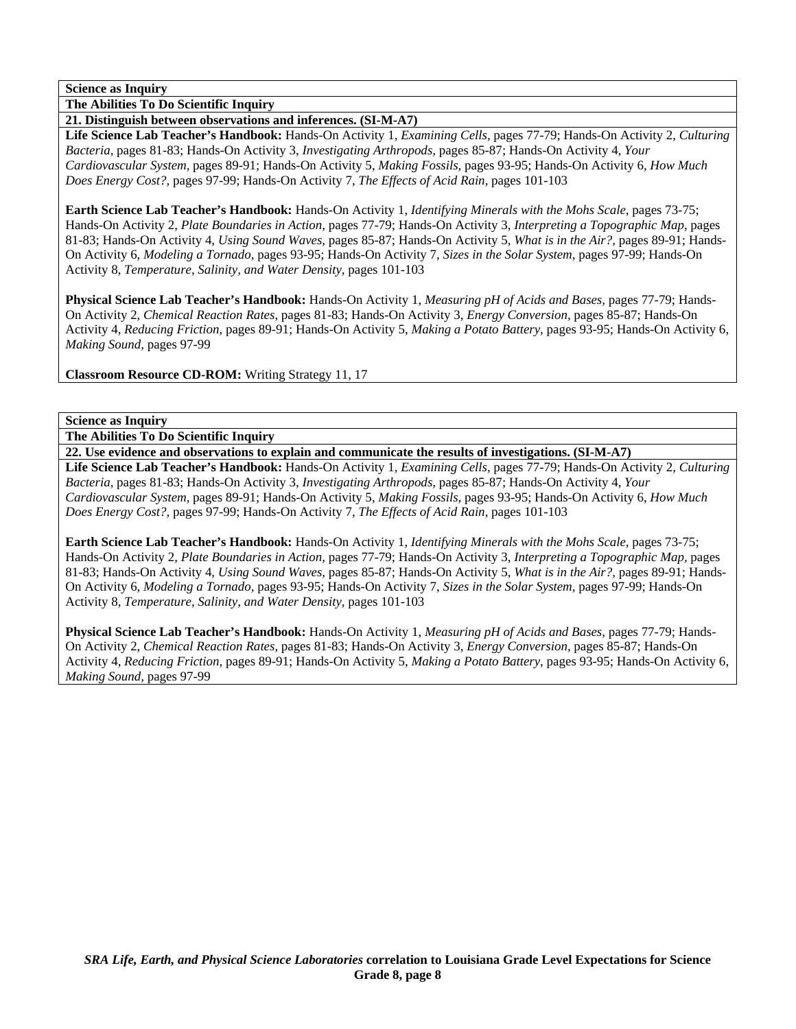**Science as Inquiry**

**The Abilities To Do Scientific Inquiry**

**21. Distinguish between observations and inferences. (SI-M-A7)**

**Life Science Lab Teacher's Handbook:** Hands-On Activity 1, *Examining Cells,* pages 77-79; Hands-On Activity 2, *Culturing Bacteria,* pages 81-83; Hands-On Activity 3, *Investigating Arthropods,* pages 85-87; Hands-On Activity 4, *Your Cardiovascular System,* pages 89-91; Hands-On Activity 5, *Making Fossils,* pages 93-95; Hands-On Activity 6, *How Much Does Energy Cost?,* pages 97-99; Hands-On Activity 7, *The Effects of Acid Rain,* pages 101-103

**Earth Science Lab Teacher's Handbook:** Hands-On Activity 1, *Identifying Minerals with the Mohs Scale,* pages 73-75; Hands-On Activity 2, *Plate Boundaries in Action,* pages 77-79; Hands-On Activity 3, *Interpreting a Topographic Map,* pages 81-83; Hands-On Activity 4, *Using Sound Waves,* pages 85-87; Hands-On Activity 5, *What is in the Air?,* pages 89-91; Hands-On Activity 6, *Modeling a Tornado,* pages 93-95; Hands-On Activity 7, *Sizes in the Solar System,* pages 97-99; Hands-On Activity 8, *Temperature, Salinity, and Water Density,* pages 101-103

**Physical Science Lab Teacher's Handbook:** Hands-On Activity 1, *Measuring pH of Acids and Bases,* pages 77-79; Hands-On Activity 2, *Chemical Reaction Rates,* pages 81-83; Hands-On Activity 3, *Energy Conversion,* pages 85-87; Hands-On Activity 4, *Reducing Friction,* pages 89-91; Hands-On Activity 5, *Making a Potato Battery,* pages 93-95; Hands-On Activity 6, *Making Sound,* pages 97-99

**Classroom Resource CD-ROM:** Writing Strategy 11, 17

**Science as Inquiry**

**The Abilities To Do Scientific Inquiry**

**22. Use evidence and observations to explain and communicate the results of investigations. (SI-M-A7)**

**Life Science Lab Teacher's Handbook:** Hands-On Activity 1, *Examining Cells,* pages 77-79; Hands-On Activity 2, *Culturing Bacteria,* pages 81-83; Hands-On Activity 3, *Investigating Arthropods,* pages 85-87; Hands-On Activity 4, *Your Cardiovascular System,* pages 89-91; Hands-On Activity 5, *Making Fossils,* pages 93-95; Hands-On Activity 6, *How Much Does Energy Cost?,* pages 97-99; Hands-On Activity 7, *The Effects of Acid Rain,* pages 101-103

**Earth Science Lab Teacher's Handbook:** Hands-On Activity 1, *Identifying Minerals with the Mohs Scale,* pages 73-75; Hands-On Activity 2, *Plate Boundaries in Action,* pages 77-79; Hands-On Activity 3, *Interpreting a Topographic Map,* pages 81-83; Hands-On Activity 4, *Using Sound Waves,* pages 85-87; Hands-On Activity 5, *What is in the Air?,* pages 89-91; Hands-On Activity 6, *Modeling a Tornado,* pages 93-95; Hands-On Activity 7, *Sizes in the Solar System,* pages 97-99; Hands-On Activity 8, *Temperature, Salinity, and Water Density,* pages 101-103

**Physical Science Lab Teacher's Handbook:** Hands-On Activity 1, *Measuring pH of Acids and Bases,* pages 77-79; Hands-On Activity 2, *Chemical Reaction Rates,* pages 81-83; Hands-On Activity 3, *Energy Conversion,* pages 85-87; Hands-On Activity 4, *Reducing Friction,* pages 89-91; Hands-On Activity 5, *Making a Potato Battery,* pages 93-95; Hands-On Activity 6, *Making Sound,* pages 97-99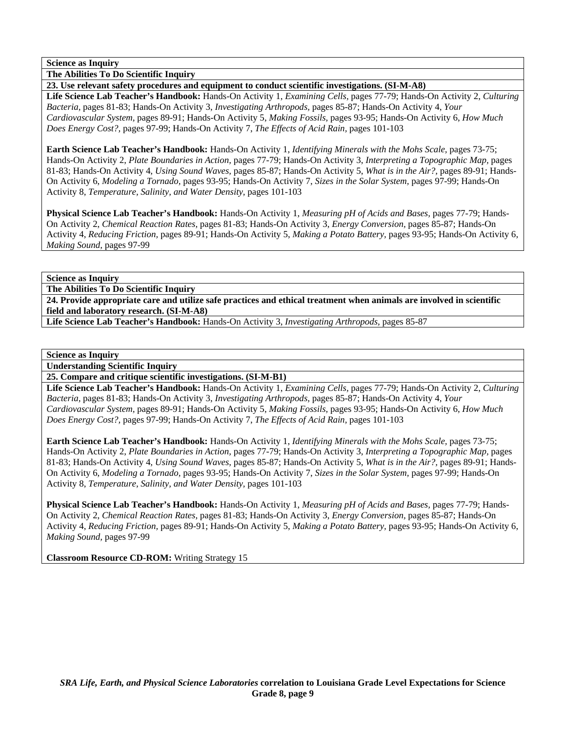**Science as Inquiry**

**The Abilities To Do Scientific Inquiry**

**23. Use relevant safety procedures and equipment to conduct scientific investigations. (SI-M-A8)**

**Life Science Lab Teacher's Handbook:** Hands-On Activity 1, *Examining Cells,* pages 77-79; Hands-On Activity 2, *Culturing Bacteria,* pages 81-83; Hands-On Activity 3, *Investigating Arthropods,* pages 85-87; Hands-On Activity 4, *Your Cardiovascular System,* pages 89-91; Hands-On Activity 5, *Making Fossils,* pages 93-95; Hands-On Activity 6, *How Much Does Energy Cost?,* pages 97-99; Hands-On Activity 7, *The Effects of Acid Rain,* pages 101-103

**Earth Science Lab Teacher's Handbook:** Hands-On Activity 1, *Identifying Minerals with the Mohs Scale,* pages 73-75; Hands-On Activity 2, *Plate Boundaries in Action,* pages 77-79; Hands-On Activity 3, *Interpreting a Topographic Map,* pages 81-83; Hands-On Activity 4, *Using Sound Waves,* pages 85-87; Hands-On Activity 5, *What is in the Air?,* pages 89-91; Hands-On Activity 6, *Modeling a Tornado,* pages 93-95; Hands-On Activity 7, *Sizes in the Solar System,* pages 97-99; Hands-On Activity 8, *Temperature, Salinity, and Water Density,* pages 101-103

**Physical Science Lab Teacher's Handbook:** Hands-On Activity 1, *Measuring pH of Acids and Bases,* pages 77-79; Hands-On Activity 2, *Chemical Reaction Rates,* pages 81-83; Hands-On Activity 3, *Energy Conversion,* pages 85-87; Hands-On Activity 4, *Reducing Friction,* pages 89-91; Hands-On Activity 5, *Making a Potato Battery,* pages 93-95; Hands-On Activity 6, *Making Sound,* pages 97-99

**Science as Inquiry**

**The Abilities To Do Scientific Inquiry**

**24. Provide appropriate care and utilize safe practices and ethical treatment when animals are involved in scientific field and laboratory research. (SI-M-A8)**

**Life Science Lab Teacher's Handbook:** Hands-On Activity 3, *Investigating Arthropods,* pages 85-87

**Science as Inquiry**

**Understanding Scientific Inquiry**

**25. Compare and critique scientific investigations. (SI-M-B1)**

**Life Science Lab Teacher's Handbook:** Hands-On Activity 1, *Examining Cells,* pages 77-79; Hands-On Activity 2, *Culturing Bacteria,* pages 81-83; Hands-On Activity 3, *Investigating Arthropods,* pages 85-87; Hands-On Activity 4, *Your Cardiovascular System,* pages 89-91; Hands-On Activity 5, *Making Fossils,* pages 93-95; Hands-On Activity 6, *How Much Does Energy Cost?,* pages 97-99; Hands-On Activity 7, *The Effects of Acid Rain,* pages 101-103

**Earth Science Lab Teacher's Handbook:** Hands-On Activity 1, *Identifying Minerals with the Mohs Scale,* pages 73-75; Hands-On Activity 2, *Plate Boundaries in Action,* pages 77-79; Hands-On Activity 3, *Interpreting a Topographic Map,* pages 81-83; Hands-On Activity 4, *Using Sound Waves,* pages 85-87; Hands-On Activity 5, *What is in the Air?,* pages 89-91; Hands-On Activity 6, *Modeling a Tornado,* pages 93-95; Hands-On Activity 7, *Sizes in the Solar System,* pages 97-99; Hands-On Activity 8, *Temperature, Salinity, and Water Density,* pages 101-103

**Physical Science Lab Teacher's Handbook:** Hands-On Activity 1, *Measuring pH of Acids and Bases,* pages 77-79; Hands-On Activity 2, *Chemical Reaction Rates,* pages 81-83; Hands-On Activity 3, *Energy Conversion,* pages 85-87; Hands-On Activity 4, *Reducing Friction,* pages 89-91; Hands-On Activity 5, *Making a Potato Battery,* pages 93-95; Hands-On Activity 6, *Making Sound,* pages 97-99

**Classroom Resource CD-ROM:** Writing Strategy 15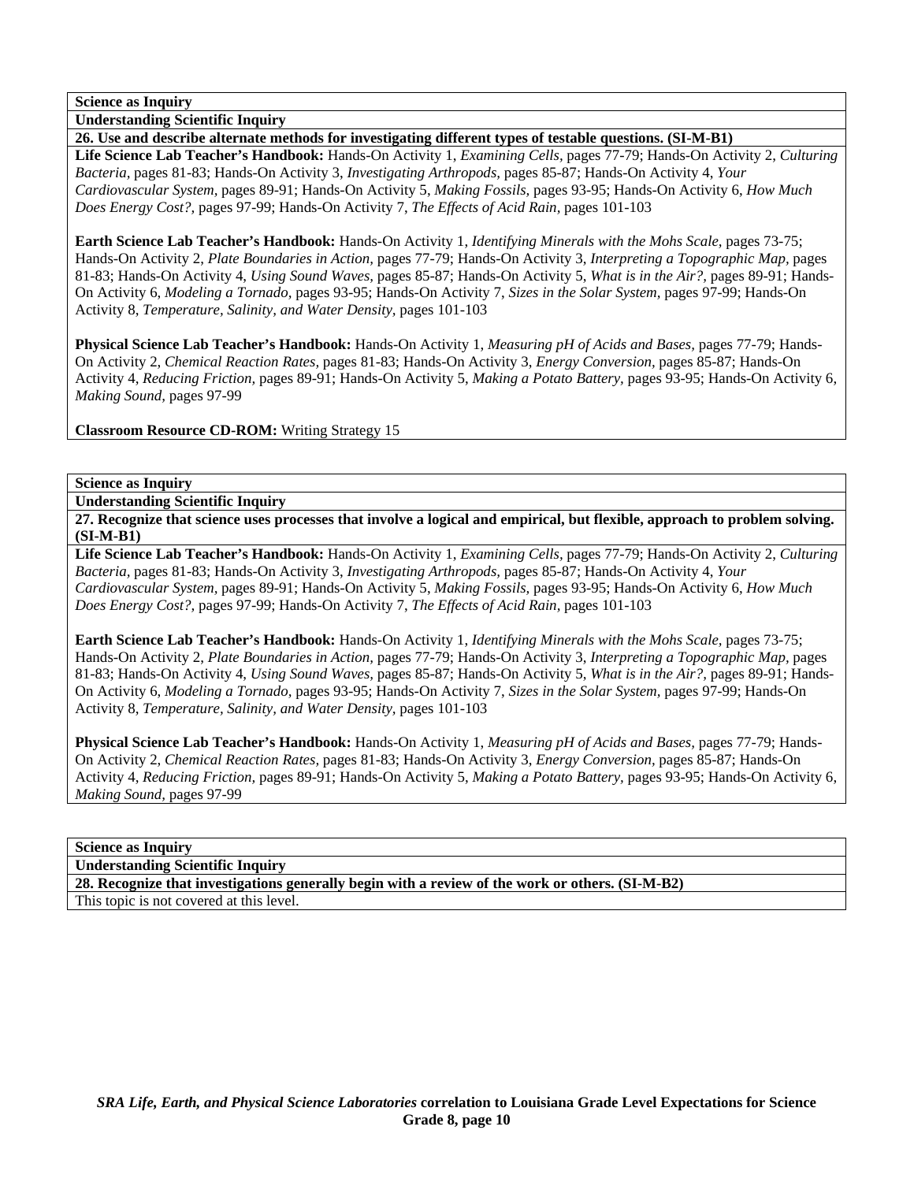**Science as Inquiry**

**Understanding Scientific Inquiry**

**26. Use and describe alternate methods for investigating different types of testable questions. (SI-M-B1)**

**Life Science Lab Teacher's Handbook:** Hands-On Activity 1, *Examining Cells,* pages 77-79; Hands-On Activity 2, *Culturing Bacteria,* pages 81-83; Hands-On Activity 3, *Investigating Arthropods,* pages 85-87; Hands-On Activity 4, *Your Cardiovascular System,* pages 89-91; Hands-On Activity 5, *Making Fossils,* pages 93-95; Hands-On Activity 6, *How Much Does Energy Cost?,* pages 97-99; Hands-On Activity 7, *The Effects of Acid Rain,* pages 101-103

**Earth Science Lab Teacher's Handbook:** Hands-On Activity 1, *Identifying Minerals with the Mohs Scale,* pages 73-75; Hands-On Activity 2, *Plate Boundaries in Action,* pages 77-79; Hands-On Activity 3, *Interpreting a Topographic Map,* pages 81-83; Hands-On Activity 4, *Using Sound Waves,* pages 85-87; Hands-On Activity 5, *What is in the Air?,* pages 89-91; Hands-On Activity 6, *Modeling a Tornado,* pages 93-95; Hands-On Activity 7, *Sizes in the Solar System,* pages 97-99; Hands-On Activity 8, *Temperature, Salinity, and Water Density,* pages 101-103

**Physical Science Lab Teacher's Handbook:** Hands-On Activity 1, *Measuring pH of Acids and Bases,* pages 77-79; Hands-On Activity 2, *Chemical Reaction Rates,* pages 81-83; Hands-On Activity 3, *Energy Conversion,* pages 85-87; Hands-On Activity 4, *Reducing Friction,* pages 89-91; Hands-On Activity 5, *Making a Potato Battery,* pages 93-95; Hands-On Activity 6, *Making Sound,* pages 97-99

**Classroom Resource CD-ROM:** Writing Strategy 15

**Science as Inquiry**

**Understanding Scientific Inquiry**

**27. Recognize that science uses processes that involve a logical and empirical, but flexible, approach to problem solving. (SI-M-B1)**

**Life Science Lab Teacher's Handbook:** Hands-On Activity 1, *Examining Cells,* pages 77-79; Hands-On Activity 2, *Culturing Bacteria,* pages 81-83; Hands-On Activity 3, *Investigating Arthropods,* pages 85-87; Hands-On Activity 4, *Your Cardiovascular System,* pages 89-91; Hands-On Activity 5, *Making Fossils,* pages 93-95; Hands-On Activity 6, *How Much Does Energy Cost?,* pages 97-99; Hands-On Activity 7, *The Effects of Acid Rain,* pages 101-103

**Earth Science Lab Teacher's Handbook:** Hands-On Activity 1, *Identifying Minerals with the Mohs Scale,* pages 73-75; Hands-On Activity 2, *Plate Boundaries in Action,* pages 77-79; Hands-On Activity 3, *Interpreting a Topographic Map,* pages 81-83; Hands-On Activity 4, *Using Sound Waves,* pages 85-87; Hands-On Activity 5, *What is in the Air?,* pages 89-91; Hands-On Activity 6, *Modeling a Tornado,* pages 93-95; Hands-On Activity 7, *Sizes in the Solar System,* pages 97-99; Hands-On Activity 8, *Temperature, Salinity, and Water Density,* pages 101-103

**Physical Science Lab Teacher's Handbook:** Hands-On Activity 1, *Measuring pH of Acids and Bases,* pages 77-79; Hands-On Activity 2, *Chemical Reaction Rates,* pages 81-83; Hands-On Activity 3, *Energy Conversion,* pages 85-87; Hands-On Activity 4, *Reducing Friction,* pages 89-91; Hands-On Activity 5, *Making a Potato Battery,* pages 93-95; Hands-On Activity 6, *Making Sound,* pages 97-99

**Science as Inquiry**

**Understanding Scientific Inquiry**

**28. Recognize that investigations generally begin with a review of the work or others. (SI-M-B2)**

This topic is not covered at this level.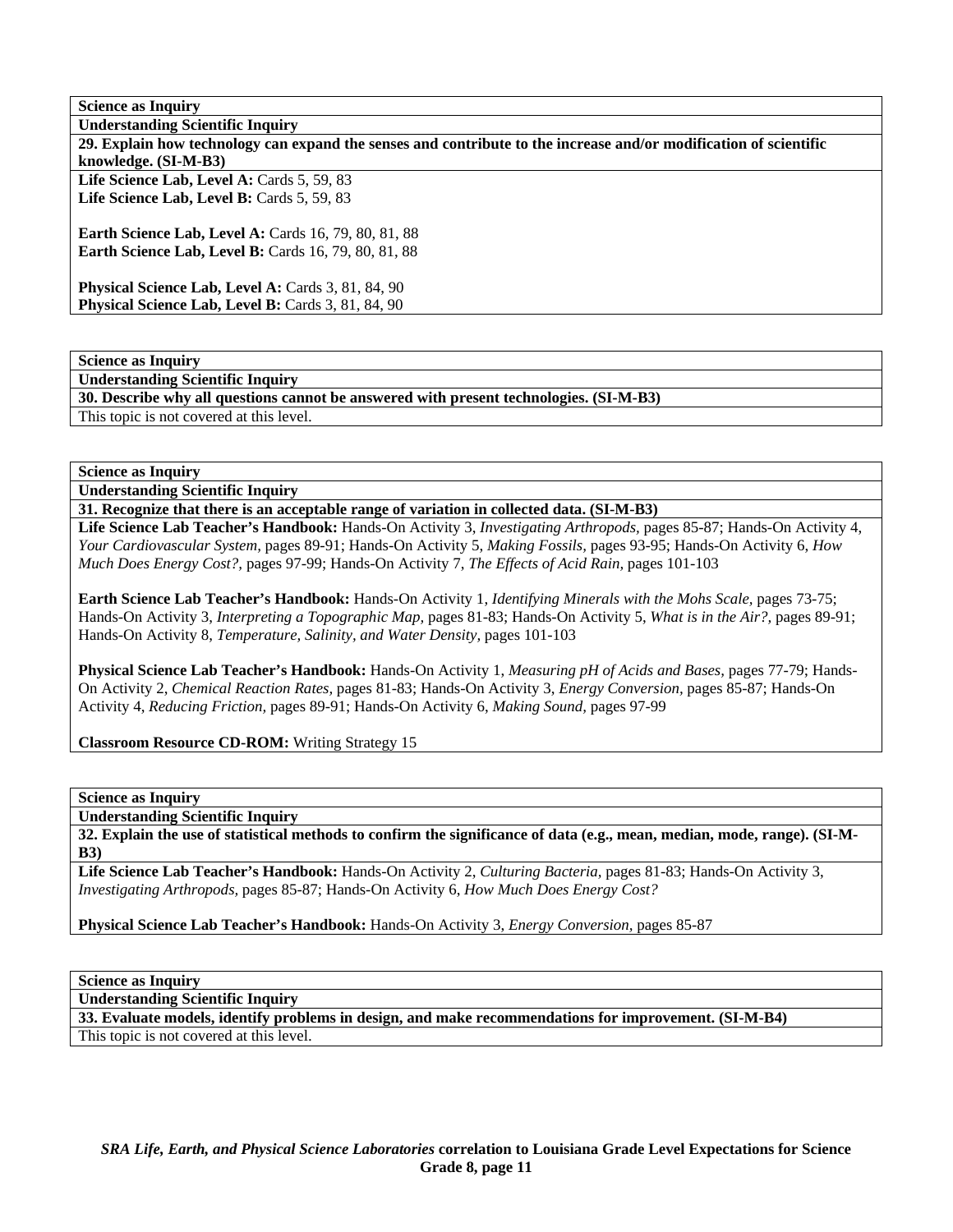| **Science as Inquiry** |
|---|
| **Understanding Scientific Inquiry** |
| **29. Explain how technology can expand the senses and contribute to the increase and/or modification of scientific knowledge. (SI-M-B3)** |
| **Life Science Lab, Level A:** Cards 5, 59, 83<br>**Life Science Lab, Level B:** Cards 5, 59, 83<br><br>**Earth Science Lab, Level A:** Cards 16, 79, 80, 81, 88<br>**Earth Science Lab, Level B:** Cards 16, 79, 80, 81, 88<br><br>**Physical Science Lab, Level A:** Cards 3, 81, 84, 90<br>**Physical Science Lab, Level B:** Cards 3, 81, 84, 90 |

| **Science as Inquiry** |
|---|
| **Understanding Scientific Inquiry** |
| **30. Describe why all questions cannot be answered with present technologies. (SI-M-B3)** |
| This topic is not covered at this level. |

| **Science as Inquiry** |
|---|
| **Understanding Scientific Inquiry** |
| **31. Recognize that there is an acceptable range of variation in collected data. (SI-M-B3)** |
| **Life Science Lab Teacher's Handbook:** Hands-On Activity 3, *Investigating Arthropods,* pages 85-87; Hands-On Activity 4, *Your Cardiovascular System,* pages 89-91; Hands-On Activity 5, *Making Fossils,* pages 93-95; Hands-On Activity 6, *How Much Does Energy Cost?,* pages 97-99; Hands-On Activity 7, *The Effects of Acid Rain,* pages 101-103<br><br>**Earth Science Lab Teacher's Handbook:** Hands-On Activity 1, *Identifying Minerals with the Mohs Scale,* pages 73-75; Hands-On Activity 3, *Interpreting a Topographic Map,* pages 81-83; Hands-On Activity 5, *What is in the Air?,* pages 89-91; Hands-On Activity 8, *Temperature, Salinity, and Water Density,* pages 101-103<br><br>**Physical Science Lab Teacher's Handbook:** Hands-On Activity 1, *Measuring pH of Acids and Bases,* pages 77-79; Hands-On Activity 2, *Chemical Reaction Rates,* pages 81-83; Hands-On Activity 3, *Energy Conversion,* pages 85-87; Hands-On Activity 4, *Reducing Friction,* pages 89-91; Hands-On Activity 6, *Making Sound,* pages 97-99<br><br>**Classroom Resource CD-ROM:** Writing Strategy 15 |

| **Science as Inquiry** |
|---|
| **Understanding Scientific Inquiry** |
| **32. Explain the use of statistical methods to confirm the significance of data (e.g., mean, median, mode, range). (SI-M-B3)** |
| **Life Science Lab Teacher's Handbook:** Hands-On Activity 2, *Culturing Bacteria,* pages 81-83; Hands-On Activity 3, *Investigating Arthropods,* pages 85-87; Hands-On Activity 6, *How Much Does Energy Cost?*<br><br>**Physical Science Lab Teacher's Handbook:** Hands-On Activity 3, *Energy Conversion,* pages 85-87 |

| **Science as Inquiry** |
|---|
| **Understanding Scientific Inquiry** |
| **33. Evaluate models, identify problems in design, and make recommendations for improvement. (SI-M-B4)** |
| This topic is not covered at this level. |

*SRA Life, Earth, and Physical Science Laboratories* **correlation to Louisiana Grade Level Expectations for Science Grade 8, page 11**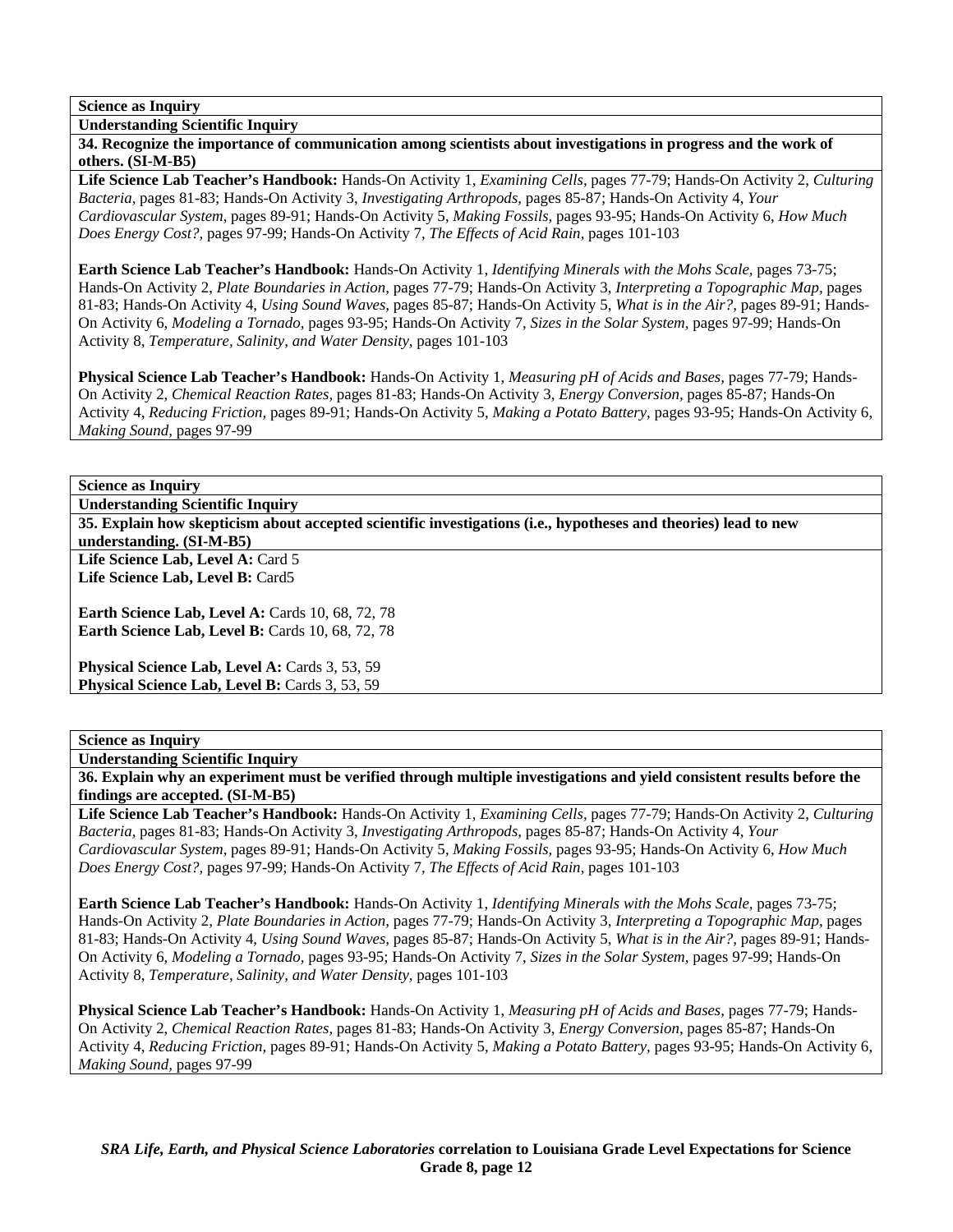**Science as Inquiry**

**Understanding Scientific Inquiry**

**34. Recognize the importance of communication among scientists about investigations in progress and the work of others. (SI-M-B5)**

**Life Science Lab Teacher's Handbook:** Hands-On Activity 1, *Examining Cells,* pages 77-79; Hands-On Activity 2, *Culturing Bacteria,* pages 81-83; Hands-On Activity 3, *Investigating Arthropods,* pages 85-87; Hands-On Activity 4, *Your Cardiovascular System,* pages 89-91; Hands-On Activity 5, *Making Fossils,* pages 93-95; Hands-On Activity 6, *How Much Does Energy Cost?,* pages 97-99; Hands-On Activity 7, *The Effects of Acid Rain,* pages 101-103

**Earth Science Lab Teacher's Handbook:** Hands-On Activity 1, *Identifying Minerals with the Mohs Scale,* pages 73-75; Hands-On Activity 2, *Plate Boundaries in Action,* pages 77-79; Hands-On Activity 3, *Interpreting a Topographic Map,* pages 81-83; Hands-On Activity 4, *Using Sound Waves,* pages 85-87; Hands-On Activity 5, *What is in the Air?,* pages 89-91; Hands-On Activity 6, *Modeling a Tornado,* pages 93-95; Hands-On Activity 7, *Sizes in the Solar System,* pages 97-99; Hands-On Activity 8, *Temperature, Salinity, and Water Density,* pages 101-103

**Physical Science Lab Teacher's Handbook:** Hands-On Activity 1, *Measuring pH of Acids and Bases,* pages 77-79; Hands-On Activity 2, *Chemical Reaction Rates,* pages 81-83; Hands-On Activity 3, *Energy Conversion,* pages 85-87; Hands-On Activity 4, *Reducing Friction,* pages 89-91; Hands-On Activity 5, *Making a Potato Battery,* pages 93-95; Hands-On Activity 6, *Making Sound,* pages 97-99

**Science as Inquiry**

**Understanding Scientific Inquiry**

**35. Explain how skepticism about accepted scientific investigations (i.e., hypotheses and theories) lead to new understanding. (SI-M-B5)**

**Life Science Lab, Level A:** Card 5
**Life Science Lab, Level B:** Card5

**Earth Science Lab, Level A:** Cards 10, 68, 72, 78
**Earth Science Lab, Level B:** Cards 10, 68, 72, 78

**Physical Science Lab, Level A:** Cards 3, 53, 59
**Physical Science Lab, Level B:** Cards 3, 53, 59

**Science as Inquiry**

**Understanding Scientific Inquiry**

**36. Explain why an experiment must be verified through multiple investigations and yield consistent results before the findings are accepted. (SI-M-B5)**

**Life Science Lab Teacher's Handbook:** Hands-On Activity 1, *Examining Cells,* pages 77-79; Hands-On Activity 2, *Culturing Bacteria,* pages 81-83; Hands-On Activity 3, *Investigating Arthropods,* pages 85-87; Hands-On Activity 4, *Your Cardiovascular System,* pages 89-91; Hands-On Activity 5, *Making Fossils,* pages 93-95; Hands-On Activity 6, *How Much Does Energy Cost?,* pages 97-99; Hands-On Activity 7, *The Effects of Acid Rain,* pages 101-103

**Earth Science Lab Teacher's Handbook:** Hands-On Activity 1, *Identifying Minerals with the Mohs Scale,* pages 73-75; Hands-On Activity 2, *Plate Boundaries in Action,* pages 77-79; Hands-On Activity 3, *Interpreting a Topographic Map,* pages 81-83; Hands-On Activity 4, *Using Sound Waves,* pages 85-87; Hands-On Activity 5, *What is in the Air?,* pages 89-91; Hands-On Activity 6, *Modeling a Tornado,* pages 93-95; Hands-On Activity 7, *Sizes in the Solar System,* pages 97-99; Hands-On Activity 8, *Temperature, Salinity, and Water Density,* pages 101-103

**Physical Science Lab Teacher's Handbook:** Hands-On Activity 1, *Measuring pH of Acids and Bases,* pages 77-79; Hands-On Activity 2, *Chemical Reaction Rates,* pages 81-83; Hands-On Activity 3, *Energy Conversion,* pages 85-87; Hands-On Activity 4, *Reducing Friction,* pages 89-91; Hands-On Activity 5, *Making a Potato Battery,* pages 93-95; Hands-On Activity 6, *Making Sound,* pages 97-99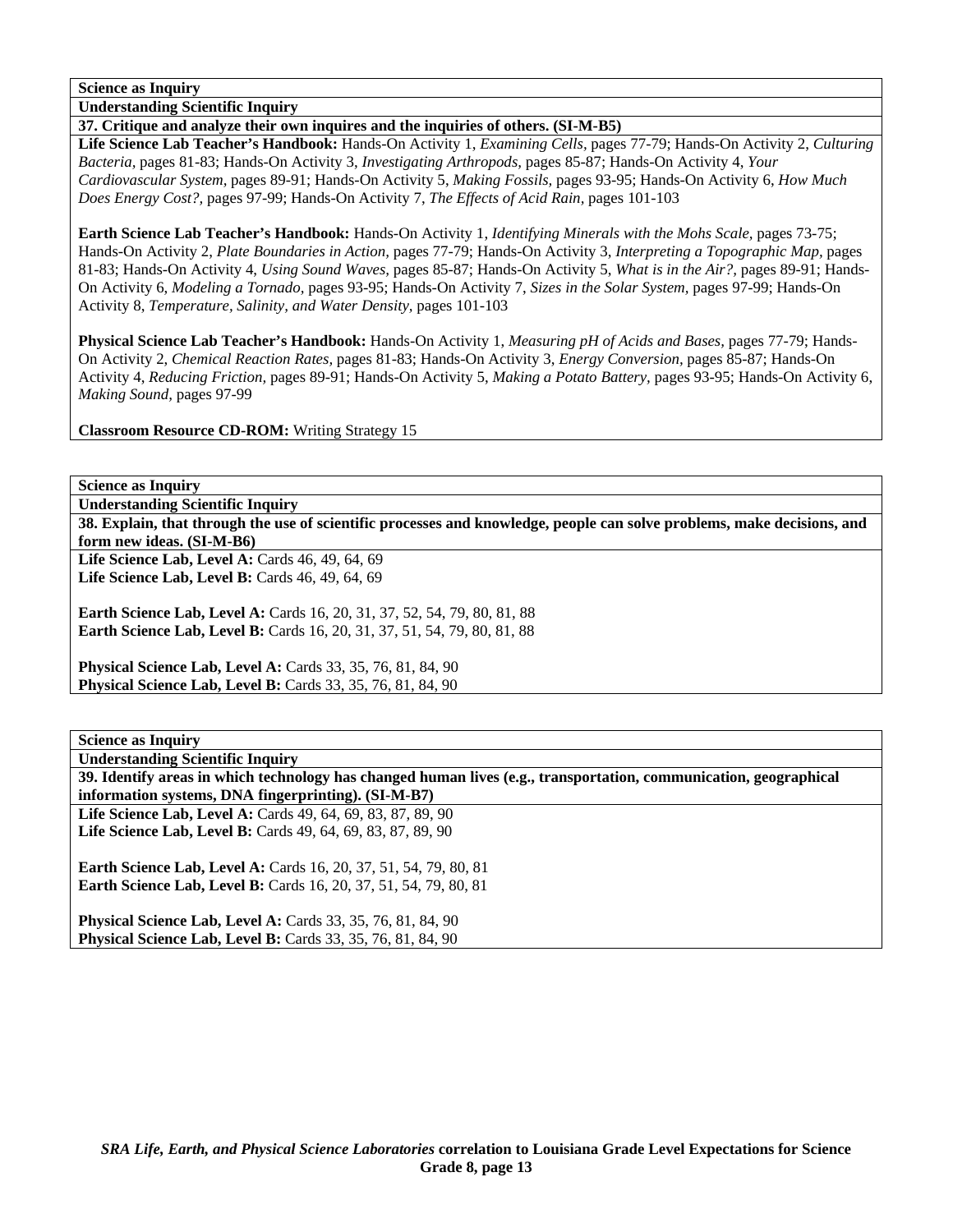**Science as Inquiry**

**Understanding Scientific Inquiry**

**37. Critique and analyze their own inquires and the inquiries of others. (SI-M-B5)**

**Life Science Lab Teacher's Handbook:** Hands-On Activity 1, *Examining Cells,* pages 77-79; Hands-On Activity 2, *Culturing Bacteria,* pages 81-83; Hands-On Activity 3, *Investigating Arthropods,* pages 85-87; Hands-On Activity 4, *Your Cardiovascular System,* pages 89-91; Hands-On Activity 5, *Making Fossils,* pages 93-95; Hands-On Activity 6, *How Much Does Energy Cost?,* pages 97-99; Hands-On Activity 7, *The Effects of Acid Rain,* pages 101-103

**Earth Science Lab Teacher's Handbook:** Hands-On Activity 1, *Identifying Minerals with the Mohs Scale,* pages 73-75; Hands-On Activity 2, *Plate Boundaries in Action,* pages 77-79; Hands-On Activity 3, *Interpreting a Topographic Map,* pages 81-83; Hands-On Activity 4, *Using Sound Waves,* pages 85-87; Hands-On Activity 5, *What is in the Air?,* pages 89-91; Hands-On Activity 6, *Modeling a Tornado,* pages 93-95; Hands-On Activity 7, *Sizes in the Solar System,* pages 97-99; Hands-On Activity 8, *Temperature, Salinity, and Water Density,* pages 101-103

**Physical Science Lab Teacher's Handbook:** Hands-On Activity 1, *Measuring pH of Acids and Bases,* pages 77-79; Hands-On Activity 2, *Chemical Reaction Rates,* pages 81-83; Hands-On Activity 3, *Energy Conversion,* pages 85-87; Hands-On Activity 4, *Reducing Friction,* pages 89-91; Hands-On Activity 5, *Making a Potato Battery,* pages 93-95; Hands-On Activity 6, *Making Sound,* pages 97-99

**Classroom Resource CD-ROM:** Writing Strategy 15

**Science as Inquiry**

**Understanding Scientific Inquiry**

**38. Explain, that through the use of scientific processes and knowledge, people can solve problems, make decisions, and form new ideas. (SI-M-B6)**

**Life Science Lab, Level A:** Cards 46, 49, 64, 69
**Life Science Lab, Level B:** Cards 46, 49, 64, 69

**Earth Science Lab, Level A:** Cards 16, 20, 31, 37, 52, 54, 79, 80, 81, 88
**Earth Science Lab, Level B:** Cards 16, 20, 31, 37, 51, 54, 79, 80, 81, 88

**Physical Science Lab, Level A:** Cards 33, 35, 76, 81, 84, 90
**Physical Science Lab, Level B:** Cards 33, 35, 76, 81, 84, 90

**Science as Inquiry**

**Understanding Scientific Inquiry**

**39. Identify areas in which technology has changed human lives (e.g., transportation, communication, geographical information systems, DNA fingerprinting). (SI-M-B7)**

**Life Science Lab, Level A:** Cards 49, 64, 69, 83, 87, 89, 90
**Life Science Lab, Level B:** Cards 49, 64, 69, 83, 87, 89, 90

**Earth Science Lab, Level A:** Cards 16, 20, 37, 51, 54, 79, 80, 81
**Earth Science Lab, Level B:** Cards 16, 20, 37, 51, 54, 79, 80, 81

**Physical Science Lab, Level A:** Cards 33, 35, 76, 81, 84, 90
**Physical Science Lab, Level B:** Cards 33, 35, 76, 81, 84, 90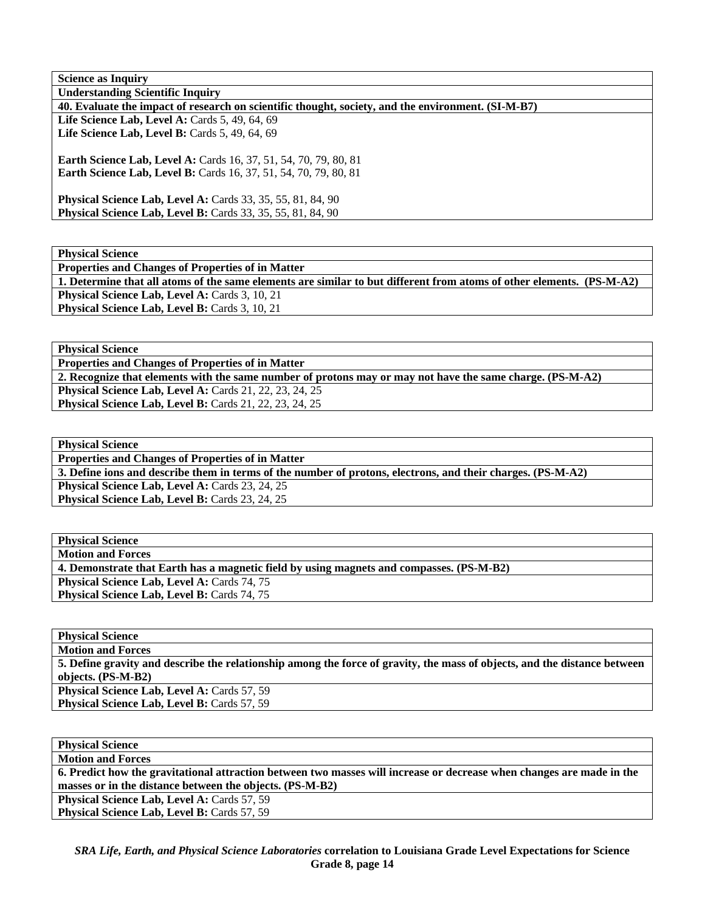| **Science as Inquiry** |
|---|
| **Understanding Scientific Inquiry** |
| **40. Evaluate the impact of research on scientific thought, society, and the environment. (SI-M-B7)** |
| **Life Science Lab, Level A:** Cards 5, 49, 64, 69<br>**Life Science Lab, Level B:** Cards 5, 49, 64, 69<br><br>**Earth Science Lab, Level A:** Cards 16, 37, 51, 54, 70, 79, 80, 81<br>**Earth Science Lab, Level B:** Cards 16, 37, 51, 54, 70, 79, 80, 81<br><br>**Physical Science Lab, Level A:** Cards 33, 35, 55, 81, 84, 90<br>**Physical Science Lab, Level B:** Cards 33, 35, 55, 81, 84, 90 |

| **Physical Science** |
|---|
| **Properties and Changes of Properties of in Matter** |
| **1. Determine that all atoms of the same elements are similar to but different from atoms of other elements. (PS-M-A2)** |
| **Physical Science Lab, Level A:** Cards 3, 10, 21 |
| **Physical Science Lab, Level B:** Cards 3, 10, 21 |

| **Physical Science** |
|---|
| **Properties and Changes of Properties of in Matter** |
| **2. Recognize that elements with the same number of protons may or may not have the same charge. (PS-M-A2)** |
| **Physical Science Lab, Level A:** Cards 21, 22, 23, 24, 25 |
| **Physical Science Lab, Level B:** Cards 21, 22, 23, 24, 25 |

| **Physical Science** |
|---|
| **Properties and Changes of Properties of in Matter** |
| **3. Define ions and describe them in terms of the number of protons, electrons, and their charges. (PS-M-A2)** |
| **Physical Science Lab, Level A:** Cards 23, 24, 25 |
| **Physical Science Lab, Level B:** Cards 23, 24, 25 |

| **Physical Science** |
|---|
| **Motion and Forces** |
| **4. Demonstrate that Earth has a magnetic field by using magnets and compasses. (PS-M-B2)** |
| **Physical Science Lab, Level A:** Cards 74, 75 |
| **Physical Science Lab, Level B:** Cards 74, 75 |

| **Physical Science** |
|---|
| **Motion and Forces** |
| **5. Define gravity and describe the relationship among the force of gravity, the mass of objects, and the distance between objects. (PS-M-B2)** |
| **Physical Science Lab, Level A:** Cards 57, 59 |
| **Physical Science Lab, Level B:** Cards 57, 59 |

| **Physical Science** |
|---|
| **Motion and Forces** |
| **6. Predict how the gravitational attraction between two masses will increase or decrease when changes are made in the masses or in the distance between the objects. (PS-M-B2)** |
| **Physical Science Lab, Level A:** Cards 57, 59 |
| **Physical Science Lab, Level B:** Cards 57, 59 |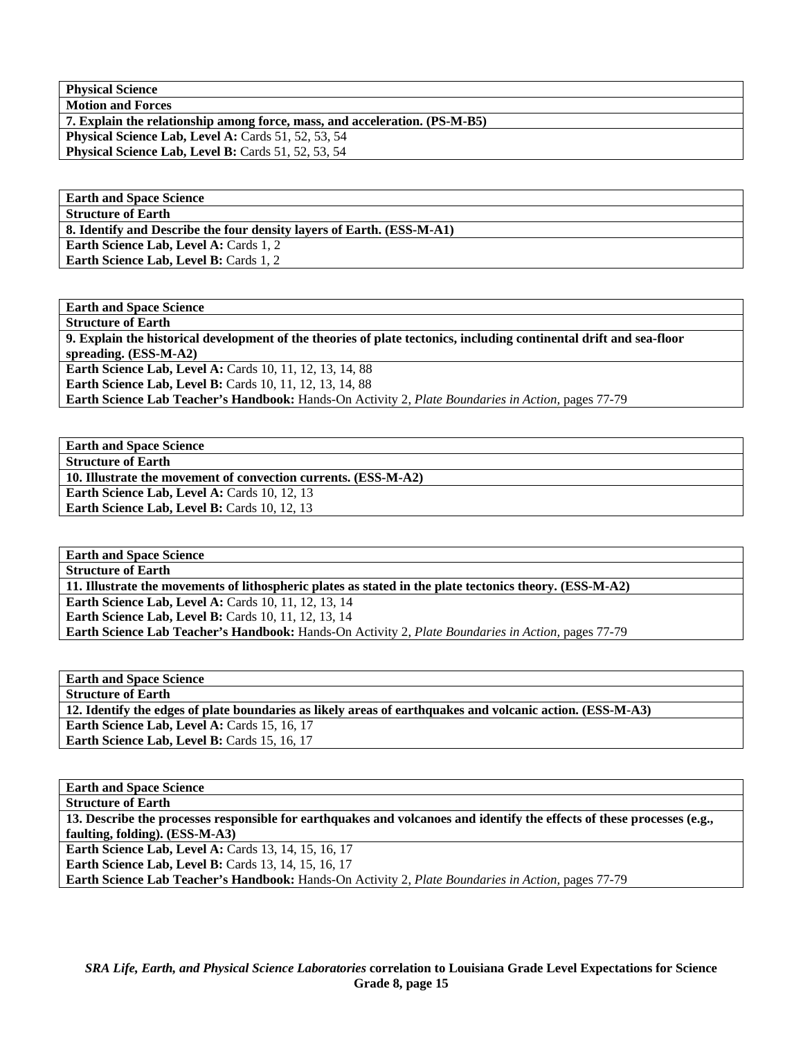| **Physical Science** |
|---|
| **Motion and Forces** |
| **7. Explain the relationship among force, mass, and acceleration. (PS-M-B5)** |
| **Physical Science Lab, Level A:** Cards 51, 52, 53, 54 |
| **Physical Science Lab, Level B:** Cards 51, 52, 53, 54 |

| **Earth and Space Science** |
|---|
| **Structure of Earth** |
| **8. Identify and Describe the four density layers of Earth. (ESS-M-A1)** |
| **Earth Science Lab, Level A:** Cards 1, 2 |
| **Earth Science Lab, Level B:** Cards 1, 2 |

| **Earth and Space Science** |
|---|
| **Structure of Earth** |
| **9. Explain the historical development of the theories of plate tectonics, including continental drift and sea-floor spreading. (ESS-M-A2)** |
| **Earth Science Lab, Level A:** Cards 10, 11, 12, 13, 14, 88 |
| **Earth Science Lab, Level B:** Cards 10, 11, 12, 13, 14, 88 |
| **Earth Science Lab Teacher's Handbook:** Hands-On Activity 2, *Plate Boundaries in Action,* pages 77-79 |

| **Earth and Space Science** |
|---|
| **Structure of Earth** |
| **10. Illustrate the movement of convection currents. (ESS-M-A2)** |
| **Earth Science Lab, Level A:** Cards 10, 12, 13 |
| **Earth Science Lab, Level B:** Cards 10, 12, 13 |

| **Earth and Space Science** |
|---|
| **Structure of Earth** |
| **11. Illustrate the movements of lithospheric plates as stated in the plate tectonics theory. (ESS-M-A2)** |
| **Earth Science Lab, Level A:** Cards 10, 11, 12, 13, 14 |
| **Earth Science Lab, Level B:** Cards 10, 11, 12, 13, 14 |
| **Earth Science Lab Teacher's Handbook:** Hands-On Activity 2, *Plate Boundaries in Action,* pages 77-79 |

| **Earth and Space Science** |
|---|
| **Structure of Earth** |
| **12. Identify the edges of plate boundaries as likely areas of earthquakes and volcanic action. (ESS-M-A3)** |
| **Earth Science Lab, Level A:** Cards 15, 16, 17 |
| **Earth Science Lab, Level B:** Cards 15, 16, 17 |

| **Earth and Space Science** |
|---|
| **Structure of Earth** |
| **13. Describe the processes responsible for earthquakes and volcanoes and identify the effects of these processes (e.g., faulting, folding). (ESS-M-A3)** |
| **Earth Science Lab, Level A:** Cards 13, 14, 15, 16, 17 |
| **Earth Science Lab, Level B:** Cards 13, 14, 15, 16, 17 |
| **Earth Science Lab Teacher's Handbook:** Hands-On Activity 2, *Plate Boundaries in Action,* pages 77-79 |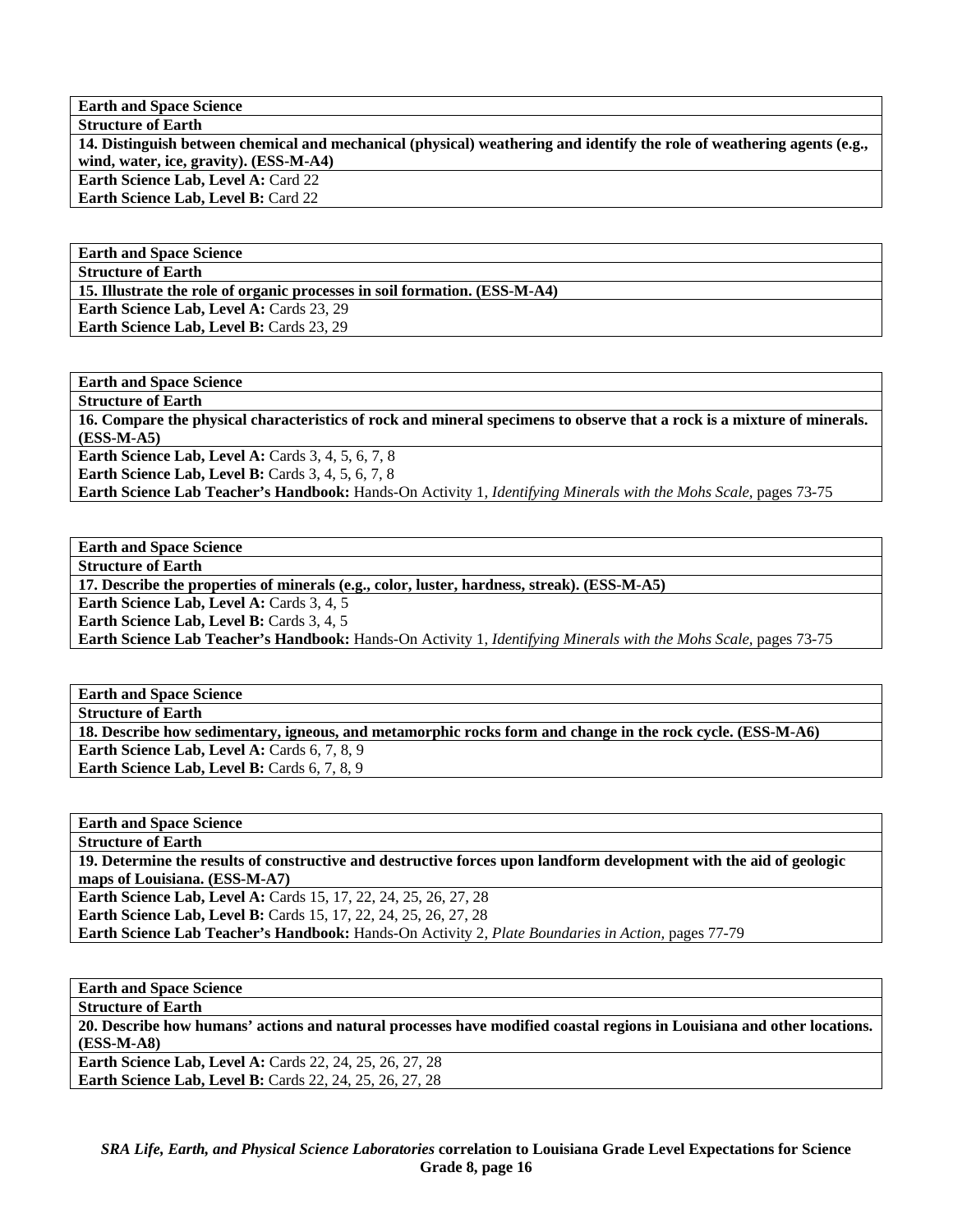| **Earth and Space Science** |
|---|
| **Structure of Earth** |
| **14. Distinguish between chemical and mechanical (physical) weathering and identify the role of weathering agents (e.g., wind, water, ice, gravity). (ESS-M-A4)** |
| **Earth Science Lab, Level A:** Card 22 |
| **Earth Science Lab, Level B:** Card 22 |

| **Earth and Space Science** |
|---|
| **Structure of Earth** |
| **15. Illustrate the role of organic processes in soil formation. (ESS-M-A4)** |
| **Earth Science Lab, Level A:** Cards 23, 29 |
| **Earth Science Lab, Level B:** Cards 23, 29 |

| **Earth and Space Science** |
|---|
| **Structure of Earth** |
| **16. Compare the physical characteristics of rock and mineral specimens to observe that a rock is a mixture of minerals. (ESS-M-A5)** |
| **Earth Science Lab, Level A:** Cards 3, 4, 5, 6, 7, 8 |
| **Earth Science Lab, Level B:** Cards 3, 4, 5, 6, 7, 8 |
| **Earth Science Lab Teacher's Handbook:** Hands-On Activity 1, *Identifying Minerals with the Mohs Scale,* pages 73-75 |

| **Earth and Space Science** |
|---|
| **Structure of Earth** |
| **17. Describe the properties of minerals (e.g., color, luster, hardness, streak). (ESS-M-A5)** |
| **Earth Science Lab, Level A:** Cards 3, 4, 5 |
| **Earth Science Lab, Level B:** Cards 3, 4, 5 |
| **Earth Science Lab Teacher's Handbook:** Hands-On Activity 1, *Identifying Minerals with the Mohs Scale,* pages 73-75 |

| **Earth and Space Science** |
|---|
| **Structure of Earth** |
| **18. Describe how sedimentary, igneous, and metamorphic rocks form and change in the rock cycle. (ESS-M-A6)** |
| **Earth Science Lab, Level A:** Cards 6, 7, 8, 9 |
| **Earth Science Lab, Level B:** Cards 6, 7, 8, 9 |

| **Earth and Space Science** |
|---|
| **Structure of Earth** |
| **19. Determine the results of constructive and destructive forces upon landform development with the aid of geologic maps of Louisiana. (ESS-M-A7)** |
| **Earth Science Lab, Level A:** Cards 15, 17, 22, 24, 25, 26, 27, 28 |
| **Earth Science Lab, Level B:** Cards 15, 17, 22, 24, 25, 26, 27, 28 |
| **Earth Science Lab Teacher's Handbook:** Hands-On Activity 2, *Plate Boundaries in Action,* pages 77-79 |

| **Earth and Space Science** |
|---|
| **Structure of Earth** |
| **20. Describe how humans' actions and natural processes have modified coastal regions in Louisiana and other locations. (ESS-M-A8)** |
| **Earth Science Lab, Level A:** Cards 22, 24, 25, 26, 27, 28 |
| **Earth Science Lab, Level B:** Cards 22, 24, 25, 26, 27, 28 |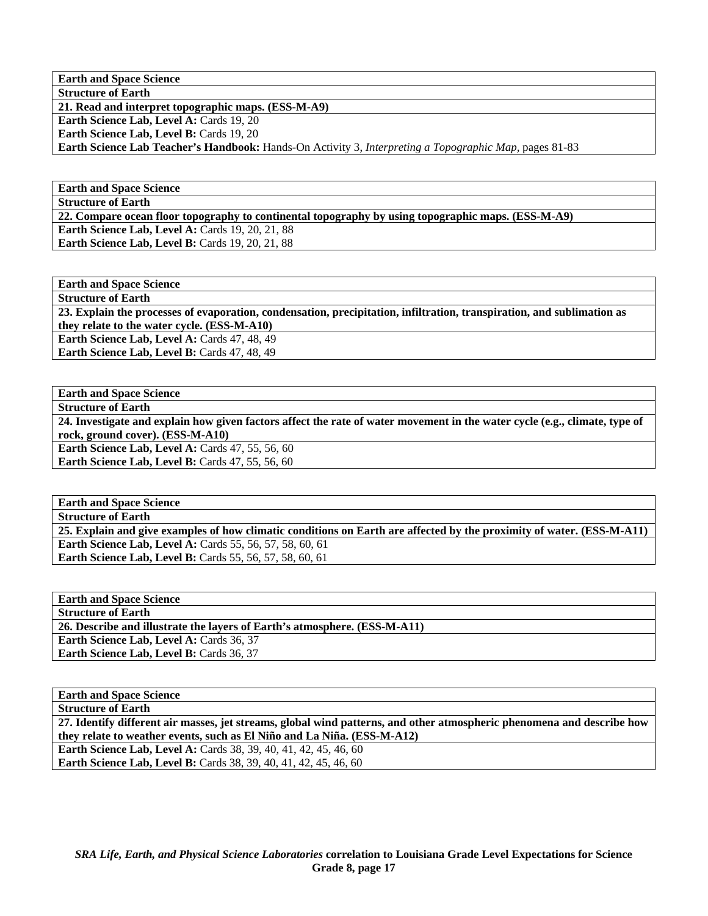| Earth and Space Science |
|---|
| **Structure of Earth** |
| **21. Read and interpret topographic maps. (ESS-M-A9)** |
| **Earth Science Lab, Level A:** Cards 19, 20 |
| **Earth Science Lab, Level B:** Cards 19, 20 |
| **Earth Science Lab Teacher's Handbook:** Hands-On Activity 3, *Interpreting a Topographic Map*, pages 81-83 |

| Earth and Space Science |
|---|
| **Structure of Earth** |
| **22. Compare ocean floor topography to continental topography by using topographic maps. (ESS-M-A9)** |
| **Earth Science Lab, Level A:** Cards 19, 20, 21, 88 |
| **Earth Science Lab, Level B:** Cards 19, 20, 21, 88 |

| Earth and Space Science |
|---|
| **Structure of Earth** |
| **23. Explain the processes of evaporation, condensation, precipitation, infiltration, transpiration, and sublimation as they relate to the water cycle. (ESS-M-A10)** |
| **Earth Science Lab, Level A:** Cards 47, 48, 49 |
| **Earth Science Lab, Level B:** Cards 47, 48, 49 |

| Earth and Space Science |
|---|
| **Structure of Earth** |
| **24. Investigate and explain how given factors affect the rate of water movement in the water cycle (e.g., climate, type of rock, ground cover). (ESS-M-A10)** |
| **Earth Science Lab, Level A:** Cards 47, 55, 56, 60 |
| **Earth Science Lab, Level B:** Cards 47, 55, 56, 60 |

| Earth and Space Science |
|---|
| **Structure of Earth** |
| **25. Explain and give examples of how climatic conditions on Earth are affected by the proximity of water. (ESS-M-A11)** |
| **Earth Science Lab, Level A:** Cards 55, 56, 57, 58, 60, 61 |
| **Earth Science Lab, Level B:** Cards 55, 56, 57, 58, 60, 61 |

| Earth and Space Science |
|---|
| **Structure of Earth** |
| **26. Describe and illustrate the layers of Earth's atmosphere. (ESS-M-A11)** |
| **Earth Science Lab, Level A:** Cards 36, 37 |
| **Earth Science Lab, Level B:** Cards 36, 37 |

| Earth and Space Science |
|---|
| **Structure of Earth** |
| **27. Identify different air masses, jet streams, global wind patterns, and other atmospheric phenomena and describe how they relate to weather events, such as El Niño and La Niña. (ESS-M-A12)** |
| **Earth Science Lab, Level A:** Cards 38, 39, 40, 41, 42, 45, 46, 60 |
| **Earth Science Lab, Level B:** Cards 38, 39, 40, 41, 42, 45, 46, 60 |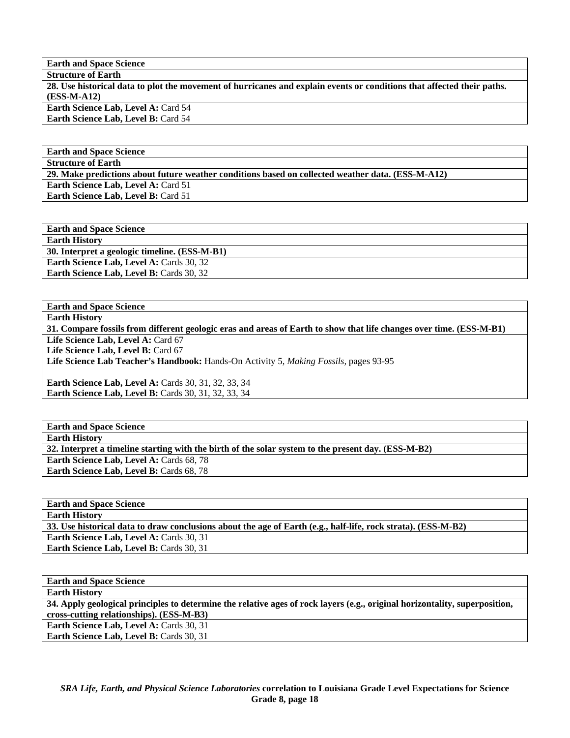**Earth and Space Science**

**Structure of Earth**

**28. Use historical data to plot the movement of hurricanes and explain events or conditions that affected their paths. (ESS-M-A12)**

**Earth Science Lab, Level A:** Card 54
**Earth Science Lab, Level B:** Card 54

**Earth and Space Science**

**Structure of Earth**

**29. Make predictions about future weather conditions based on collected weather data. (ESS-M-A12)**

**Earth Science Lab, Level A:** Card 51
**Earth Science Lab, Level B:** Card 51

**Earth and Space Science**

**Earth History**

**30. Interpret a geologic timeline. (ESS-M-B1)**

**Earth Science Lab, Level A:** Cards 30, 32
**Earth Science Lab, Level B:** Cards 30, 32

**Earth and Space Science**

**Earth History**

**31. Compare fossils from different geologic eras and areas of Earth to show that life changes over time. (ESS-M-B1)**

**Life Science Lab, Level A:** Card 67
**Life Science Lab, Level B:** Card 67
**Life Science Lab Teacher's Handbook:** Hands-On Activity 5, *Making Fossils,* pages 93-95

**Earth Science Lab, Level A:** Cards 30, 31, 32, 33, 34
**Earth Science Lab, Level B:** Cards 30, 31, 32, 33, 34

**Earth and Space Science**

**Earth History**

**32. Interpret a timeline starting with the birth of the solar system to the present day. (ESS-M-B2)**

**Earth Science Lab, Level A:** Cards 68, 78
**Earth Science Lab, Level B:** Cards 68, 78

**Earth and Space Science**

**Earth History**

**33. Use historical data to draw conclusions about the age of Earth (e.g., half-life, rock strata). (ESS-M-B2)**

**Earth Science Lab, Level A:** Cards 30, 31
**Earth Science Lab, Level B:** Cards 30, 31

**Earth and Space Science**

**Earth History**

**34. Apply geological principles to determine the relative ages of rock layers (e.g., original horizontality, superposition, cross-cutting relationships). (ESS-M-B3)**

**Earth Science Lab, Level A:** Cards 30, 31
**Earth Science Lab, Level B:** Cards 30, 31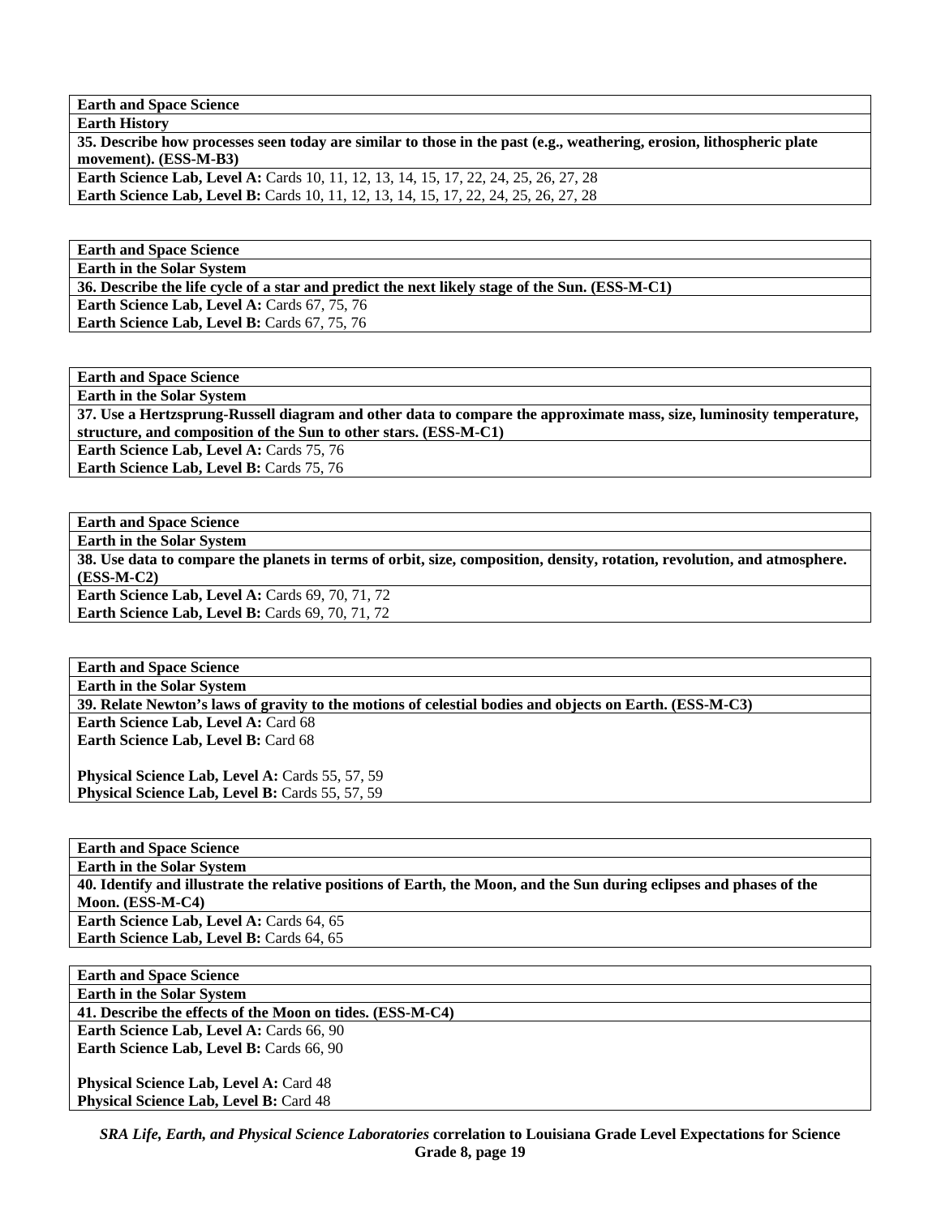| Earth and Space Science |
| --- |
| **Earth History** |
| **35. Describe how processes seen today are similar to those in the past (e.g., weathering, erosion, lithospheric plate movement). (ESS-M-B3)** |
| **Earth Science Lab, Level A:** Cards 10, 11, 12, 13, 14, 15, 17, 22, 24, 25, 26, 27, 28<br>**Earth Science Lab, Level B:** Cards 10, 11, 12, 13, 14, 15, 17, 22, 24, 25, 26, 27, 28 |

| Earth and Space Science |
| --- |
| **Earth in the Solar System** |
| **36. Describe the life cycle of a star and predict the next likely stage of the Sun. (ESS-M-C1)** |
| **Earth Science Lab, Level A:** Cards 67, 75, 76<br>**Earth Science Lab, Level B:** Cards 67, 75, 76 |

| Earth and Space Science |
| --- |
| **Earth in the Solar System** |
| **37. Use a Hertzsprung-Russell diagram and other data to compare the approximate mass, size, luminosity temperature, structure, and composition of the Sun to other stars. (ESS-M-C1)** |
| **Earth Science Lab, Level A:** Cards 75, 76<br>**Earth Science Lab, Level B:** Cards 75, 76 |

| Earth and Space Science |
| --- |
| **Earth in the Solar System** |
| **38. Use data to compare the planets in terms of orbit, size, composition, density, rotation, revolution, and atmosphere. (ESS-M-C2)** |
| **Earth Science Lab, Level A:** Cards 69, 70, 71, 72<br>**Earth Science Lab, Level B:** Cards 69, 70, 71, 72 |

| Earth and Space Science |
| --- |
| **Earth in the Solar System** |
| **39. Relate Newton's laws of gravity to the motions of celestial bodies and objects on Earth. (ESS-M-C3)** |
| **Earth Science Lab, Level A:** Card 68<br>**Earth Science Lab, Level B:** Card 68<br><br>**Physical Science Lab, Level A:** Cards 55, 57, 59<br>**Physical Science Lab, Level B:** Cards 55, 57, 59 |

| Earth and Space Science |
| --- |
| **Earth in the Solar System** |
| **40. Identify and illustrate the relative positions of Earth, the Moon, and the Sun during eclipses and phases of the Moon. (ESS-M-C4)** |
| **Earth Science Lab, Level A:** Cards 64, 65<br>**Earth Science Lab, Level B:** Cards 64, 65 |

| Earth and Space Science |
| --- |
| **Earth in the Solar System** |
| **41. Describe the effects of the Moon on tides. (ESS-M-C4)** |
| **Earth Science Lab, Level A:** Cards 66, 90<br>**Earth Science Lab, Level B:** Cards 66, 90<br><br>**Physical Science Lab, Level A:** Card 48<br>**Physical Science Lab, Level B:** Card 48 |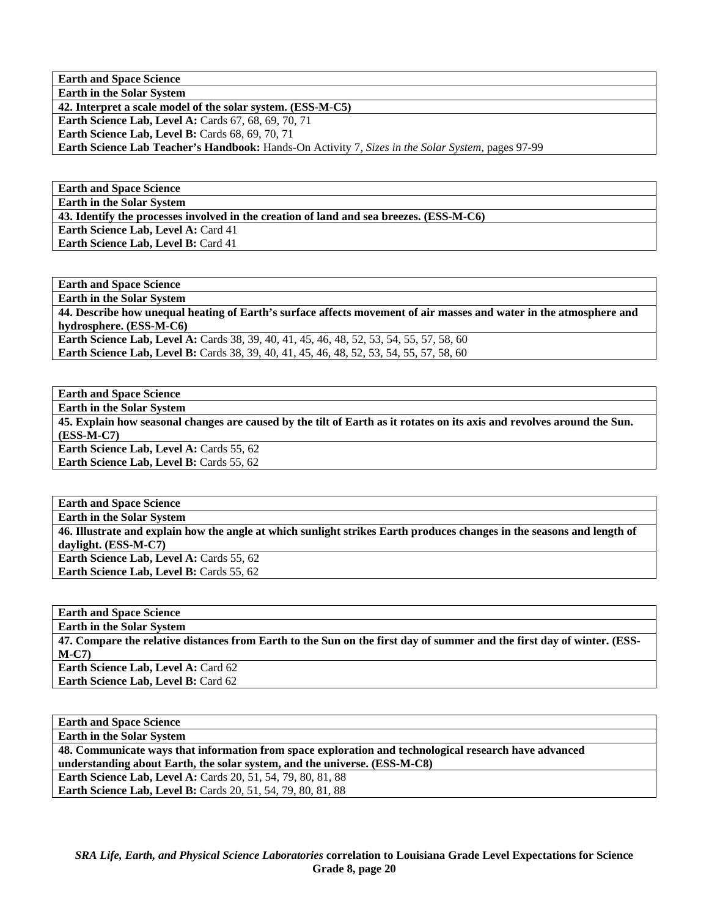| **Earth and Space Science** |
|---|
| **Earth in the Solar System** |
| **42. Interpret a scale model of the solar system. (ESS-M-C5)** |
| **Earth Science Lab, Level A:** Cards 67, 68, 69, 70, 71 |
| **Earth Science Lab, Level B:** Cards 68, 69, 70, 71 |
| **Earth Science Lab Teacher's Handbook:** Hands-On Activity 7, *Sizes in the Solar System,* pages 97-99 |

| **Earth and Space Science** |
|---|
| **Earth in the Solar System** |
| **43. Identify the processes involved in the creation of land and sea breezes. (ESS-M-C6)** |
| **Earth Science Lab, Level A:** Card 41 |
| **Earth Science Lab, Level B:** Card 41 |

| **Earth and Space Science** |
|---|
| **Earth in the Solar System** |
| **44. Describe how unequal heating of Earth's surface affects movement of air masses and water in the atmosphere and hydrosphere. (ESS-M-C6)** |
| **Earth Science Lab, Level A:** Cards 38, 39, 40, 41, 45, 46, 48, 52, 53, 54, 55, 57, 58, 60 |
| **Earth Science Lab, Level B:** Cards 38, 39, 40, 41, 45, 46, 48, 52, 53, 54, 55, 57, 58, 60 |

| **Earth and Space Science** |
|---|
| **Earth in the Solar System** |
| **45. Explain how seasonal changes are caused by the tilt of Earth as it rotates on its axis and revolves around the Sun. (ESS-M-C7)** |
| **Earth Science Lab, Level A:** Cards 55, 62 |
| **Earth Science Lab, Level B:** Cards 55, 62 |

| **Earth and Space Science** |
|---|
| **Earth in the Solar System** |
| **46. Illustrate and explain how the angle at which sunlight strikes Earth produces changes in the seasons and length of daylight. (ESS-M-C7)** |
| **Earth Science Lab, Level A:** Cards 55, 62 |
| **Earth Science Lab, Level B:** Cards 55, 62 |

| **Earth and Space Science** |
|---|
| **Earth in the Solar System** |
| **47. Compare the relative distances from Earth to the Sun on the first day of summer and the first day of winter. (ESS-M-C7)** |
| **Earth Science Lab, Level A:** Card 62 |
| **Earth Science Lab, Level B:** Card 62 |

| **Earth and Space Science** |
|---|
| **Earth in the Solar System** |
| **48. Communicate ways that information from space exploration and technological research have advanced understanding about Earth, the solar system, and the universe. (ESS-M-C8)** |
| **Earth Science Lab, Level A:** Cards 20, 51, 54, 79, 80, 81, 88 |
| **Earth Science Lab, Level B:** Cards 20, 51, 54, 79, 80, 81, 88 |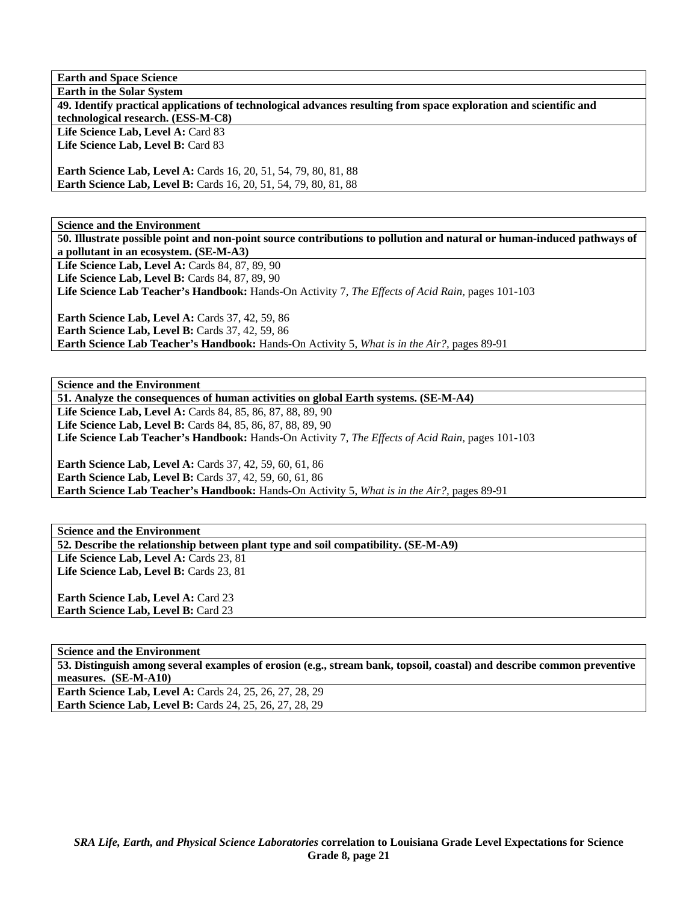**Earth and Space Science**

**Earth in the Solar System**

**49. Identify practical applications of technological advances resulting from space exploration and scientific and technological research. (ESS-M-C8)**

**Life Science Lab, Level A:** Card 83
**Life Science Lab, Level B:** Card 83

**Earth Science Lab, Level A:** Cards 16, 20, 51, 54, 79, 80, 81, 88
**Earth Science Lab, Level B:** Cards 16, 20, 51, 54, 79, 80, 81, 88

**Science and the Environment**

**50. Illustrate possible point and non-point source contributions to pollution and natural or human-induced pathways of a pollutant in an ecosystem. (SE-M-A3)**

**Life Science Lab, Level A:** Cards 84, 87, 89, 90
**Life Science Lab, Level B:** Cards 84, 87, 89, 90
**Life Science Lab Teacher's Handbook:** Hands-On Activity 7, *The Effects of Acid Rain,* pages 101-103

**Earth Science Lab, Level A:** Cards 37, 42, 59, 86
**Earth Science Lab, Level B:** Cards 37, 42, 59, 86
**Earth Science Lab Teacher's Handbook:** Hands-On Activity 5, *What is in the Air?,* pages 89-91

**Science and the Environment**

**51. Analyze the consequences of human activities on global Earth systems. (SE-M-A4)**

**Life Science Lab, Level A:** Cards 84, 85, 86, 87, 88, 89, 90
**Life Science Lab, Level B:** Cards 84, 85, 86, 87, 88, 89, 90
**Life Science Lab Teacher's Handbook:** Hands-On Activity 7, *The Effects of Acid Rain,* pages 101-103

**Earth Science Lab, Level A:** Cards 37, 42, 59, 60, 61, 86
**Earth Science Lab, Level B:** Cards 37, 42, 59, 60, 61, 86
**Earth Science Lab Teacher's Handbook:** Hands-On Activity 5, *What is in the Air?,* pages 89-91

**Science and the Environment**

**52. Describe the relationship between plant type and soil compatibility. (SE-M-A9)**

**Life Science Lab, Level A:** Cards 23, 81
**Life Science Lab, Level B:** Cards 23, 81

**Earth Science Lab, Level A:** Card 23
**Earth Science Lab, Level B:** Card 23

**Science and the Environment**

**53. Distinguish among several examples of erosion (e.g., stream bank, topsoil, coastal) and describe common preventive measures. (SE-M-A10)**

**Earth Science Lab, Level A:** Cards 24, 25, 26, 27, 28, 29
**Earth Science Lab, Level B:** Cards 24, 25, 26, 27, 28, 29